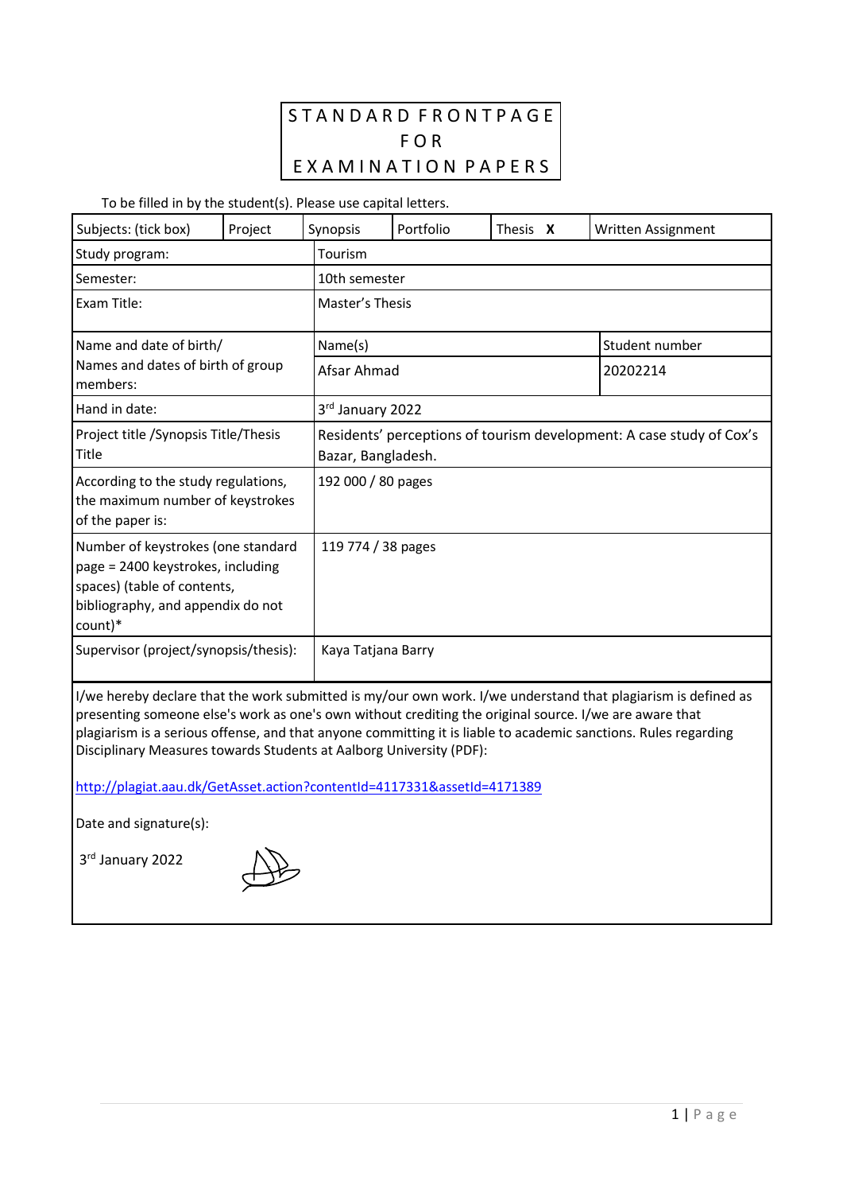# STANDARD FRONTPAGE FOR EXAMINATION PAPERS

To be filled in by the student(s). Please use capital letters.

| Subjects: (tick box) | Project | Synopsis | Portfolio | Thesis X | Written Assignment |
|---|---|---|---|---|---|
| Study program: | Tourism | | | | |
| Semester: | 10th semester | | | | |
| Exam Title: | Master's Thesis | | | | |
| Name and date of birth/ Names and dates of birth of group members: | Name(s) | | | Student number | |
| | Afsar Ahmad | | | 20202214 | |
| Hand in date: | 3rd January 2022 | | | | |
| Project title /Synopsis Title/Thesis Title | Residents' perceptions of tourism development: A case study of Cox's Bazar, Bangladesh. | | | | |
| According to the study regulations, the maximum number of keystrokes of the paper is: | 192 000 / 80 pages | | | | |
| Number of keystrokes (one standard page = 2400 keystrokes, including spaces) (table of contents, bibliography, and appendix do not count)* | 119 774 / 38 pages | | | | |
| Supervisor (project/synopsis/thesis): | Kaya Tatjana Barry | | | | |

I/we hereby declare that the work submitted is my/our own work. I/we understand that plagiarism is defined as presenting someone else's work as one's own without crediting the original source. I/we are aware that plagiarism is a serious offense, and that anyone committing it is liable to academic sanctions. Rules regarding Disciplinary Measures towards Students at Aalborg University (PDF):

http://plagiat.aau.dk/GetAsset.action?contentId=4117331&assetId=4171389

Date and signature(s):

3rd January 2022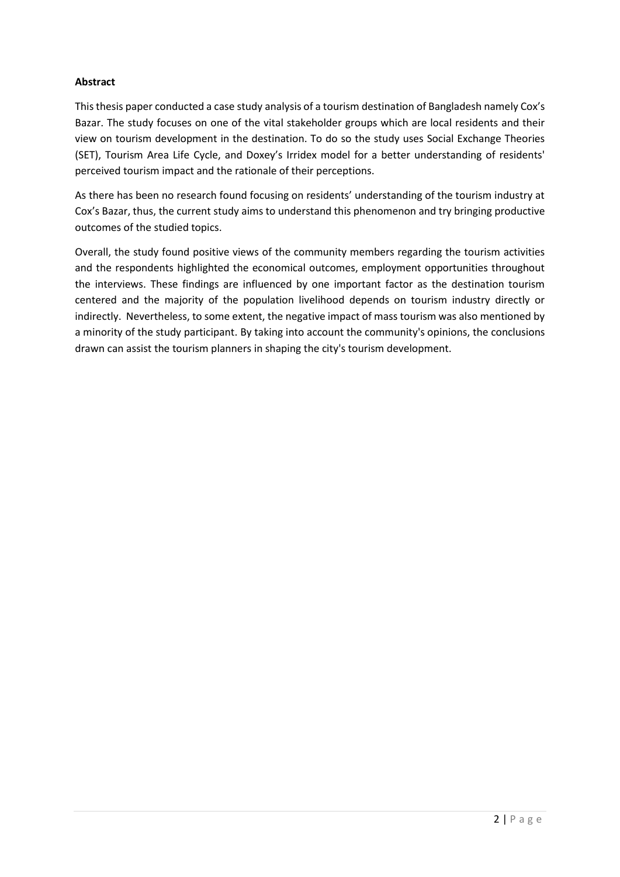**Abstract**

This thesis paper conducted a case study analysis of a tourism destination of Bangladesh namely Cox's Bazar. The study focuses on one of the vital stakeholder groups which are local residents and their view on tourism development in the destination. To do so the study uses Social Exchange Theories (SET), Tourism Area Life Cycle, and Doxey's Irridex model for a better understanding of residents' perceived tourism impact and the rationale of their perceptions.

As there has been no research found focusing on residents' understanding of the tourism industry at Cox's Bazar, thus, the current study aims to understand this phenomenon and try bringing productive outcomes of the studied topics.

Overall, the study found positive views of the community members regarding the tourism activities and the respondents highlighted the economical outcomes, employment opportunities throughout the interviews. These findings are influenced by one important factor as the destination tourism centered and the majority of the population livelihood depends on tourism industry directly or indirectly. Nevertheless, to some extent, the negative impact of mass tourism was also mentioned by a minority of the study participant. By taking into account the community's opinions, the conclusions drawn can assist the tourism planners in shaping the city's tourism development.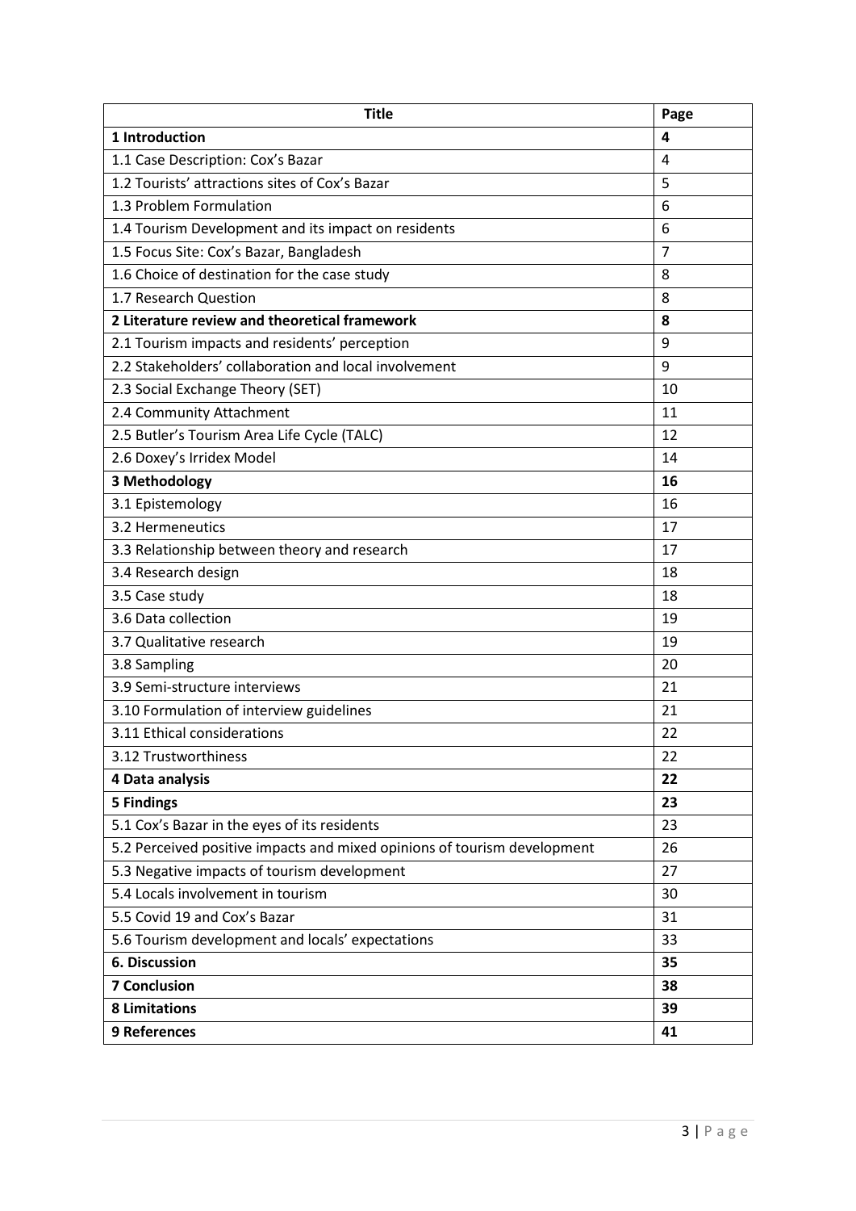| Title | Page |
|---|---|
| **1 Introduction** | **4** |
| 1.1 Case Description: Cox's Bazar | 4 |
| 1.2 Tourists' attractions sites of Cox's Bazar | 5 |
| 1.3 Problem Formulation | 6 |
| 1.4 Tourism Development and its impact on residents | 6 |
| 1.5 Focus Site: Cox's Bazar, Bangladesh | 7 |
| 1.6 Choice of destination for the case study | 8 |
| 1.7 Research Question | 8 |
| **2 Literature review and theoretical framework** | **8** |
| 2.1 Tourism impacts and residents' perception | 9 |
| 2.2 Stakeholders' collaboration and local involvement | 9 |
| 2.3 Social Exchange Theory (SET) | 10 |
| 2.4 Community Attachment | 11 |
| 2.5 Butler's Tourism Area Life Cycle (TALC) | 12 |
| 2.6 Doxey's Irridex Model | 14 |
| **3 Methodology** | **16** |
| 3.1 Epistemology | 16 |
| 3.2 Hermeneutics | 17 |
| 3.3 Relationship between theory and research | 17 |
| 3.4 Research design | 18 |
| 3.5 Case study | 18 |
| 3.6 Data collection | 19 |
| 3.7 Qualitative research | 19 |
| 3.8 Sampling | 20 |
| 3.9 Semi-structure interviews | 21 |
| 3.10 Formulation of interview guidelines | 21 |
| 3.11 Ethical considerations | 22 |
| 3.12 Trustworthiness | 22 |
| **4 Data analysis** | **22** |
| **5 Findings** | **23** |
| 5.1 Cox's Bazar in the eyes of its residents | 23 |
| 5.2 Perceived positive impacts and mixed opinions of tourism development | 26 |
| 5.3 Negative impacts of tourism development | 27 |
| 5.4 Locals involvement in tourism | 30 |
| 5.5 Covid 19 and Cox's Bazar | 31 |
| 5.6 Tourism development and locals' expectations | 33 |
| **6. Discussion** | **35** |
| **7 Conclusion** | **38** |
| **8 Limitations** | **39** |
| **9 References** | **41** |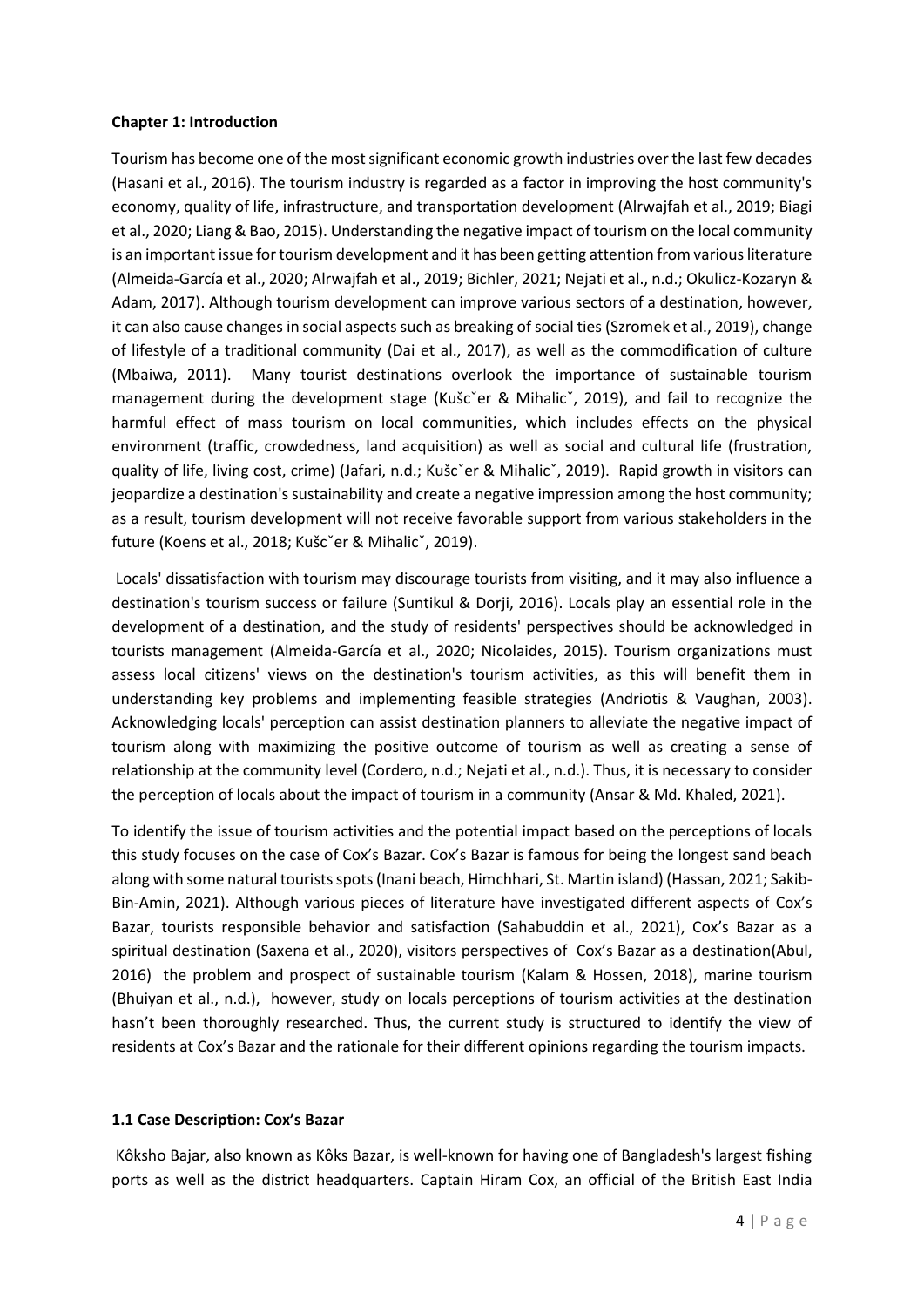**Chapter 1: Introduction**

Tourism has become one of the most significant economic growth industries over the last few decades (Hasani et al., 2016). The tourism industry is regarded as a factor in improving the host community's economy, quality of life, infrastructure, and transportation development (Alrwajfah et al., 2019; Biagi et al., 2020; Liang & Bao, 2015). Understanding the negative impact of tourism on the local community is an important issue for tourism development and it has been getting attention from various literature (Almeida-García et al., 2020; Alrwajfah et al., 2019; Bichler, 2021; Nejati et al., n.d.; Okulicz-Kozaryn & Adam, 2017). Although tourism development can improve various sectors of a destination, however, it can also cause changes in social aspects such as breaking of social ties (Szromek et al., 2019), change of lifestyle of a traditional community (Dai et al., 2017), as well as the commodification of culture (Mbaiwa, 2011). Many tourist destinations overlook the importance of sustainable tourism management during the development stage (Kušcˇer & Mihalicˇ, 2019), and fail to recognize the harmful effect of mass tourism on local communities, which includes effects on the physical environment (traffic, crowdedness, land acquisition) as well as social and cultural life (frustration, quality of life, living cost, crime) (Jafari, n.d.; Kušcˇer & Mihalicˇ, 2019). Rapid growth in visitors can jeopardize a destination's sustainability and create a negative impression among the host community; as a result, tourism development will not receive favorable support from various stakeholders in the future (Koens et al., 2018; Kušcˇer & Mihalicˇ, 2019).

Locals' dissatisfaction with tourism may discourage tourists from visiting, and it may also influence a destination's tourism success or failure (Suntikul & Dorji, 2016). Locals play an essential role in the development of a destination, and the study of residents' perspectives should be acknowledged in tourists management (Almeida-García et al., 2020; Nicolaides, 2015). Tourism organizations must assess local citizens' views on the destination's tourism activities, as this will benefit them in understanding key problems and implementing feasible strategies (Andriotis & Vaughan, 2003). Acknowledging locals' perception can assist destination planners to alleviate the negative impact of tourism along with maximizing the positive outcome of tourism as well as creating a sense of relationship at the community level (Cordero, n.d.; Nejati et al., n.d.). Thus, it is necessary to consider the perception of locals about the impact of tourism in a community (Ansar & Md. Khaled, 2021).

To identify the issue of tourism activities and the potential impact based on the perceptions of locals this study focuses on the case of Cox's Bazar. Cox's Bazar is famous for being the longest sand beach along with some natural tourists spots (Inani beach, Himchhari, St. Martin island) (Hassan, 2021; Sakib-Bin-Amin, 2021). Although various pieces of literature have investigated different aspects of Cox's Bazar, tourists responsible behavior and satisfaction (Sahabuddin et al., 2021), Cox's Bazar as a spiritual destination (Saxena et al., 2020), visitors perspectives of Cox's Bazar as a destination(Abul, 2016) the problem and prospect of sustainable tourism (Kalam & Hossen, 2018), marine tourism (Bhuiyan et al., n.d.), however, study on locals perceptions of tourism activities at the destination hasn't been thoroughly researched. Thus, the current study is structured to identify the view of residents at Cox's Bazar and the rationale for their different opinions regarding the tourism impacts.

**1.1 Case Description: Cox's Bazar**

Kôksho Bajar, also known as Kôks Bazar, is well-known for having one of Bangladesh's largest fishing ports as well as the district headquarters. Captain Hiram Cox, an official of the British East India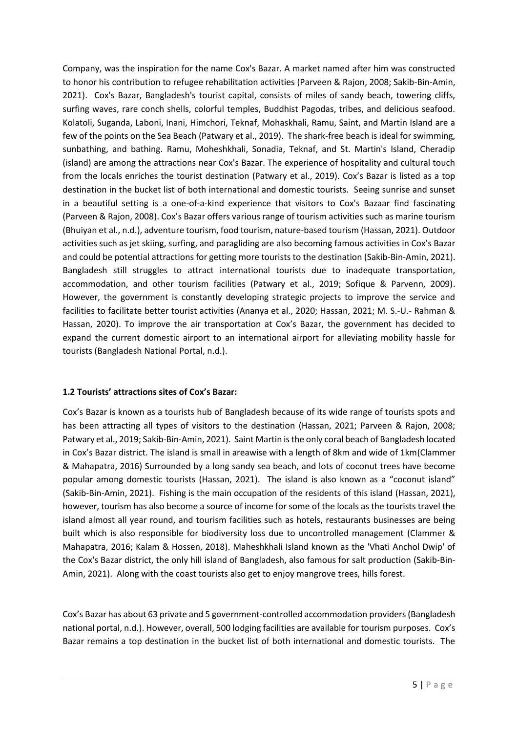Company, was the inspiration for the name Cox's Bazar. A market named after him was constructed to honor his contribution to refugee rehabilitation activities (Parveen & Rajon, 2008; Sakib-Bin-Amin, 2021). Cox's Bazar, Bangladesh's tourist capital, consists of miles of sandy beach, towering cliffs, surfing waves, rare conch shells, colorful temples, Buddhist Pagodas, tribes, and delicious seafood. Kolatoli, Suganda, Laboni, Inani, Himchori, Teknaf, Mohaskhali, Ramu, Saint, and Martin Island are a few of the points on the Sea Beach (Patwary et al., 2019). The shark-free beach is ideal for swimming, sunbathing, and bathing. Ramu, Moheshkhali, Sonadia, Teknaf, and St. Martin's Island, Cheradip (island) are among the attractions near Cox's Bazar. The experience of hospitality and cultural touch from the locals enriches the tourist destination (Patwary et al., 2019). Cox's Bazar is listed as a top destination in the bucket list of both international and domestic tourists. Seeing sunrise and sunset in a beautiful setting is a one-of-a-kind experience that visitors to Cox's Bazaar find fascinating (Parveen & Rajon, 2008). Cox's Bazar offers various range of tourism activities such as marine tourism (Bhuiyan et al., n.d.), adventure tourism, food tourism, nature-based tourism (Hassan, 2021). Outdoor activities such as jet skiing, surfing, and paragliding are also becoming famous activities in Cox's Bazar and could be potential attractions for getting more tourists to the destination (Sakib-Bin-Amin, 2021). Bangladesh still struggles to attract international tourists due to inadequate transportation, accommodation, and other tourism facilities (Patwary et al., 2019; Sofique & Parvenn, 2009). However, the government is constantly developing strategic projects to improve the service and facilities to facilitate better tourist activities (Ananya et al., 2020; Hassan, 2021; M. S.-U.- Rahman & Hassan, 2020). To improve the air transportation at Cox's Bazar, the government has decided to expand the current domestic airport to an international airport for alleviating mobility hassle for tourists (Bangladesh National Portal, n.d.).

### 1.2 Tourists' attractions sites of Cox's Bazar:

Cox's Bazar is known as a tourists hub of Bangladesh because of its wide range of tourists spots and has been attracting all types of visitors to the destination (Hassan, 2021; Parveen & Rajon, 2008; Patwary et al., 2019; Sakib-Bin-Amin, 2021). Saint Martin is the only coral beach of Bangladesh located in Cox's Bazar district. The island is small in areawise with a length of 8km and wide of 1km(Clammer & Mahapatra, 2016) Surrounded by a long sandy sea beach, and lots of coconut trees have become popular among domestic tourists (Hassan, 2021). The island is also known as a "coconut island" (Sakib-Bin-Amin, 2021). Fishing is the main occupation of the residents of this island (Hassan, 2021), however, tourism has also become a source of income for some of the locals as the tourists travel the island almost all year round, and tourism facilities such as hotels, restaurants businesses are being built which is also responsible for biodiversity loss due to uncontrolled management (Clammer & Mahapatra, 2016; Kalam & Hossen, 2018). Maheshkhali Island known as the 'Vhati Anchol Dwip' of the Cox's Bazar district, the only hill island of Bangladesh, also famous for salt production (Sakib-Bin-Amin, 2021). Along with the coast tourists also get to enjoy mangrove trees, hills forest.

Cox's Bazar has about 63 private and 5 government-controlled accommodation providers (Bangladesh national portal, n.d.). However, overall, 500 lodging facilities are available for tourism purposes. Cox's Bazar remains a top destination in the bucket list of both international and domestic tourists. The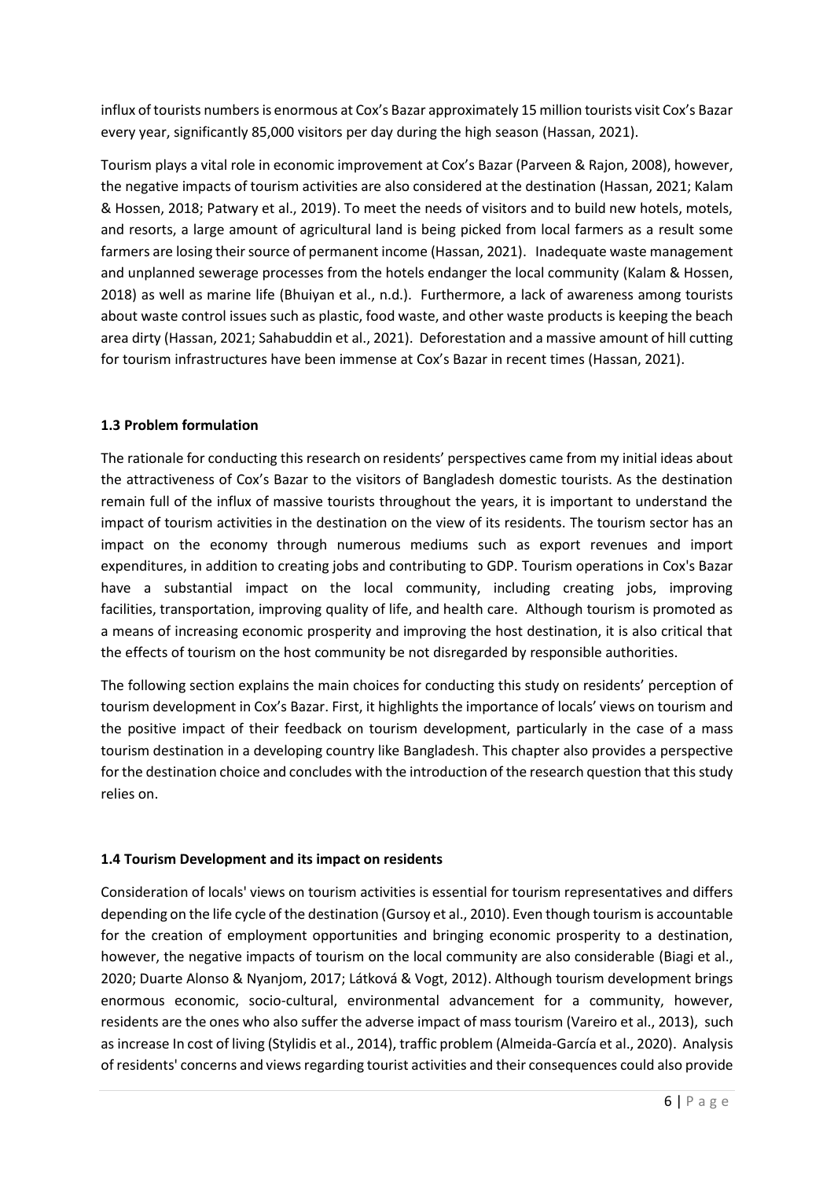influx of tourists numbers is enormous at Cox's Bazar approximately 15 million tourists visit Cox's Bazar every year, significantly 85,000 visitors per day during the high season (Hassan, 2021).

Tourism plays a vital role in economic improvement at Cox's Bazar (Parveen & Rajon, 2008), however, the negative impacts of tourism activities are also considered at the destination (Hassan, 2021; Kalam & Hossen, 2018; Patwary et al., 2019). To meet the needs of visitors and to build new hotels, motels, and resorts, a large amount of agricultural land is being picked from local farmers as a result some farmers are losing their source of permanent income (Hassan, 2021). Inadequate waste management and unplanned sewerage processes from the hotels endanger the local community (Kalam & Hossen, 2018) as well as marine life (Bhuiyan et al., n.d.). Furthermore, a lack of awareness among tourists about waste control issues such as plastic, food waste, and other waste products is keeping the beach area dirty (Hassan, 2021; Sahabuddin et al., 2021). Deforestation and a massive amount of hill cutting for tourism infrastructures have been immense at Cox's Bazar in recent times (Hassan, 2021).

### 1.3 Problem formulation

The rationale for conducting this research on residents' perspectives came from my initial ideas about the attractiveness of Cox's Bazar to the visitors of Bangladesh domestic tourists. As the destination remain full of the influx of massive tourists throughout the years, it is important to understand the impact of tourism activities in the destination on the view of its residents. The tourism sector has an impact on the economy through numerous mediums such as export revenues and import expenditures, in addition to creating jobs and contributing to GDP. Tourism operations in Cox's Bazar have a substantial impact on the local community, including creating jobs, improving facilities, transportation, improving quality of life, and health care. Although tourism is promoted as a means of increasing economic prosperity and improving the host destination, it is also critical that the effects of tourism on the host community be not disregarded by responsible authorities.

The following section explains the main choices for conducting this study on residents' perception of tourism development in Cox's Bazar. First, it highlights the importance of locals' views on tourism and the positive impact of their feedback on tourism development, particularly in the case of a mass tourism destination in a developing country like Bangladesh. This chapter also provides a perspective for the destination choice and concludes with the introduction of the research question that this study relies on.

### 1.4 Tourism Development and its impact on residents

Consideration of locals' views on tourism activities is essential for tourism representatives and differs depending on the life cycle of the destination (Gursoy et al., 2010). Even though tourism is accountable for the creation of employment opportunities and bringing economic prosperity to a destination, however, the negative impacts of tourism on the local community are also considerable (Biagi et al., 2020; Duarte Alonso & Nyanjom, 2017; Látková & Vogt, 2012). Although tourism development brings enormous economic, socio-cultural, environmental advancement for a community, however, residents are the ones who also suffer the adverse impact of mass tourism (Vareiro et al., 2013), such as increase In cost of living (Stylidis et al., 2014), traffic problem (Almeida-García et al., 2020). Analysis of residents' concerns and views regarding tourist activities and their consequences could also provide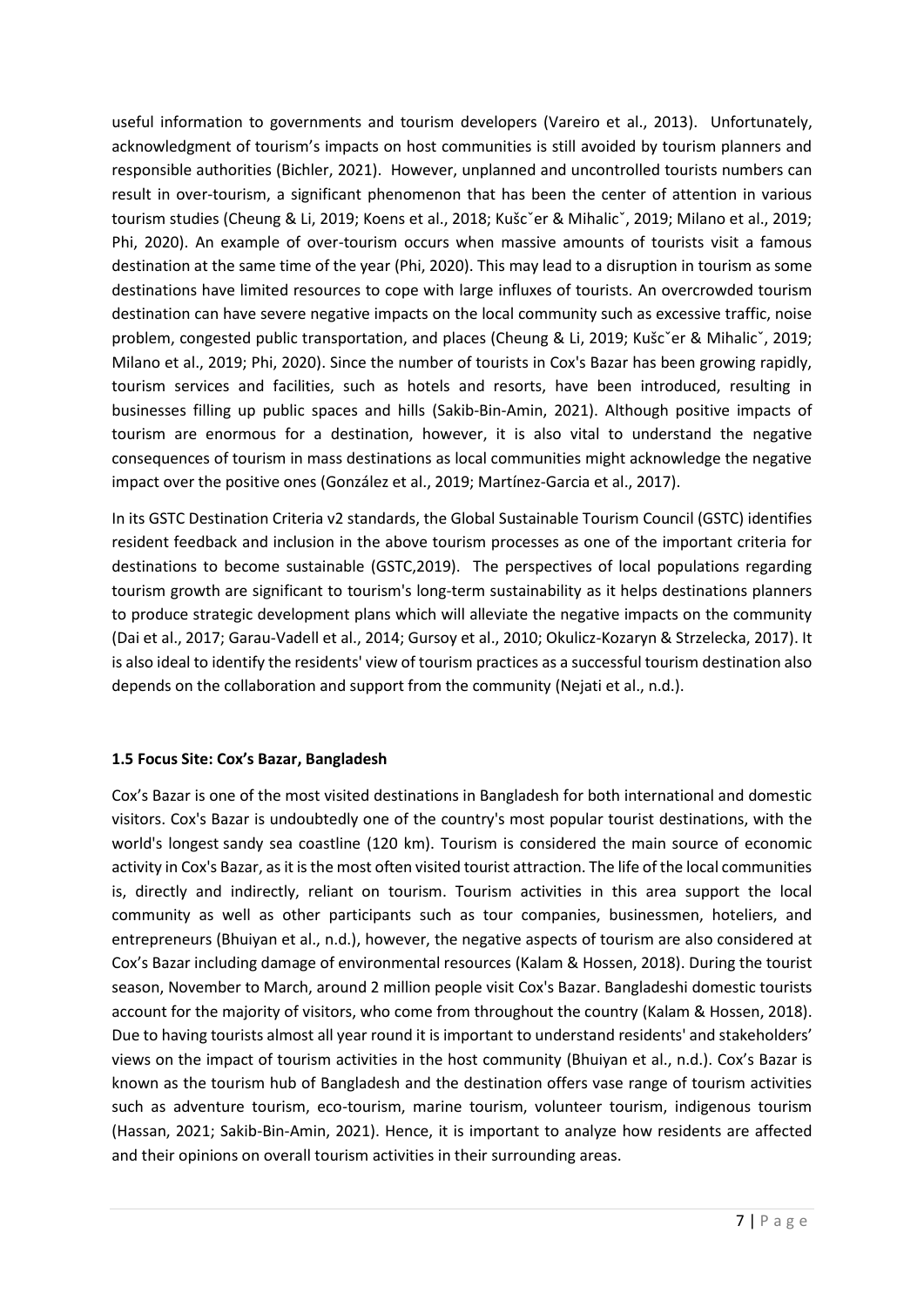useful information to governments and tourism developers (Vareiro et al., 2013). Unfortunately, acknowledgment of tourism's impacts on host communities is still avoided by tourism planners and responsible authorities (Bichler, 2021). However, unplanned and uncontrolled tourists numbers can result in over-tourism, a significant phenomenon that has been the center of attention in various tourism studies (Cheung & Li, 2019; Koens et al., 2018; Kušcˇer & Mihalicˇ, 2019; Milano et al., 2019; Phi, 2020). An example of over-tourism occurs when massive amounts of tourists visit a famous destination at the same time of the year (Phi, 2020). This may lead to a disruption in tourism as some destinations have limited resources to cope with large influxes of tourists. An overcrowded tourism destination can have severe negative impacts on the local community such as excessive traffic, noise problem, congested public transportation, and places (Cheung & Li, 2019; Kušcˇer & Mihalicˇ, 2019; Milano et al., 2019; Phi, 2020). Since the number of tourists in Cox's Bazar has been growing rapidly, tourism services and facilities, such as hotels and resorts, have been introduced, resulting in businesses filling up public spaces and hills (Sakib-Bin-Amin, 2021). Although positive impacts of tourism are enormous for a destination, however, it is also vital to understand the negative consequences of tourism in mass destinations as local communities might acknowledge the negative impact over the positive ones (González et al., 2019; Martínez-Garcia et al., 2017).

In its GSTC Destination Criteria v2 standards, the Global Sustainable Tourism Council (GSTC) identifies resident feedback and inclusion in the above tourism processes as one of the important criteria for destinations to become sustainable (GSTC,2019). The perspectives of local populations regarding tourism growth are significant to tourism's long-term sustainability as it helps destinations planners to produce strategic development plans which will alleviate the negative impacts on the community (Dai et al., 2017; Garau-Vadell et al., 2014; Gursoy et al., 2010; Okulicz-Kozaryn & Strzelecka, 2017). It is also ideal to identify the residents' view of tourism practices as a successful tourism destination also depends on the collaboration and support from the community (Nejati et al., n.d.).

### 1.5 Focus Site: Cox's Bazar, Bangladesh

Cox's Bazar is one of the most visited destinations in Bangladesh for both international and domestic visitors. Cox's Bazar is undoubtedly one of the country's most popular tourist destinations, with the world's longest sandy sea coastline (120 km). Tourism is considered the main source of economic activity in Cox's Bazar, as it is the most often visited tourist attraction. The life of the local communities is, directly and indirectly, reliant on tourism. Tourism activities in this area support the local community as well as other participants such as tour companies, businessmen, hoteliers, and entrepreneurs (Bhuiyan et al., n.d.), however, the negative aspects of tourism are also considered at Cox's Bazar including damage of environmental resources (Kalam & Hossen, 2018). During the tourist season, November to March, around 2 million people visit Cox's Bazar. Bangladeshi domestic tourists account for the majority of visitors, who come from throughout the country (Kalam & Hossen, 2018). Due to having tourists almost all year round it is important to understand residents' and stakeholders' views on the impact of tourism activities in the host community (Bhuiyan et al., n.d.). Cox's Bazar is known as the tourism hub of Bangladesh and the destination offers vase range of tourism activities such as adventure tourism, eco-tourism, marine tourism, volunteer tourism, indigenous tourism (Hassan, 2021; Sakib-Bin-Amin, 2021). Hence, it is important to analyze how residents are affected and their opinions on overall tourism activities in their surrounding areas.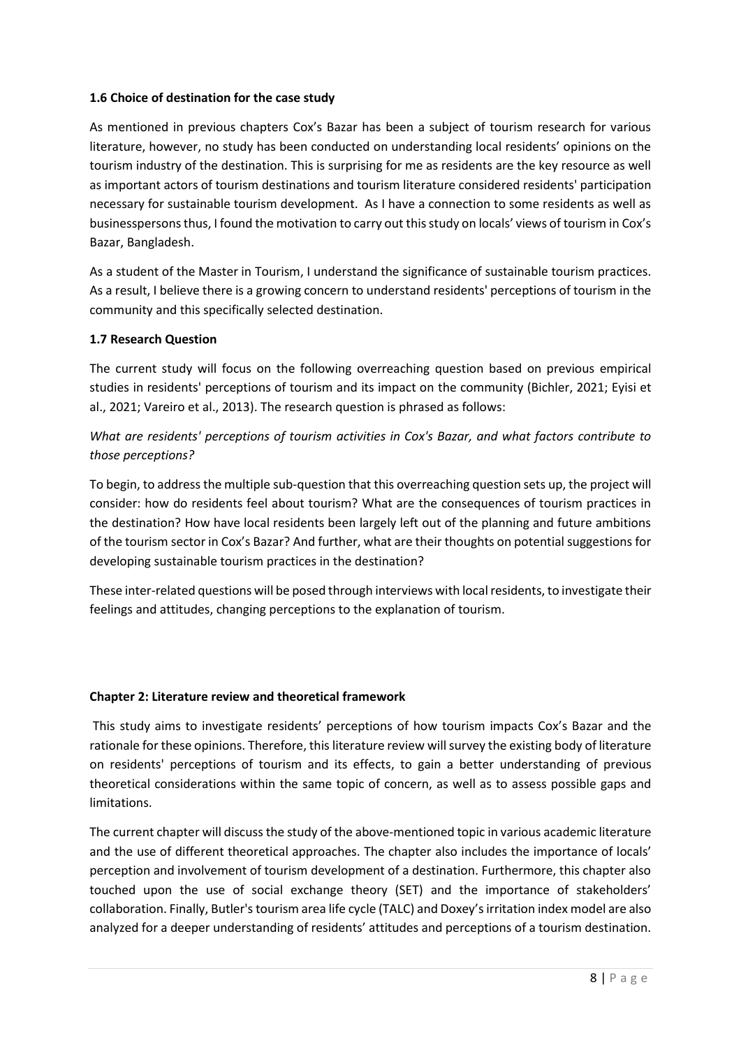### 1.6 Choice of destination for the case study

As mentioned in previous chapters Cox's Bazar has been a subject of tourism research for various literature, however, no study has been conducted on understanding local residents' opinions on the tourism industry of the destination. This is surprising for me as residents are the key resource as well as important actors of tourism destinations and tourism literature considered residents' participation necessary for sustainable tourism development. As I have a connection to some residents as well as businesspersons thus, I found the motivation to carry out this study on locals' views of tourism in Cox's Bazar, Bangladesh.

As a student of the Master in Tourism, I understand the significance of sustainable tourism practices. As a result, I believe there is a growing concern to understand residents' perceptions of tourism in the community and this specifically selected destination.

### 1.7 Research Question

The current study will focus on the following overreaching question based on previous empirical studies in residents' perceptions of tourism and its impact on the community (Bichler, 2021; Eyisi et al., 2021; Vareiro et al., 2013). The research question is phrased as follows:

*What are residents' perceptions of tourism activities in Cox's Bazar, and what factors contribute to those perceptions?*

To begin, to address the multiple sub-question that this overreaching question sets up, the project will consider: how do residents feel about tourism? What are the consequences of tourism practices in the destination? How have local residents been largely left out of the planning and future ambitions of the tourism sector in Cox's Bazar? And further, what are their thoughts on potential suggestions for developing sustainable tourism practices in the destination?

These inter-related questions will be posed through interviews with local residents, to investigate their feelings and attitudes, changing perceptions to the explanation of tourism.

## Chapter 2: Literature review and theoretical framework

This study aims to investigate residents' perceptions of how tourism impacts Cox's Bazar and the rationale for these opinions. Therefore, this literature review will survey the existing body of literature on residents' perceptions of tourism and its effects, to gain a better understanding of previous theoretical considerations within the same topic of concern, as well as to assess possible gaps and limitations.

The current chapter will discuss the study of the above-mentioned topic in various academic literature and the use of different theoretical approaches. The chapter also includes the importance of locals' perception and involvement of tourism development of a destination. Furthermore, this chapter also touched upon the use of social exchange theory (SET) and the importance of stakeholders' collaboration. Finally, Butler's tourism area life cycle (TALC) and Doxey's irritation index model are also analyzed for a deeper understanding of residents' attitudes and perceptions of a tourism destination.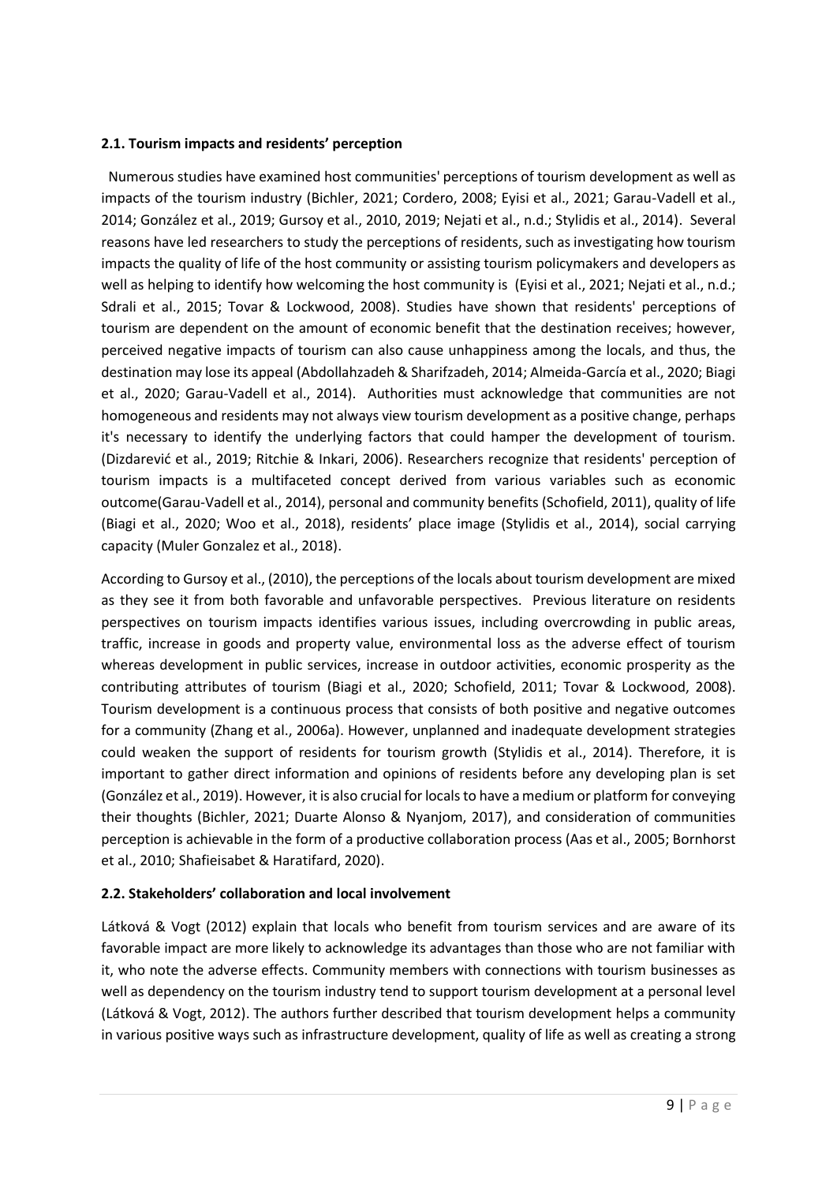### 2.1. Tourism impacts and residents' perception

Numerous studies have examined host communities' perceptions of tourism development as well as impacts of the tourism industry (Bichler, 2021; Cordero, 2008; Eyisi et al., 2021; Garau-Vadell et al., 2014; González et al., 2019; Gursoy et al., 2010, 2019; Nejati et al., n.d.; Stylidis et al., 2014). Several reasons have led researchers to study the perceptions of residents, such as investigating how tourism impacts the quality of life of the host community or assisting tourism policymakers and developers as well as helping to identify how welcoming the host community is (Eyisi et al., 2021; Nejati et al., n.d.; Sdrali et al., 2015; Tovar & Lockwood, 2008). Studies have shown that residents' perceptions of tourism are dependent on the amount of economic benefit that the destination receives; however, perceived negative impacts of tourism can also cause unhappiness among the locals, and thus, the destination may lose its appeal (Abdollahzadeh & Sharifzadeh, 2014; Almeida-García et al., 2020; Biagi et al., 2020; Garau-Vadell et al., 2014). Authorities must acknowledge that communities are not homogeneous and residents may not always view tourism development as a positive change, perhaps it's necessary to identify the underlying factors that could hamper the development of tourism. (Dizdarević et al., 2019; Ritchie & Inkari, 2006). Researchers recognize that residents' perception of tourism impacts is a multifaceted concept derived from various variables such as economic outcome(Garau-Vadell et al., 2014), personal and community benefits (Schofield, 2011), quality of life (Biagi et al., 2020; Woo et al., 2018), residents' place image (Stylidis et al., 2014), social carrying capacity (Muler Gonzalez et al., 2018).

According to Gursoy et al., (2010), the perceptions of the locals about tourism development are mixed as they see it from both favorable and unfavorable perspectives. Previous literature on residents perspectives on tourism impacts identifies various issues, including overcrowding in public areas, traffic, increase in goods and property value, environmental loss as the adverse effect of tourism whereas development in public services, increase in outdoor activities, economic prosperity as the contributing attributes of tourism (Biagi et al., 2020; Schofield, 2011; Tovar & Lockwood, 2008). Tourism development is a continuous process that consists of both positive and negative outcomes for a community (Zhang et al., 2006a). However, unplanned and inadequate development strategies could weaken the support of residents for tourism growth (Stylidis et al., 2014). Therefore, it is important to gather direct information and opinions of residents before any developing plan is set (González et al., 2019). However, it is also crucial for locals to have a medium or platform for conveying their thoughts (Bichler, 2021; Duarte Alonso & Nyanjom, 2017), and consideration of communities perception is achievable in the form of a productive collaboration process (Aas et al., 2005; Bornhorst et al., 2010; Shafieisabet & Haratifard, 2020).

### 2.2. Stakeholders' collaboration and local involvement

Látková & Vogt (2012) explain that locals who benefit from tourism services and are aware of its favorable impact are more likely to acknowledge its advantages than those who are not familiar with it, who note the adverse effects. Community members with connections with tourism businesses as well as dependency on the tourism industry tend to support tourism development at a personal level (Látková & Vogt, 2012). The authors further described that tourism development helps a community in various positive ways such as infrastructure development, quality of life as well as creating a strong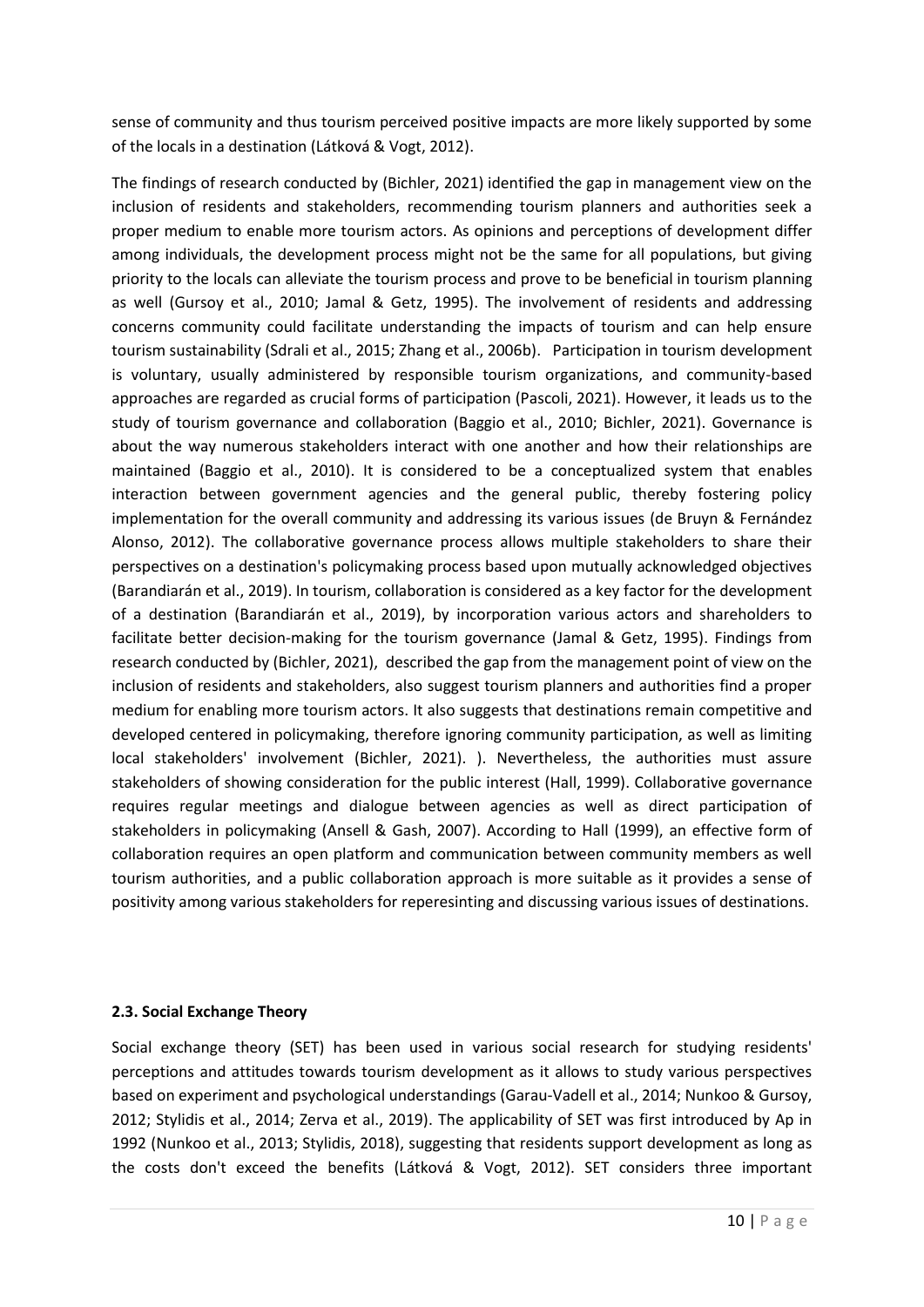sense of community and thus tourism perceived positive impacts are more likely supported by some of the locals in a destination (Látková & Vogt, 2012).

The findings of research conducted by (Bichler, 2021) identified the gap in management view on the inclusion of residents and stakeholders, recommending tourism planners and authorities seek a proper medium to enable more tourism actors. As opinions and perceptions of development differ among individuals, the development process might not be the same for all populations, but giving priority to the locals can alleviate the tourism process and prove to be beneficial in tourism planning as well (Gursoy et al., 2010; Jamal & Getz, 1995). The involvement of residents and addressing concerns community could facilitate understanding the impacts of tourism and can help ensure tourism sustainability (Sdrali et al., 2015; Zhang et al., 2006b). Participation in tourism development is voluntary, usually administered by responsible tourism organizations, and community-based approaches are regarded as crucial forms of participation (Pascoli, 2021). However, it leads us to the study of tourism governance and collaboration (Baggio et al., 2010; Bichler, 2021). Governance is about the way numerous stakeholders interact with one another and how their relationships are maintained (Baggio et al., 2010). It is considered to be a conceptualized system that enables interaction between government agencies and the general public, thereby fostering policy implementation for the overall community and addressing its various issues (de Bruyn & Fernández Alonso, 2012). The collaborative governance process allows multiple stakeholders to share their perspectives on a destination's policymaking process based upon mutually acknowledged objectives (Barandiarán et al., 2019). In tourism, collaboration is considered as a key factor for the development of a destination (Barandiarán et al., 2019), by incorporation various actors and shareholders to facilitate better decision-making for the tourism governance (Jamal & Getz, 1995). Findings from research conducted by (Bichler, 2021), described the gap from the management point of view on the inclusion of residents and stakeholders, also suggest tourism planners and authorities find a proper medium for enabling more tourism actors. It also suggests that destinations remain competitive and developed centered in policymaking, therefore ignoring community participation, as well as limiting local stakeholders' involvement (Bichler, 2021). ). Nevertheless, the authorities must assure stakeholders of showing consideration for the public interest (Hall, 1999). Collaborative governance requires regular meetings and dialogue between agencies as well as direct participation of stakeholders in policymaking (Ansell & Gash, 2007). According to Hall (1999), an effective form of collaboration requires an open platform and communication between community members as well tourism authorities, and a public collaboration approach is more suitable as it provides a sense of positivity among various stakeholders for reperesinting and discussing various issues of destinations.

### 2.3. Social Exchange Theory

Social exchange theory (SET) has been used in various social research for studying residents' perceptions and attitudes towards tourism development as it allows to study various perspectives based on experiment and psychological understandings (Garau-Vadell et al., 2014; Nunkoo & Gursoy, 2012; Stylidis et al., 2014; Zerva et al., 2019). The applicability of SET was first introduced by Ap in 1992 (Nunkoo et al., 2013; Stylidis, 2018), suggesting that residents support development as long as the costs don't exceed the benefits (Látková & Vogt, 2012). SET considers three important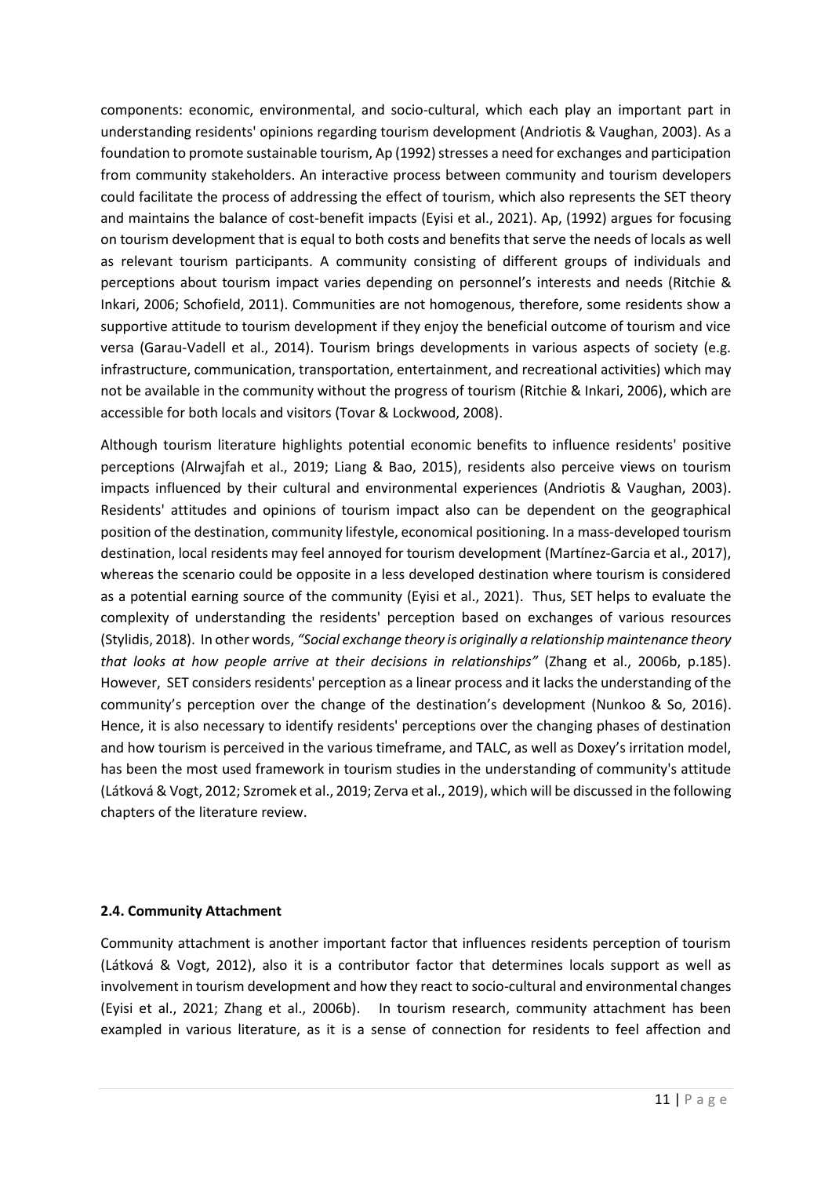components: economic, environmental, and socio-cultural, which each play an important part in understanding residents' opinions regarding tourism development (Andriotis & Vaughan, 2003). As a foundation to promote sustainable tourism, Ap (1992) stresses a need for exchanges and participation from community stakeholders. An interactive process between community and tourism developers could facilitate the process of addressing the effect of tourism, which also represents the SET theory and maintains the balance of cost-benefit impacts (Eyisi et al., 2021). Ap, (1992) argues for focusing on tourism development that is equal to both costs and benefits that serve the needs of locals as well as relevant tourism participants. A community consisting of different groups of individuals and perceptions about tourism impact varies depending on personnel's interests and needs (Ritchie & Inkari, 2006; Schofield, 2011). Communities are not homogenous, therefore, some residents show a supportive attitude to tourism development if they enjoy the beneficial outcome of tourism and vice versa (Garau-Vadell et al., 2014). Tourism brings developments in various aspects of society (e.g. infrastructure, communication, transportation, entertainment, and recreational activities) which may not be available in the community without the progress of tourism (Ritchie & Inkari, 2006), which are accessible for both locals and visitors (Tovar & Lockwood, 2008).

Although tourism literature highlights potential economic benefits to influence residents' positive perceptions (Alrwajfah et al., 2019; Liang & Bao, 2015), residents also perceive views on tourism impacts influenced by their cultural and environmental experiences (Andriotis & Vaughan, 2003). Residents' attitudes and opinions of tourism impact also can be dependent on the geographical position of the destination, community lifestyle, economical positioning. In a mass-developed tourism destination, local residents may feel annoyed for tourism development (Martínez-Garcia et al., 2017), whereas the scenario could be opposite in a less developed destination where tourism is considered as a potential earning source of the community (Eyisi et al., 2021). Thus, SET helps to evaluate the complexity of understanding the residents' perception based on exchanges of various resources (Stylidis, 2018). In other words, *"Social exchange theory is originally a relationship maintenance theory that looks at how people arrive at their decisions in relationships"* (Zhang et al., 2006b, p.185). However, SET considers residents' perception as a linear process and it lacks the understanding of the community's perception over the change of the destination's development (Nunkoo & So, 2016). Hence, it is also necessary to identify residents' perceptions over the changing phases of destination and how tourism is perceived in the various timeframe, and TALC, as well as Doxey's irritation model, has been the most used framework in tourism studies in the understanding of community's attitude (Látková & Vogt, 2012; Szromek et al., 2019; Zerva et al., 2019), which will be discussed in the following chapters of the literature review.

### 2.4. Community Attachment

Community attachment is another important factor that influences residents perception of tourism (Látková & Vogt, 2012), also it is a contributor factor that determines locals support as well as involvement in tourism development and how they react to socio-cultural and environmental changes (Eyisi et al., 2021; Zhang et al., 2006b). In tourism research, community attachment has been exampled in various literature, as it is a sense of connection for residents to feel affection and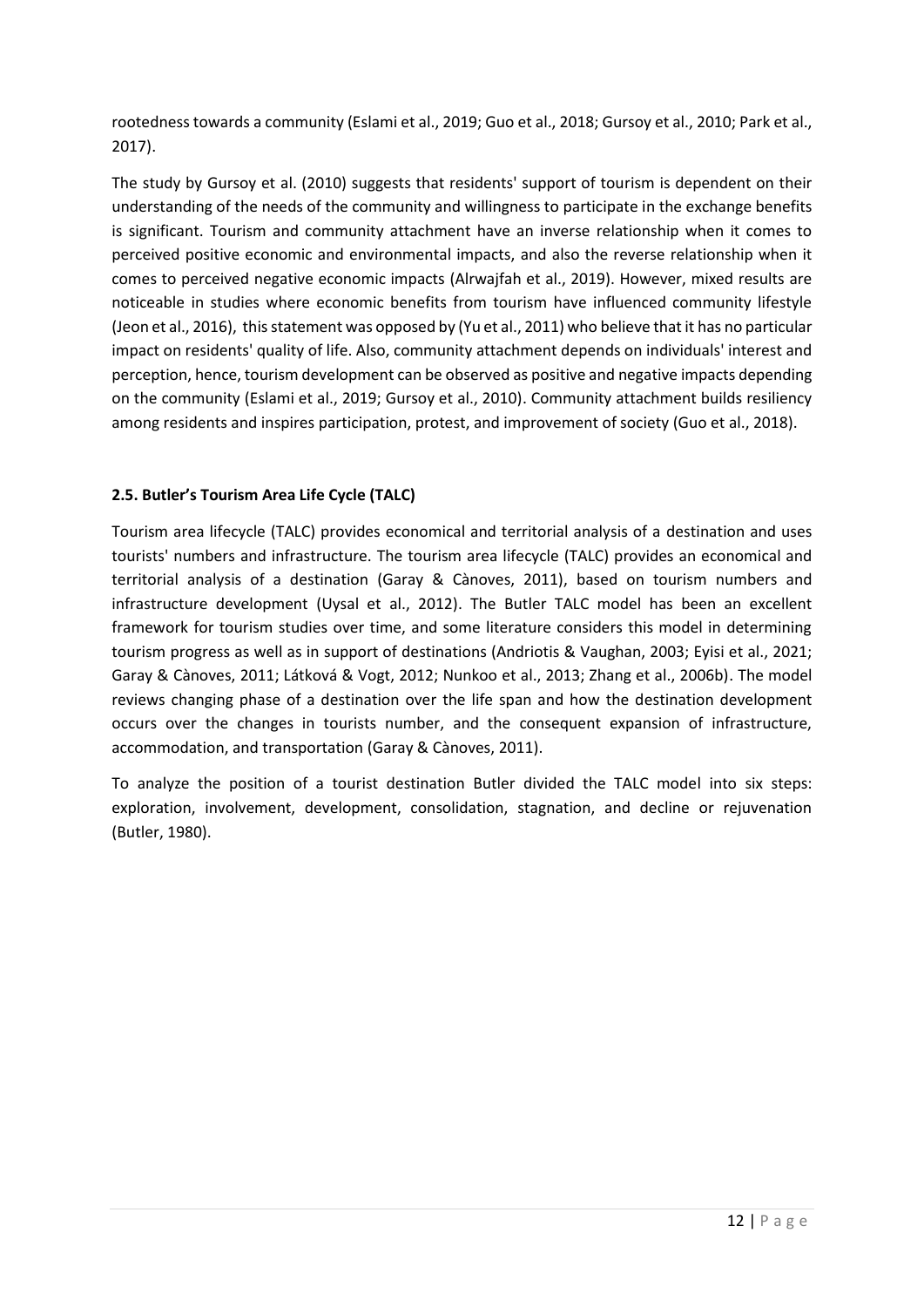rootedness towards a community (Eslami et al., 2019; Guo et al., 2018; Gursoy et al., 2010; Park et al., 2017).

The study by Gursoy et al. (2010) suggests that residents' support of tourism is dependent on their understanding of the needs of the community and willingness to participate in the exchange benefits is significant. Tourism and community attachment have an inverse relationship when it comes to perceived positive economic and environmental impacts, and also the reverse relationship when it comes to perceived negative economic impacts (Alrwajfah et al., 2019). However, mixed results are noticeable in studies where economic benefits from tourism have influenced community lifestyle (Jeon et al., 2016), this statement was opposed by (Yu et al., 2011) who believe that it has no particular impact on residents' quality of life. Also, community attachment depends on individuals' interest and perception, hence, tourism development can be observed as positive and negative impacts depending on the community (Eslami et al., 2019; Gursoy et al., 2010). Community attachment builds resiliency among residents and inspires participation, protest, and improvement of society (Guo et al., 2018).

### 2.5. Butler's Tourism Area Life Cycle (TALC)

Tourism area lifecycle (TALC) provides economical and territorial analysis of a destination and uses tourists' numbers and infrastructure. The tourism area lifecycle (TALC) provides an economical and territorial analysis of a destination (Garay & Cànoves, 2011), based on tourism numbers and infrastructure development (Uysal et al., 2012). The Butler TALC model has been an excellent framework for tourism studies over time, and some literature considers this model in determining tourism progress as well as in support of destinations (Andriotis & Vaughan, 2003; Eyisi et al., 2021; Garay & Cànoves, 2011; Látková & Vogt, 2012; Nunkoo et al., 2013; Zhang et al., 2006b). The model reviews changing phase of a destination over the life span and how the destination development occurs over the changes in tourists number, and the consequent expansion of infrastructure, accommodation, and transportation (Garay & Cànoves, 2011).

To analyze the position of a tourist destination Butler divided the TALC model into six steps: exploration, involvement, development, consolidation, stagnation, and decline or rejuvenation (Butler, 1980).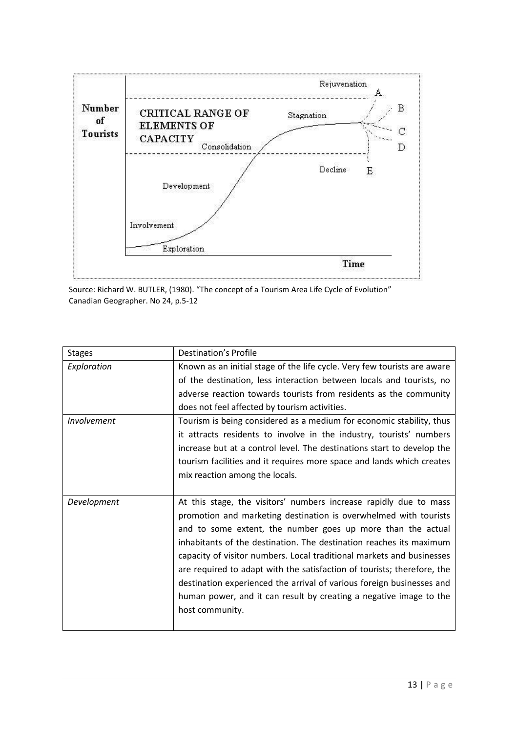Source: Richard W. BUTLER, (1980). "The concept of a Tourism Area Life Cycle of Evolution" Canadian Geographer. No 24, p.5-12

| Stages | Destination's Profile |
| --- | --- |
| *Exploration* | Known as an initial stage of the life cycle. Very few tourists are aware of the destination, less interaction between locals and tourists, no adverse reaction towards tourists from residents as the community does not feel affected by tourism activities. |
| *Involvement* | Tourism is being considered as a medium for economic stability, thus it attracts residents to involve in the industry, tourists' numbers increase but at a control level. The destinations start to develop the tourism facilities and it requires more space and lands which creates mix reaction among the locals. |
| *Development* | At this stage, the visitors' numbers increase rapidly due to mass promotion and marketing destination is overwhelmed with tourists and to some extent, the number goes up more than the actual inhabitants of the destination. The destination reaches its maximum capacity of visitor numbers. Local traditional markets and businesses are required to adapt with the satisfaction of tourists; therefore, the destination experienced the arrival of various foreign businesses and human power, and it can result by creating a negative image to the host community. |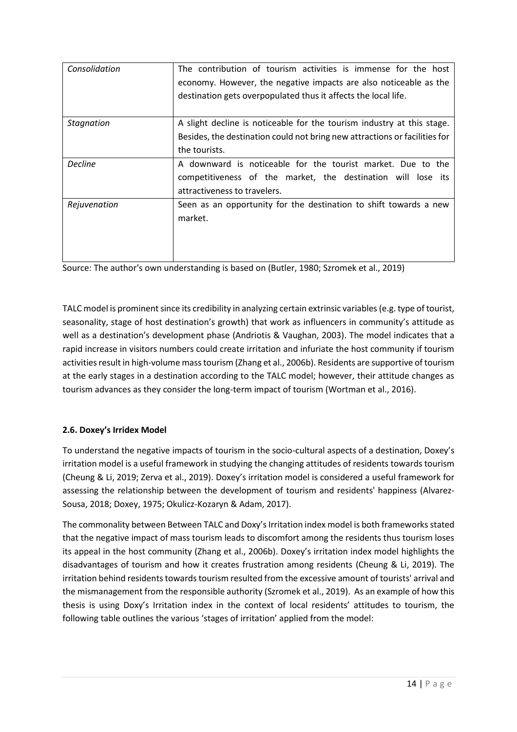| *Consolidation* | The contribution of tourism activities is immense for the host economy. However, the negative impacts are also noticeable as the destination gets overpopulated thus it affects the local life. |
| --- | --- |
| *Stagnation* | A slight decline is noticeable for the tourism industry at this stage. Besides, the destination could not bring new attractions or facilities for the tourists. |
| *Decline* | A downward is noticeable for the tourist market. Due to the competitiveness of the market, the destination will lose its attractiveness to travelers. |
| *Rejuvenation* | Seen as an opportunity for the destination to shift towards a new market. |

Source: The author's own understanding is based on (Butler, 1980; Szromek et al., 2019)

TALC model is prominent since its credibility in analyzing certain extrinsic variables (e.g. type of tourist, seasonality, stage of host destination's growth) that work as influencers in community's attitude as well as a destination's development phase (Andriotis & Vaughan, 2003). The model indicates that a rapid increase in visitors numbers could create irritation and infuriate the host community if tourism activities result in high-volume mass tourism (Zhang et al., 2006b). Residents are supportive of tourism at the early stages in a destination according to the TALC model; however, their attitude changes as tourism advances as they consider the long-term impact of tourism (Wortman et al., 2016).

### 2.6. Doxey's Irridex Model

To understand the negative impacts of tourism in the socio-cultural aspects of a destination, Doxey's irritation model is a useful framework in studying the changing attitudes of residents towards tourism (Cheung & Li, 2019; Zerva et al., 2019). Doxey's irritation model is considered a useful framework for assessing the relationship between the development of tourism and residents' happiness (Alvarez-Sousa, 2018; Doxey, 1975; Okulicz-Kozaryn & Adam, 2017).

The commonality between Between TALC and Doxy's Irritation index model is both frameworks stated that the negative impact of mass tourism leads to discomfort among the residents thus tourism loses its appeal in the host community (Zhang et al., 2006b). Doxey's irritation index model highlights the disadvantages of tourism and how it creates frustration among residents (Cheung & Li, 2019). The irritation behind residents towards tourism resulted from the excessive amount of tourists' arrival and the mismanagement from the responsible authority (Szromek et al., 2019). As an example of how this thesis is using Doxy's Irritation index in the context of local residents' attitudes to tourism, the following table outlines the various 'stages of irritation' applied from the model: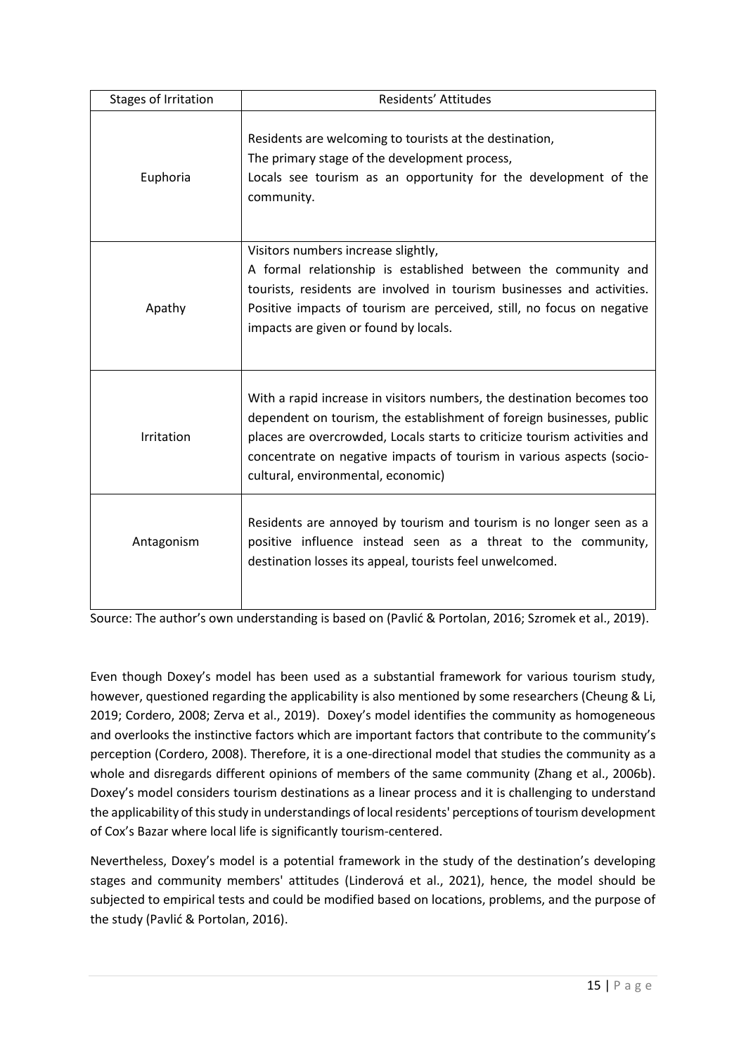| Stages of Irritation | Residents' Attitudes |
|---|---|
| Euphoria | Residents are welcoming to tourists at the destination, The primary stage of the development process, Locals see tourism as an opportunity for the development of the community. |
| Apathy | Visitors numbers increase slightly, A formal relationship is established between the community and tourists, residents are involved in tourism businesses and activities. Positive impacts of tourism are perceived, still, no focus on negative impacts are given or found by locals. |
| Irritation | With a rapid increase in visitors numbers, the destination becomes too dependent on tourism, the establishment of foreign businesses, public places are overcrowded, Locals starts to criticize tourism activities and concentrate on negative impacts of tourism in various aspects (socio-cultural, environmental, economic) |
| Antagonism | Residents are annoyed by tourism and tourism is no longer seen as a positive influence instead seen as a threat to the community, destination losses its appeal, tourists feel unwelcomed. |

Source: The author's own understanding is based on (Pavlić & Portolan, 2016; Szromek et al., 2019).

Even though Doxey's model has been used as a substantial framework for various tourism study, however, questioned regarding the applicability is also mentioned by some researchers (Cheung & Li, 2019; Cordero, 2008; Zerva et al., 2019). Doxey's model identifies the community as homogeneous and overlooks the instinctive factors which are important factors that contribute to the community's perception (Cordero, 2008). Therefore, it is a one-directional model that studies the community as a whole and disregards different opinions of members of the same community (Zhang et al., 2006b). Doxey's model considers tourism destinations as a linear process and it is challenging to understand the applicability of this study in understandings of local residents' perceptions of tourism development of Cox's Bazar where local life is significantly tourism-centered.

Nevertheless, Doxey's model is a potential framework in the study of the destination's developing stages and community members' attitudes (Linderová et al., 2021), hence, the model should be subjected to empirical tests and could be modified based on locations, problems, and the purpose of the study (Pavlić & Portolan, 2016).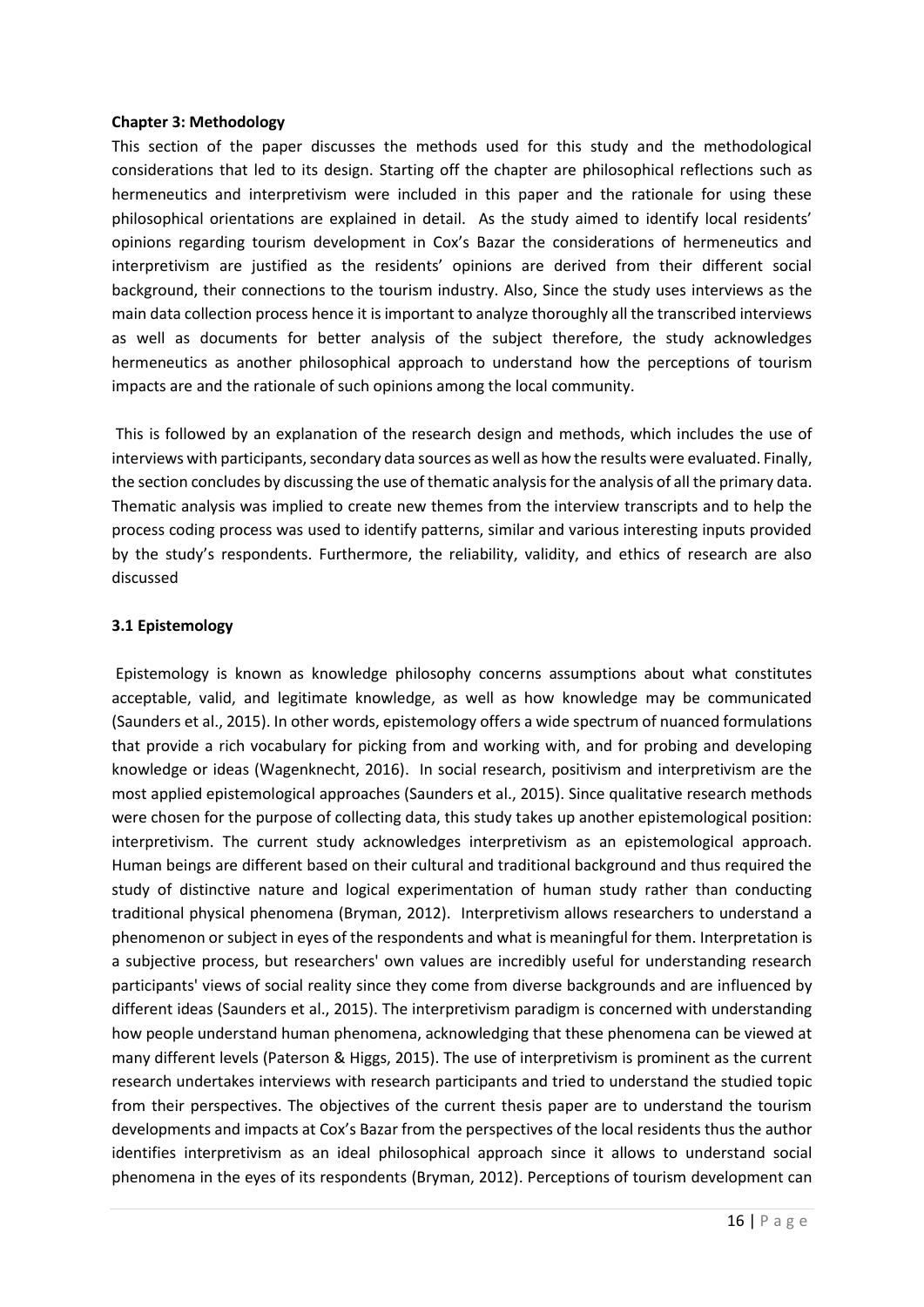**Chapter 3: Methodology**

This section of the paper discusses the methods used for this study and the methodological considerations that led to its design. Starting off the chapter are philosophical reflections such as hermeneutics and interpretivism were included in this paper and the rationale for using these philosophical orientations are explained in detail. As the study aimed to identify local residents' opinions regarding tourism development in Cox's Bazar the considerations of hermeneutics and interpretivism are justified as the residents' opinions are derived from their different social background, their connections to the tourism industry. Also, Since the study uses interviews as the main data collection process hence it is important to analyze thoroughly all the transcribed interviews as well as documents for better analysis of the subject therefore, the study acknowledges hermeneutics as another philosophical approach to understand how the perceptions of tourism impacts are and the rationale of such opinions among the local community.

This is followed by an explanation of the research design and methods, which includes the use of interviews with participants, secondary data sources as well as how the results were evaluated. Finally, the section concludes by discussing the use of thematic analysis for the analysis of all the primary data. Thematic analysis was implied to create new themes from the interview transcripts and to help the process coding process was used to identify patterns, similar and various interesting inputs provided by the study's respondents. Furthermore, the reliability, validity, and ethics of research are also discussed

**3.1 Epistemology**

Epistemology is known as knowledge philosophy concerns assumptions about what constitutes acceptable, valid, and legitimate knowledge, as well as how knowledge may be communicated (Saunders et al., 2015). In other words, epistemology offers a wide spectrum of nuanced formulations that provide a rich vocabulary for picking from and working with, and for probing and developing knowledge or ideas (Wagenknecht, 2016). In social research, positivism and interpretivism are the most applied epistemological approaches (Saunders et al., 2015). Since qualitative research methods were chosen for the purpose of collecting data, this study takes up another epistemological position: interpretivism. The current study acknowledges interpretivism as an epistemological approach. Human beings are different based on their cultural and traditional background and thus required the study of distinctive nature and logical experimentation of human study rather than conducting traditional physical phenomena (Bryman, 2012). Interpretivism allows researchers to understand a phenomenon or subject in eyes of the respondents and what is meaningful for them. Interpretation is a subjective process, but researchers' own values are incredibly useful for understanding research participants' views of social reality since they come from diverse backgrounds and are influenced by different ideas (Saunders et al., 2015). The interpretivism paradigm is concerned with understanding how people understand human phenomena, acknowledging that these phenomena can be viewed at many different levels (Paterson & Higgs, 2015). The use of interpretivism is prominent as the current research undertakes interviews with research participants and tried to understand the studied topic from their perspectives. The objectives of the current thesis paper are to understand the tourism developments and impacts at Cox's Bazar from the perspectives of the local residents thus the author identifies interpretivism as an ideal philosophical approach since it allows to understand social phenomena in the eyes of its respondents (Bryman, 2012). Perceptions of tourism development can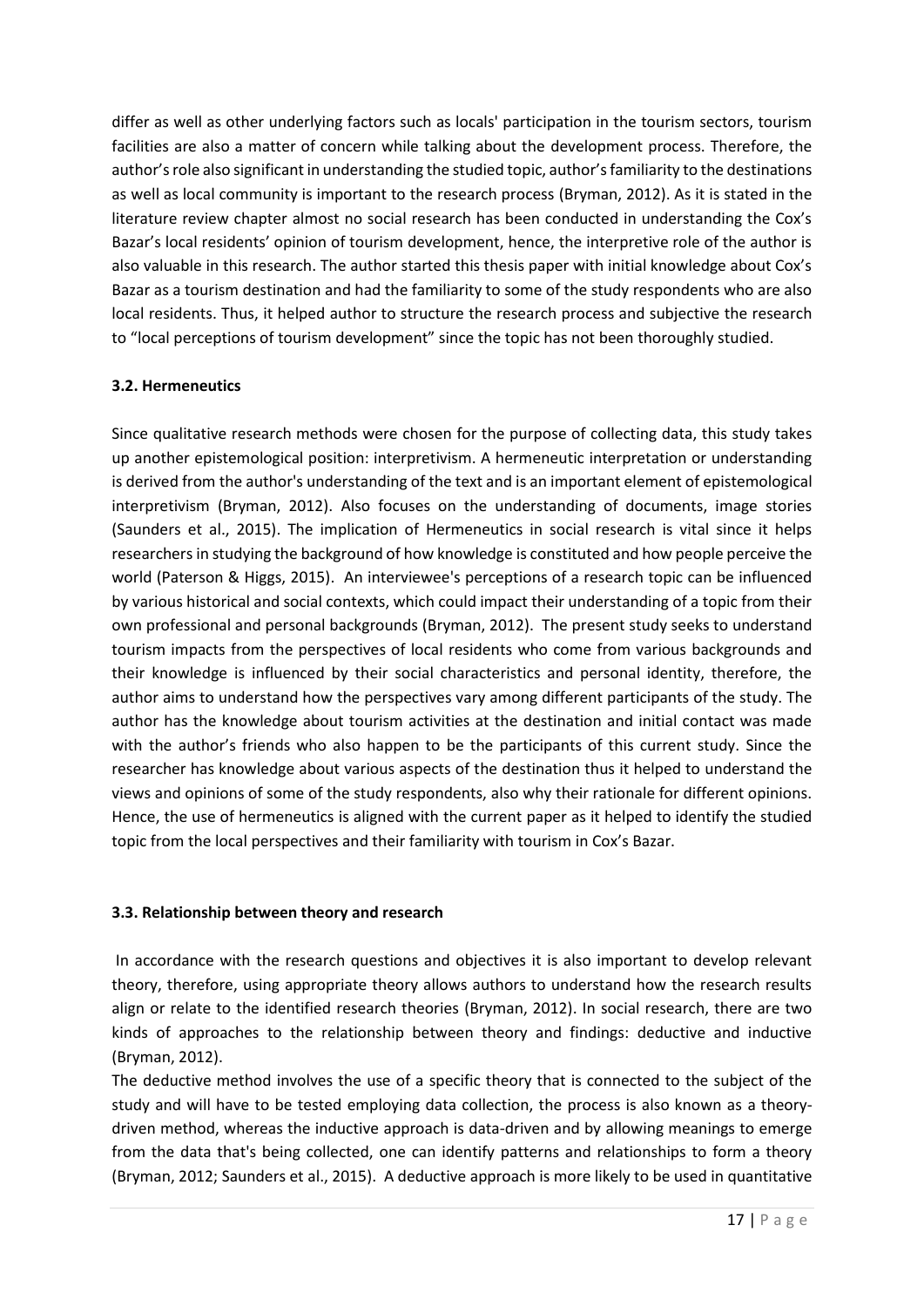differ as well as other underlying factors such as locals' participation in the tourism sectors, tourism facilities are also a matter of concern while talking about the development process. Therefore, the author's role also significant in understanding the studied topic, author's familiarity to the destinations as well as local community is important to the research process (Bryman, 2012). As it is stated in the literature review chapter almost no social research has been conducted in understanding the Cox's Bazar's local residents' opinion of tourism development, hence, the interpretive role of the author is also valuable in this research. The author started this thesis paper with initial knowledge about Cox's Bazar as a tourism destination and had the familiarity to some of the study respondents who are also local residents. Thus, it helped author to structure the research process and subjective the research to "local perceptions of tourism development" since the topic has not been thoroughly studied.

### 3.2. Hermeneutics

Since qualitative research methods were chosen for the purpose of collecting data, this study takes up another epistemological position: interpretivism. A hermeneutic interpretation or understanding is derived from the author's understanding of the text and is an important element of epistemological interpretivism (Bryman, 2012). Also focuses on the understanding of documents, image stories (Saunders et al., 2015). The implication of Hermeneutics in social research is vital since it helps researchers in studying the background of how knowledge is constituted and how people perceive the world (Paterson & Higgs, 2015). An interviewee's perceptions of a research topic can be influenced by various historical and social contexts, which could impact their understanding of a topic from their own professional and personal backgrounds (Bryman, 2012). The present study seeks to understand tourism impacts from the perspectives of local residents who come from various backgrounds and their knowledge is influenced by their social characteristics and personal identity, therefore, the author aims to understand how the perspectives vary among different participants of the study. The author has the knowledge about tourism activities at the destination and initial contact was made with the author's friends who also happen to be the participants of this current study. Since the researcher has knowledge about various aspects of the destination thus it helped to understand the views and opinions of some of the study respondents, also why their rationale for different opinions. Hence, the use of hermeneutics is aligned with the current paper as it helped to identify the studied topic from the local perspectives and their familiarity with tourism in Cox's Bazar.

### 3.3. Relationship between theory and research

In accordance with the research questions and objectives it is also important to develop relevant theory, therefore, using appropriate theory allows authors to understand how the research results align or relate to the identified research theories (Bryman, 2012). In social research, there are two kinds of approaches to the relationship between theory and findings: deductive and inductive (Bryman, 2012).

The deductive method involves the use of a specific theory that is connected to the subject of the study and will have to be tested employing data collection, the process is also known as a theory-driven method, whereas the inductive approach is data-driven and by allowing meanings to emerge from the data that's being collected, one can identify patterns and relationships to form a theory (Bryman, 2012; Saunders et al., 2015). A deductive approach is more likely to be used in quantitative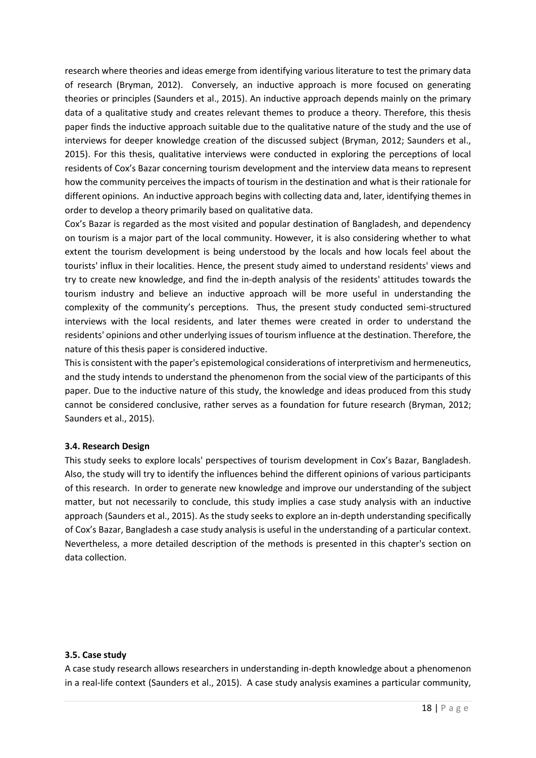research where theories and ideas emerge from identifying various literature to test the primary data of research (Bryman, 2012). Conversely, an inductive approach is more focused on generating theories or principles (Saunders et al., 2015). An inductive approach depends mainly on the primary data of a qualitative study and creates relevant themes to produce a theory. Therefore, this thesis paper finds the inductive approach suitable due to the qualitative nature of the study and the use of interviews for deeper knowledge creation of the discussed subject (Bryman, 2012; Saunders et al., 2015). For this thesis, qualitative interviews were conducted in exploring the perceptions of local residents of Cox's Bazar concerning tourism development and the interview data means to represent how the community perceives the impacts of tourism in the destination and what is their rationale for different opinions. An inductive approach begins with collecting data and, later, identifying themes in order to develop a theory primarily based on qualitative data.

Cox's Bazar is regarded as the most visited and popular destination of Bangladesh, and dependency on tourism is a major part of the local community. However, it is also considering whether to what extent the tourism development is being understood by the locals and how locals feel about the tourists' influx in their localities. Hence, the present study aimed to understand residents' views and try to create new knowledge, and find the in-depth analysis of the residents' attitudes towards the tourism industry and believe an inductive approach will be more useful in understanding the complexity of the community's perceptions. Thus, the present study conducted semi-structured interviews with the local residents, and later themes were created in order to understand the residents' opinions and other underlying issues of tourism influence at the destination. Therefore, the nature of this thesis paper is considered inductive.

This is consistent with the paper's epistemological considerations of interpretivism and hermeneutics, and the study intends to understand the phenomenon from the social view of the participants of this paper. Due to the inductive nature of this study, the knowledge and ideas produced from this study cannot be considered conclusive, rather serves as a foundation for future research (Bryman, 2012; Saunders et al., 2015).

### 3.4. Research Design

This study seeks to explore locals' perspectives of tourism development in Cox's Bazar, Bangladesh. Also, the study will try to identify the influences behind the different opinions of various participants of this research. In order to generate new knowledge and improve our understanding of the subject matter, but not necessarily to conclude, this study implies a case study analysis with an inductive approach (Saunders et al., 2015). As the study seeks to explore an in-depth understanding specifically of Cox's Bazar, Bangladesh a case study analysis is useful in the understanding of a particular context. Nevertheless, a more detailed description of the methods is presented in this chapter's section on data collection.

### 3.5. Case study

A case study research allows researchers in understanding in-depth knowledge about a phenomenon in a real-life context (Saunders et al., 2015). A case study analysis examines a particular community,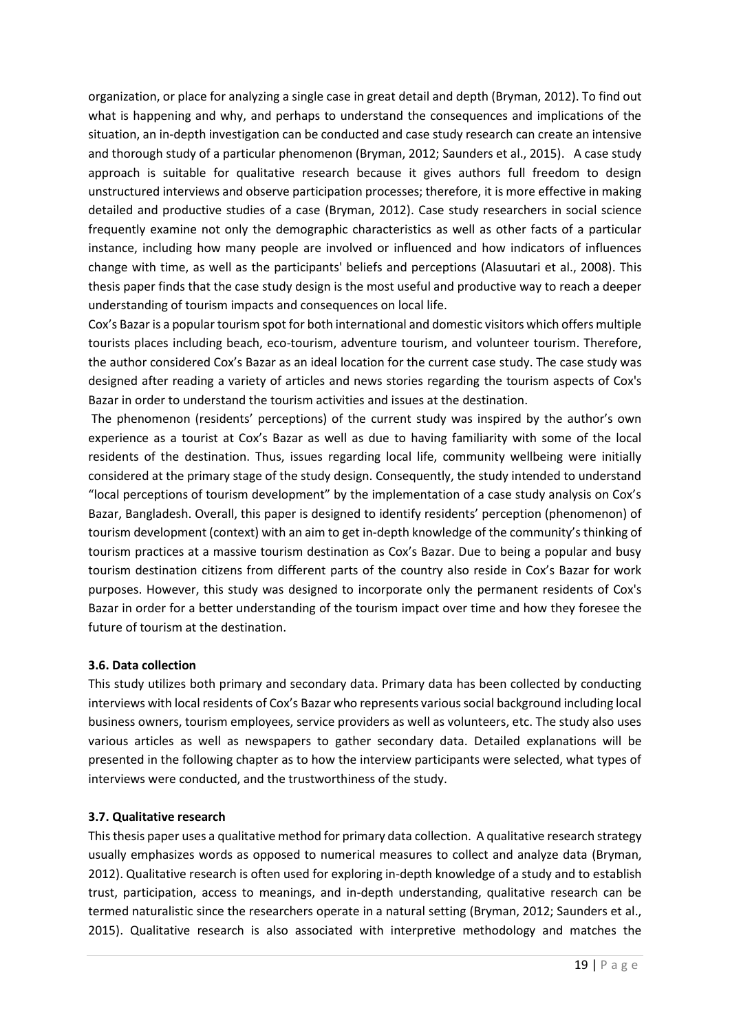organization, or place for analyzing a single case in great detail and depth (Bryman, 2012). To find out what is happening and why, and perhaps to understand the consequences and implications of the situation, an in-depth investigation can be conducted and case study research can create an intensive and thorough study of a particular phenomenon (Bryman, 2012; Saunders et al., 2015). A case study approach is suitable for qualitative research because it gives authors full freedom to design unstructured interviews and observe participation processes; therefore, it is more effective in making detailed and productive studies of a case (Bryman, 2012). Case study researchers in social science frequently examine not only the demographic characteristics as well as other facts of a particular instance, including how many people are involved or influenced and how indicators of influences change with time, as well as the participants' beliefs and perceptions (Alasuutari et al., 2008). This thesis paper finds that the case study design is the most useful and productive way to reach a deeper understanding of tourism impacts and consequences on local life.

Cox's Bazar is a popular tourism spot for both international and domestic visitors which offers multiple tourists places including beach, eco-tourism, adventure tourism, and volunteer tourism. Therefore, the author considered Cox's Bazar as an ideal location for the current case study. The case study was designed after reading a variety of articles and news stories regarding the tourism aspects of Cox's Bazar in order to understand the tourism activities and issues at the destination.

The phenomenon (residents' perceptions) of the current study was inspired by the author's own experience as a tourist at Cox's Bazar as well as due to having familiarity with some of the local residents of the destination. Thus, issues regarding local life, community wellbeing were initially considered at the primary stage of the study design. Consequently, the study intended to understand "local perceptions of tourism development" by the implementation of a case study analysis on Cox's Bazar, Bangladesh. Overall, this paper is designed to identify residents' perception (phenomenon) of tourism development (context) with an aim to get in-depth knowledge of the community's thinking of tourism practices at a massive tourism destination as Cox's Bazar. Due to being a popular and busy tourism destination citizens from different parts of the country also reside in Cox's Bazar for work purposes. However, this study was designed to incorporate only the permanent residents of Cox's Bazar in order for a better understanding of the tourism impact over time and how they foresee the future of tourism at the destination.

### 3.6. Data collection

This study utilizes both primary and secondary data. Primary data has been collected by conducting interviews with local residents of Cox's Bazar who represents various social background including local business owners, tourism employees, service providers as well as volunteers, etc. The study also uses various articles as well as newspapers to gather secondary data. Detailed explanations will be presented in the following chapter as to how the interview participants were selected, what types of interviews were conducted, and the trustworthiness of the study.

### 3.7. Qualitative research

This thesis paper uses a qualitative method for primary data collection. A qualitative research strategy usually emphasizes words as opposed to numerical measures to collect and analyze data (Bryman, 2012). Qualitative research is often used for exploring in-depth knowledge of a study and to establish trust, participation, access to meanings, and in-depth understanding, qualitative research can be termed naturalistic since the researchers operate in a natural setting (Bryman, 2012; Saunders et al., 2015). Qualitative research is also associated with interpretive methodology and matches the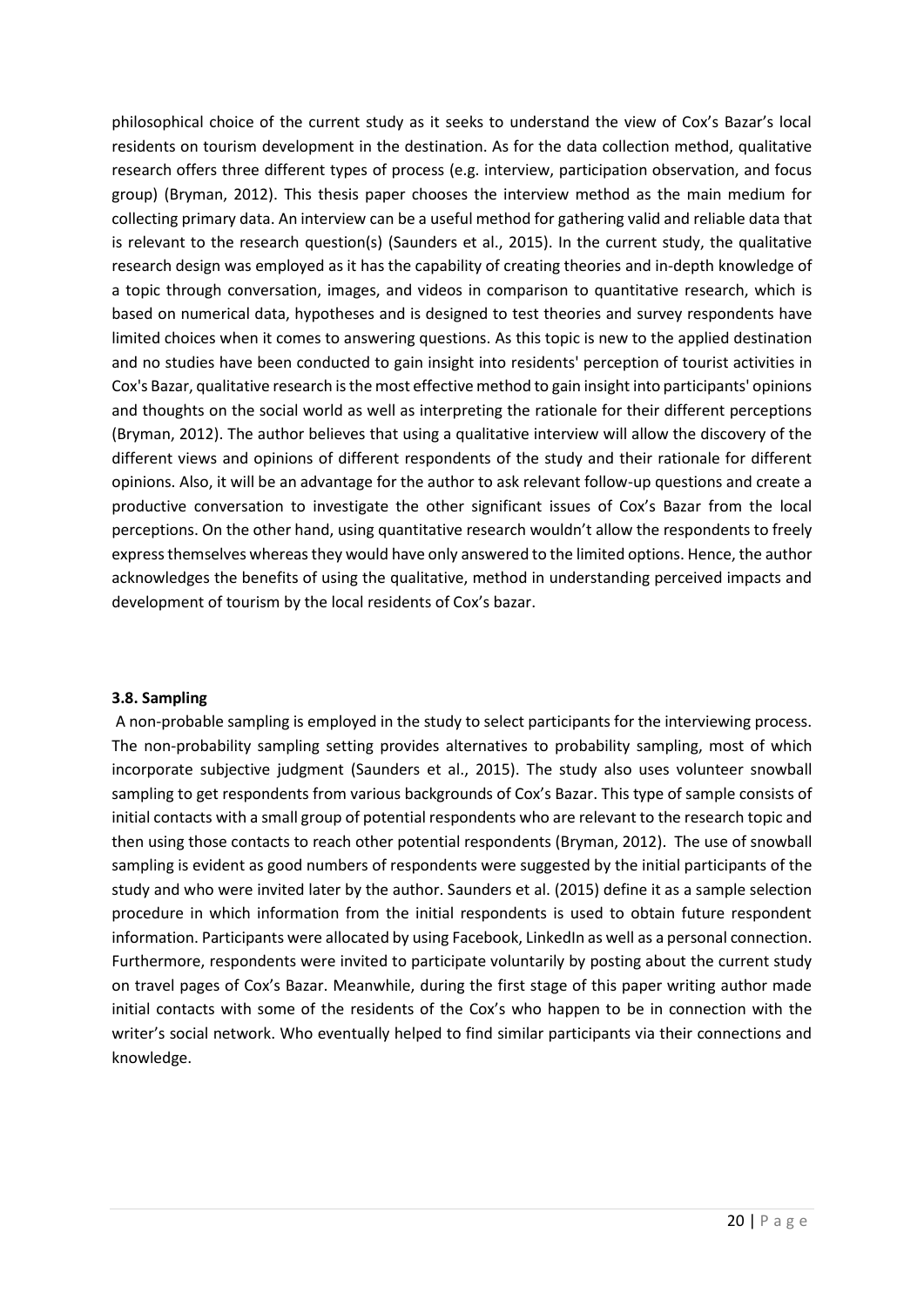philosophical choice of the current study as it seeks to understand the view of Cox's Bazar's local residents on tourism development in the destination. As for the data collection method, qualitative research offers three different types of process (e.g. interview, participation observation, and focus group) (Bryman, 2012). This thesis paper chooses the interview method as the main medium for collecting primary data. An interview can be a useful method for gathering valid and reliable data that is relevant to the research question(s) (Saunders et al., 2015). In the current study, the qualitative research design was employed as it has the capability of creating theories and in-depth knowledge of a topic through conversation, images, and videos in comparison to quantitative research, which is based on numerical data, hypotheses and is designed to test theories and survey respondents have limited choices when it comes to answering questions. As this topic is new to the applied destination and no studies have been conducted to gain insight into residents' perception of tourist activities in Cox's Bazar, qualitative research is the most effective method to gain insight into participants' opinions and thoughts on the social world as well as interpreting the rationale for their different perceptions (Bryman, 2012). The author believes that using a qualitative interview will allow the discovery of the different views and opinions of different respondents of the study and their rationale for different opinions. Also, it will be an advantage for the author to ask relevant follow-up questions and create a productive conversation to investigate the other significant issues of Cox's Bazar from the local perceptions. On the other hand, using quantitative research wouldn't allow the respondents to freely express themselves whereas they would have only answered to the limited options. Hence, the author acknowledges the benefits of using the qualitative, method in understanding perceived impacts and development of tourism by the local residents of Cox's bazar.

### 3.8. Sampling

A non-probable sampling is employed in the study to select participants for the interviewing process. The non-probability sampling setting provides alternatives to probability sampling, most of which incorporate subjective judgment (Saunders et al., 2015). The study also uses volunteer snowball sampling to get respondents from various backgrounds of Cox's Bazar. This type of sample consists of initial contacts with a small group of potential respondents who are relevant to the research topic and then using those contacts to reach other potential respondents (Bryman, 2012). The use of snowball sampling is evident as good numbers of respondents were suggested by the initial participants of the study and who were invited later by the author. Saunders et al. (2015) define it as a sample selection procedure in which information from the initial respondents is used to obtain future respondent information. Participants were allocated by using Facebook, LinkedIn as well as a personal connection. Furthermore, respondents were invited to participate voluntarily by posting about the current study on travel pages of Cox's Bazar. Meanwhile, during the first stage of this paper writing author made initial contacts with some of the residents of the Cox's who happen to be in connection with the writer's social network. Who eventually helped to find similar participants via their connections and knowledge.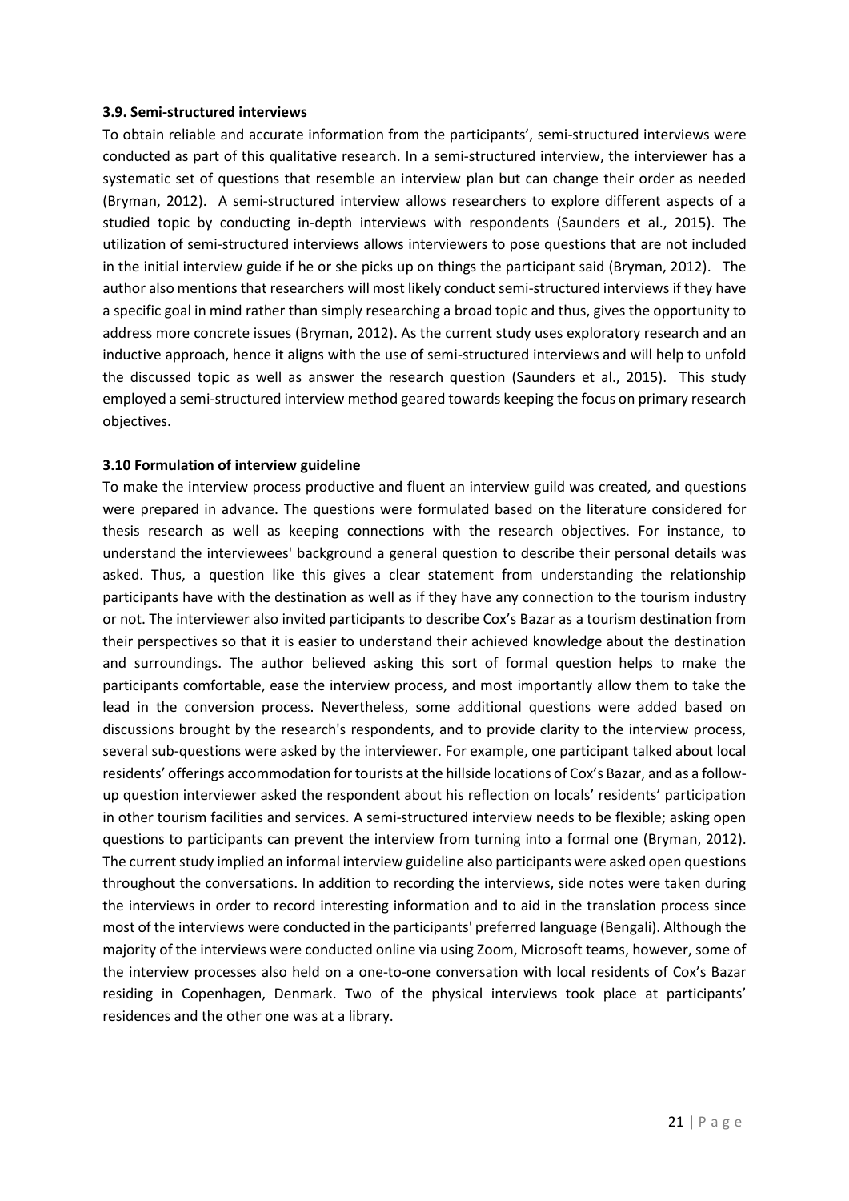### 3.9. Semi-structured interviews

To obtain reliable and accurate information from the participants', semi-structured interviews were conducted as part of this qualitative research. In a semi-structured interview, the interviewer has a systematic set of questions that resemble an interview plan but can change their order as needed (Bryman, 2012). A semi-structured interview allows researchers to explore different aspects of a studied topic by conducting in-depth interviews with respondents (Saunders et al., 2015). The utilization of semi-structured interviews allows interviewers to pose questions that are not included in the initial interview guide if he or she picks up on things the participant said (Bryman, 2012). The author also mentions that researchers will most likely conduct semi-structured interviews if they have a specific goal in mind rather than simply researching a broad topic and thus, gives the opportunity to address more concrete issues (Bryman, 2012). As the current study uses exploratory research and an inductive approach, hence it aligns with the use of semi-structured interviews and will help to unfold the discussed topic as well as answer the research question (Saunders et al., 2015). This study employed a semi-structured interview method geared towards keeping the focus on primary research objectives.

### 3.10 Formulation of interview guideline

To make the interview process productive and fluent an interview guild was created, and questions were prepared in advance. The questions were formulated based on the literature considered for thesis research as well as keeping connections with the research objectives. For instance, to understand the interviewees' background a general question to describe their personal details was asked. Thus, a question like this gives a clear statement from understanding the relationship participants have with the destination as well as if they have any connection to the tourism industry or not. The interviewer also invited participants to describe Cox's Bazar as a tourism destination from their perspectives so that it is easier to understand their achieved knowledge about the destination and surroundings. The author believed asking this sort of formal question helps to make the participants comfortable, ease the interview process, and most importantly allow them to take the lead in the conversion process. Nevertheless, some additional questions were added based on discussions brought by the research's respondents, and to provide clarity to the interview process, several sub-questions were asked by the interviewer. For example, one participant talked about local residents' offerings accommodation for tourists at the hillside locations of Cox's Bazar, and as a follow-up question interviewer asked the respondent about his reflection on locals' residents' participation in other tourism facilities and services. A semi-structured interview needs to be flexible; asking open questions to participants can prevent the interview from turning into a formal one (Bryman, 2012). The current study implied an informal interview guideline also participants were asked open questions throughout the conversations. In addition to recording the interviews, side notes were taken during the interviews in order to record interesting information and to aid in the translation process since most of the interviews were conducted in the participants' preferred language (Bengali). Although the majority of the interviews were conducted online via using Zoom, Microsoft teams, however, some of the interview processes also held on a one-to-one conversation with local residents of Cox's Bazar residing in Copenhagen, Denmark. Two of the physical interviews took place at participants' residences and the other one was at a library.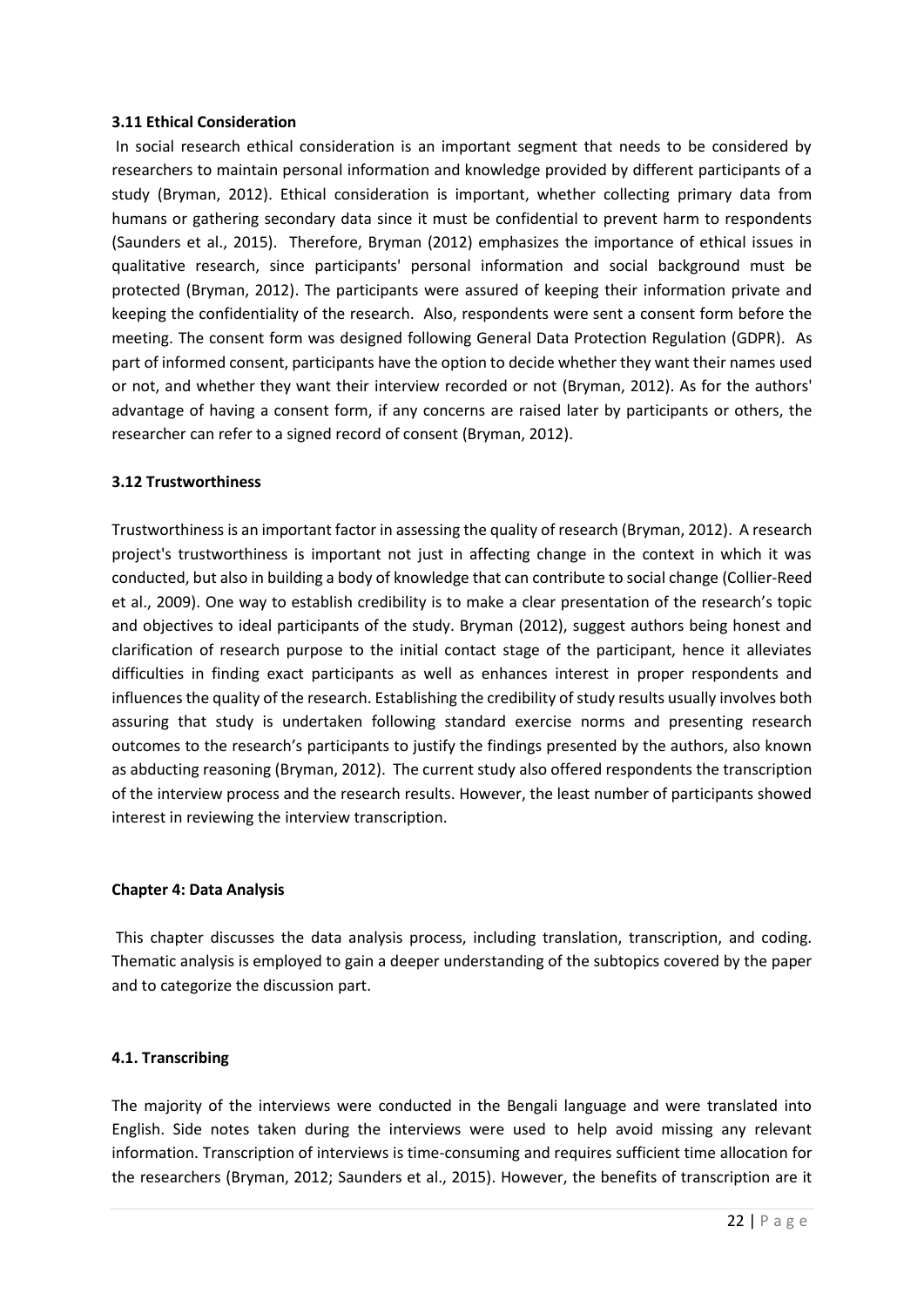**3.11 Ethical Consideration**

In social research ethical consideration is an important segment that needs to be considered by researchers to maintain personal information and knowledge provided by different participants of a study (Bryman, 2012). Ethical consideration is important, whether collecting primary data from humans or gathering secondary data since it must be confidential to prevent harm to respondents (Saunders et al., 2015). Therefore, Bryman (2012) emphasizes the importance of ethical issues in qualitative research, since participants' personal information and social background must be protected (Bryman, 2012). The participants were assured of keeping their information private and keeping the confidentiality of the research. Also, respondents were sent a consent form before the meeting. The consent form was designed following General Data Protection Regulation (GDPR). As part of informed consent, participants have the option to decide whether they want their names used or not, and whether they want their interview recorded or not (Bryman, 2012). As for the authors' advantage of having a consent form, if any concerns are raised later by participants or others, the researcher can refer to a signed record of consent (Bryman, 2012).

**3.12 Trustworthiness**

Trustworthiness is an important factor in assessing the quality of research (Bryman, 2012). A research project's trustworthiness is important not just in affecting change in the context in which it was conducted, but also in building a body of knowledge that can contribute to social change (Collier-Reed et al., 2009). One way to establish credibility is to make a clear presentation of the research's topic and objectives to ideal participants of the study. Bryman (2012), suggest authors being honest and clarification of research purpose to the initial contact stage of the participant, hence it alleviates difficulties in finding exact participants as well as enhances interest in proper respondents and influences the quality of the research. Establishing the credibility of study results usually involves both assuring that study is undertaken following standard exercise norms and presenting research outcomes to the research's participants to justify the findings presented by the authors, also known as abducting reasoning (Bryman, 2012). The current study also offered respondents the transcription of the interview process and the research results. However, the least number of participants showed interest in reviewing the interview transcription.

**Chapter 4: Data Analysis**

This chapter discusses the data analysis process, including translation, transcription, and coding. Thematic analysis is employed to gain a deeper understanding of the subtopics covered by the paper and to categorize the discussion part.

**4.1. Transcribing**

The majority of the interviews were conducted in the Bengali language and were translated into English. Side notes taken during the interviews were used to help avoid missing any relevant information. Transcription of interviews is time-consuming and requires sufficient time allocation for the researchers (Bryman, 2012; Saunders et al., 2015). However, the benefits of transcription are it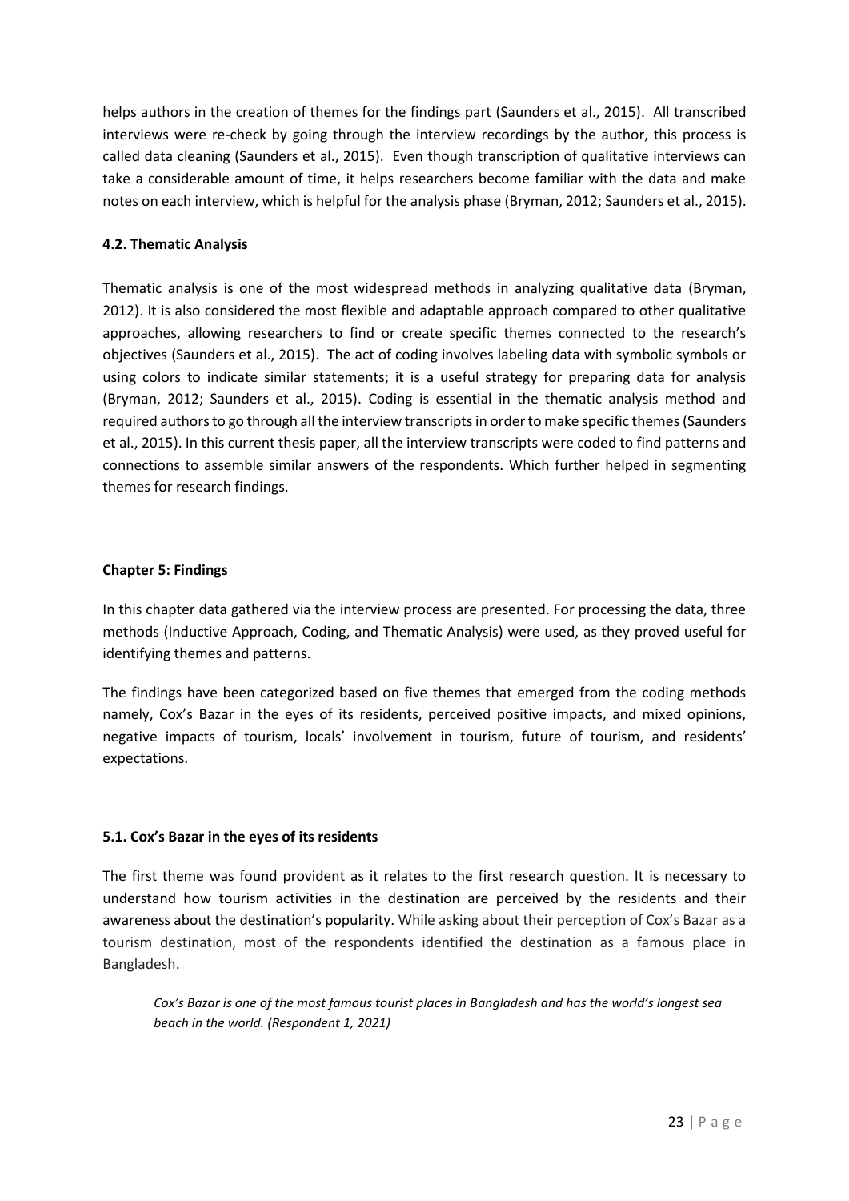helps authors in the creation of themes for the findings part (Saunders et al., 2015). All transcribed interviews were re-check by going through the interview recordings by the author, this process is called data cleaning (Saunders et al., 2015). Even though transcription of qualitative interviews can take a considerable amount of time, it helps researchers become familiar with the data and make notes on each interview, which is helpful for the analysis phase (Bryman, 2012; Saunders et al., 2015).

### 4.2. Thematic Analysis

Thematic analysis is one of the most widespread methods in analyzing qualitative data (Bryman, 2012). It is also considered the most flexible and adaptable approach compared to other qualitative approaches, allowing researchers to find or create specific themes connected to the research's objectives (Saunders et al., 2015). The act of coding involves labeling data with symbolic symbols or using colors to indicate similar statements; it is a useful strategy for preparing data for analysis (Bryman, 2012; Saunders et al., 2015). Coding is essential in the thematic analysis method and required authors to go through all the interview transcripts in order to make specific themes (Saunders et al., 2015). In this current thesis paper, all the interview transcripts were coded to find patterns and connections to assemble similar answers of the respondents. Which further helped in segmenting themes for research findings.

## Chapter 5: Findings

In this chapter data gathered via the interview process are presented. For processing the data, three methods (Inductive Approach, Coding, and Thematic Analysis) were used, as they proved useful for identifying themes and patterns.

The findings have been categorized based on five themes that emerged from the coding methods namely, Cox's Bazar in the eyes of its residents, perceived positive impacts, and mixed opinions, negative impacts of tourism, locals' involvement in tourism, future of tourism, and residents' expectations.

### 5.1. Cox's Bazar in the eyes of its residents

The first theme was found provident as it relates to the first research question. It is necessary to understand how tourism activities in the destination are perceived by the residents and their awareness about the destination's popularity. While asking about their perception of Cox's Bazar as a tourism destination, most of the respondents identified the destination as a famous place in Bangladesh.

> *Cox's Bazar is one of the most famous tourist places in Bangladesh and has the world's longest sea beach in the world. (Respondent 1, 2021)*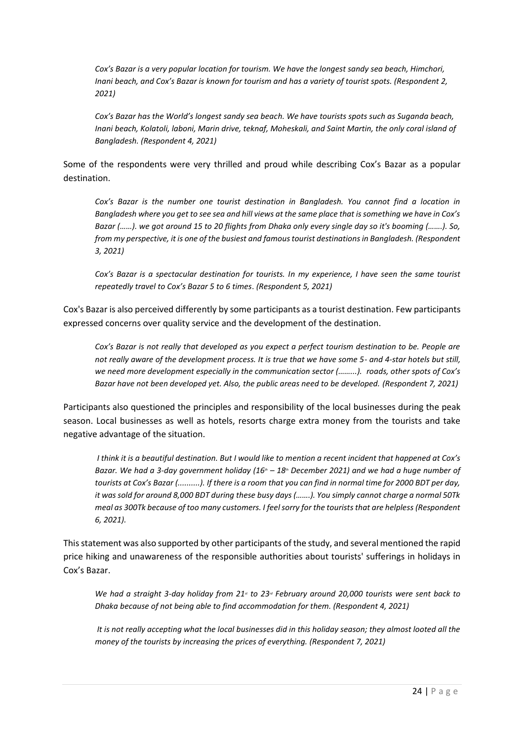*Cox's Bazar is a very popular location for tourism. We have the longest sandy sea beach, Himchori, Inani beach, and Cox's Bazar is known for tourism and has a variety of tourist spots. (Respondent 2, 2021)*

*Cox's Bazar has the World's longest sandy sea beach. We have tourists spots such as Suganda beach, Inani beach, Kolatoli, laboni, Marin drive, teknaf, Moheskali, and Saint Martin, the only coral island of Bangladesh. (Respondent 4, 2021)*

Some of the respondents were very thrilled and proud while describing Cox's Bazar as a popular destination.

*Cox's Bazar is the number one tourist destination in Bangladesh. You cannot find a location in Bangladesh where you get to see sea and hill views at the same place that is something we have in Cox's Bazar (……). we got around 15 to 20 flights from Dhaka only every single day so it's booming (…….). So, from my perspective, it is one of the busiest and famous tourist destinations in Bangladesh. (Respondent 3, 2021)*

*Cox's Bazar is a spectacular destination for tourists. In my experience, I have seen the same tourist repeatedly travel to Cox's Bazar 5 to 6 times. (Respondent 5, 2021)*

Cox's Bazar is also perceived differently by some participants as a tourist destination. Few participants expressed concerns over quality service and the development of the destination.

*Cox's Bazar is not really that developed as you expect a perfect tourism destination to be. People are not really aware of the development process. It is true that we have some 5- and 4-star hotels but still, we need more development especially in the communication sector (……...). roads, other spots of Cox's Bazar have not been developed yet. Also, the public areas need to be developed. (Respondent 7, 2021)*

Participants also questioned the principles and responsibility of the local businesses during the peak season. Local businesses as well as hotels, resorts charge extra money from the tourists and take negative advantage of the situation.

*I think it is a beautiful destination. But I would like to mention a recent incident that happened at Cox's Bazar. We had a 3-day government holiday (16th – 18th December 2021) and we had a huge number of tourists at Cox's Bazar (..........). If there is a room that you can find in normal time for 2000 BDT per day, it was sold for around 8,000 BDT during these busy days (…….). You simply cannot charge a normal 50Tk meal as 300Tk because of too many customers. I feel sorry for the tourists that are helpless (Respondent 6, 2021).*

This statement was also supported by other participants of the study, and several mentioned the rapid price hiking and unawareness of the responsible authorities about tourists' sufferings in holidays in Cox's Bazar.

*We had a straight 3-day holiday from 21st to 23rd February around 20,000 tourists were sent back to Dhaka because of not being able to find accommodation for them. (Respondent 4, 2021)*

*It is not really accepting what the local businesses did in this holiday season; they almost looted all the money of the tourists by increasing the prices of everything. (Respondent 7, 2021)*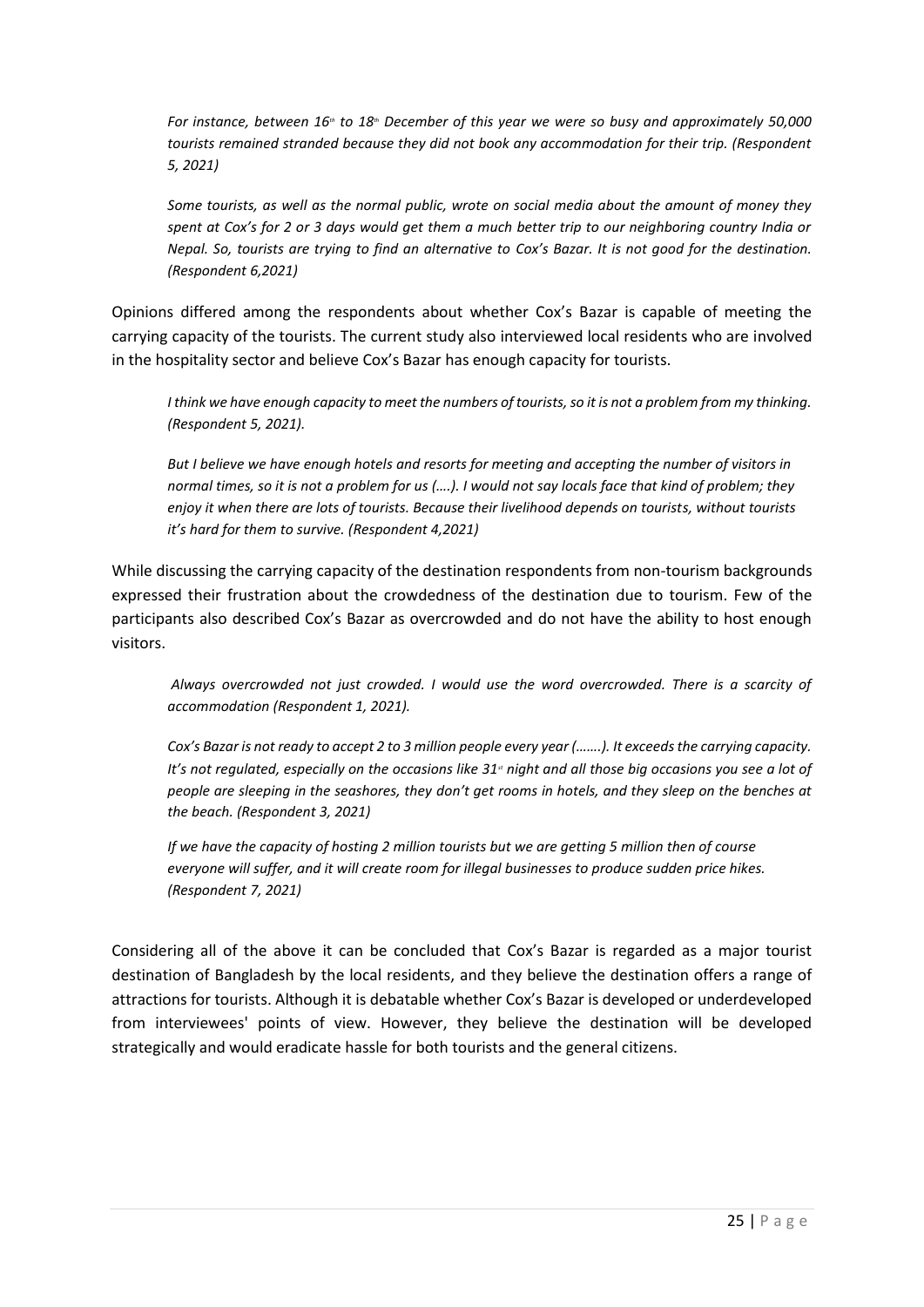*For instance, between 16th to 18th December of this year we were so busy and approximately 50,000 tourists remained stranded because they did not book any accommodation for their trip. (Respondent 5, 2021)*

*Some tourists, as well as the normal public, wrote on social media about the amount of money they spent at Cox's for 2 or 3 days would get them a much better trip to our neighboring country India or Nepal. So, tourists are trying to find an alternative to Cox's Bazar. It is not good for the destination. (Respondent 6,2021)*

Opinions differed among the respondents about whether Cox's Bazar is capable of meeting the carrying capacity of the tourists. The current study also interviewed local residents who are involved in the hospitality sector and believe Cox's Bazar has enough capacity for tourists.

*I think we have enough capacity to meet the numbers of tourists, so it is not a problem from my thinking. (Respondent 5, 2021).*

*But I believe we have enough hotels and resorts for meeting and accepting the number of visitors in normal times, so it is not a problem for us (….). I would not say locals face that kind of problem; they enjoy it when there are lots of tourists. Because their livelihood depends on tourists, without tourists it's hard for them to survive. (Respondent 4,2021)*

While discussing the carrying capacity of the destination respondents from non-tourism backgrounds expressed their frustration about the crowdedness of the destination due to tourism. Few of the participants also described Cox's Bazar as overcrowded and do not have the ability to host enough visitors.

*Always overcrowded not just crowded. I would use the word overcrowded. There is a scarcity of accommodation (Respondent 1, 2021).*

*Cox's Bazar is not ready to accept 2 to 3 million people every year (…….). It exceeds the carrying capacity. It's not regulated, especially on the occasions like 31st night and all those big occasions you see a lot of people are sleeping in the seashores, they don't get rooms in hotels, and they sleep on the benches at the beach. (Respondent 3, 2021)*

*If we have the capacity of hosting 2 million tourists but we are getting 5 million then of course everyone will suffer, and it will create room for illegal businesses to produce sudden price hikes. (Respondent 7, 2021)*

Considering all of the above it can be concluded that Cox's Bazar is regarded as a major tourist destination of Bangladesh by the local residents, and they believe the destination offers a range of attractions for tourists. Although it is debatable whether Cox's Bazar is developed or underdeveloped from interviewees' points of view. However, they believe the destination will be developed strategically and would eradicate hassle for both tourists and the general citizens.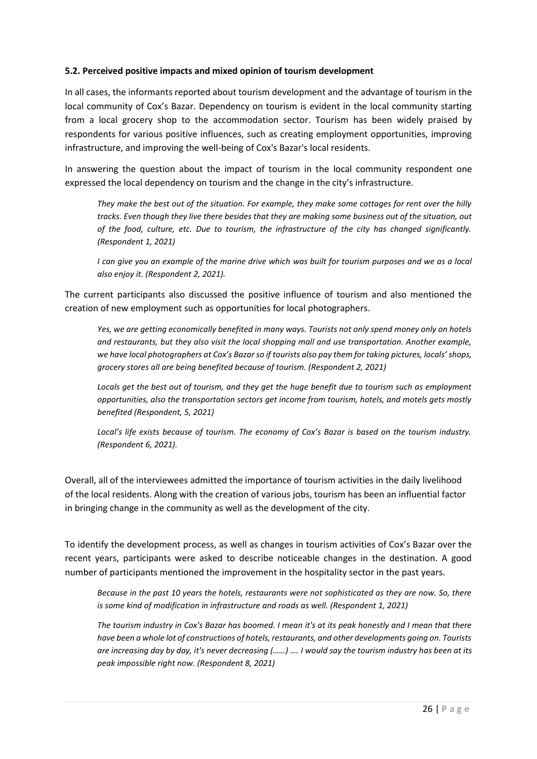#### 5.2. Perceived positive impacts and mixed opinion of tourism development

In all cases, the informants reported about tourism development and the advantage of tourism in the local community of Cox's Bazar. Dependency on tourism is evident in the local community starting from a local grocery shop to the accommodation sector. Tourism has been widely praised by respondents for various positive influences, such as creating employment opportunities, improving infrastructure, and improving the well-being of Cox's Bazar's local residents.

In answering the question about the impact of tourism in the local community respondent one expressed the local dependency on tourism and the change in the city's infrastructure.

> *They make the best out of the situation. For example, they make some cottages for rent over the hilly tracks. Even though they live there besides that they are making some business out of the situation, out of the food, culture, etc. Due to tourism, the infrastructure of the city has changed significantly. (Respondent 1, 2021)*
>
> *I can give you an example of the marine drive which was built for tourism purposes and we as a local also enjoy it. (Respondent 2, 2021).*

The current participants also discussed the positive influence of tourism and also mentioned the creation of new employment such as opportunities for local photographers.

> *Yes, we are getting economically benefited in many ways. Tourists not only spend money only on hotels and restaurants, but they also visit the local shopping mall and use transportation. Another example, we have local photographers at Cox's Bazar so if tourists also pay them for taking pictures, locals' shops, grocery stores all are being benefited because of tourism. (Respondent 2, 2021)*
>
> *Locals get the best out of tourism, and they get the huge benefit due to tourism such as employment opportunities, also the transportation sectors get income from tourism, hotels, and motels gets mostly benefited (Respondent, 5, 2021)*
>
> *Local's life exists because of tourism. The economy of Cox's Bazar is based on the tourism industry. (Respondent 6, 2021).*

Overall, all of the interviewees admitted the importance of tourism activities in the daily livelihood of the local residents. Along with the creation of various jobs, tourism has been an influential factor in bringing change in the community as well as the development of the city.

To identify the development process, as well as changes in tourism activities of Cox's Bazar over the recent years, participants were asked to describe noticeable changes in the destination. A good number of participants mentioned the improvement in the hospitality sector in the past years.

> *Because in the past 10 years the hotels, restaurants were not sophisticated as they are now. So, there is some kind of modification in infrastructure and roads as well. (Respondent 1, 2021)*
>
> *The tourism industry in Cox's Bazar has boomed. I mean it's at its peak honestly and I mean that there have been a whole lot of constructions of hotels, restaurants, and other developments going on. Tourists are increasing day by day, it's never decreasing (……) …. I would say the tourism industry has been at its peak impossible right now. (Respondent 8, 2021)*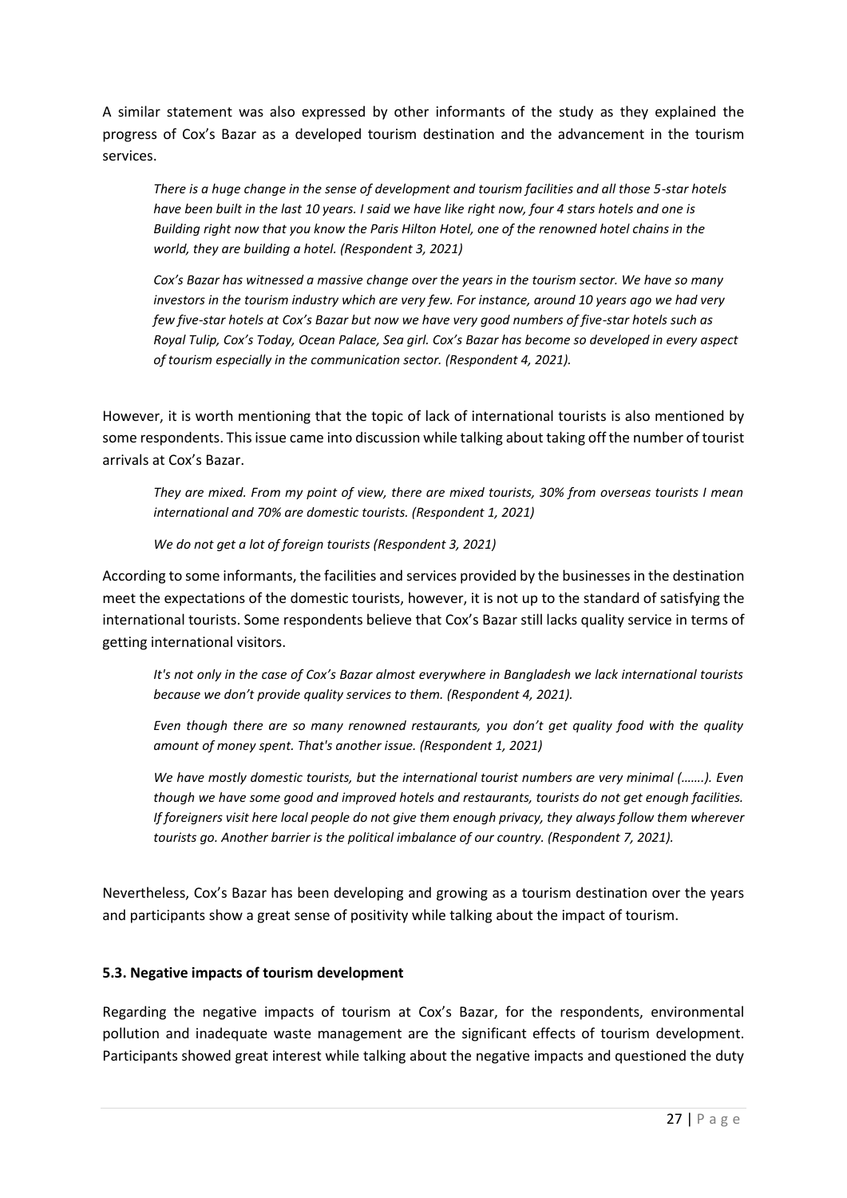A similar statement was also expressed by other informants of the study as they explained the progress of Cox's Bazar as a developed tourism destination and the advancement in the tourism services.

> *There is a huge change in the sense of development and tourism facilities and all those 5-star hotels have been built in the last 10 years. I said we have like right now, four 4 stars hotels and one is Building right now that you know the Paris Hilton Hotel, one of the renowned hotel chains in the world, they are building a hotel. (Respondent 3, 2021)*
>
> *Cox's Bazar has witnessed a massive change over the years in the tourism sector. We have so many investors in the tourism industry which are very few. For instance, around 10 years ago we had very few five-star hotels at Cox's Bazar but now we have very good numbers of five-star hotels such as Royal Tulip, Cox's Today, Ocean Palace, Sea girl. Cox's Bazar has become so developed in every aspect of tourism especially in the communication sector. (Respondent 4, 2021).*

However, it is worth mentioning that the topic of lack of international tourists is also mentioned by some respondents. This issue came into discussion while talking about taking off the number of tourist arrivals at Cox's Bazar.

> *They are mixed. From my point of view, there are mixed tourists, 30% from overseas tourists I mean international and 70% are domestic tourists. (Respondent 1, 2021)*
>
> *We do not get a lot of foreign tourists (Respondent 3, 2021)*

According to some informants, the facilities and services provided by the businesses in the destination meet the expectations of the domestic tourists, however, it is not up to the standard of satisfying the international tourists. Some respondents believe that Cox's Bazar still lacks quality service in terms of getting international visitors.

> *It's not only in the case of Cox's Bazar almost everywhere in Bangladesh we lack international tourists because we don't provide quality services to them. (Respondent 4, 2021).*
>
> *Even though there are so many renowned restaurants, you don't get quality food with the quality amount of money spent. That's another issue. (Respondent 1, 2021)*
>
> *We have mostly domestic tourists, but the international tourist numbers are very minimal (…….). Even though we have some good and improved hotels and restaurants, tourists do not get enough facilities. If foreigners visit here local people do not give them enough privacy, they always follow them wherever tourists go. Another barrier is the political imbalance of our country. (Respondent 7, 2021).*

Nevertheless, Cox's Bazar has been developing and growing as a tourism destination over the years and participants show a great sense of positivity while talking about the impact of tourism.

### 5.3. Negative impacts of tourism development

Regarding the negative impacts of tourism at Cox's Bazar, for the respondents, environmental pollution and inadequate waste management are the significant effects of tourism development. Participants showed great interest while talking about the negative impacts and questioned the duty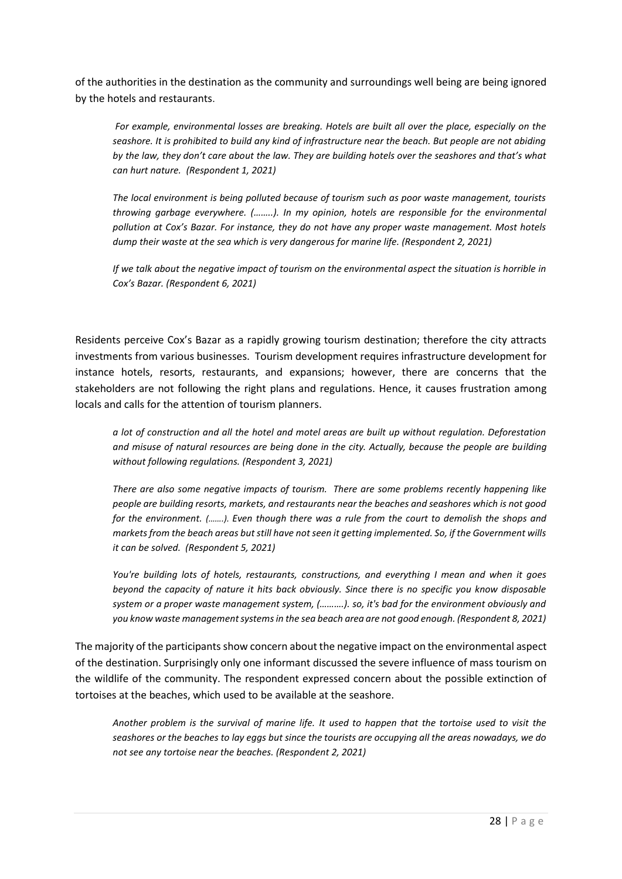of the authorities in the destination as the community and surroundings well being are being ignored by the hotels and restaurants.

> *For example, environmental losses are breaking. Hotels are built all over the place, especially on the seashore. It is prohibited to build any kind of infrastructure near the beach. But people are not abiding by the law, they don't care about the law. They are building hotels over the seashores and that's what can hurt nature. (Respondent 1, 2021)*
>
> *The local environment is being polluted because of tourism such as poor waste management, tourists throwing garbage everywhere. (……..). In my opinion, hotels are responsible for the environmental pollution at Cox's Bazar. For instance, they do not have any proper waste management. Most hotels dump their waste at the sea which is very dangerous for marine life. (Respondent 2, 2021)*
>
> *If we talk about the negative impact of tourism on the environmental aspect the situation is horrible in Cox's Bazar. (Respondent 6, 2021)*

Residents perceive Cox's Bazar as a rapidly growing tourism destination; therefore the city attracts investments from various businesses. Tourism development requires infrastructure development for instance hotels, resorts, restaurants, and expansions; however, there are concerns that the stakeholders are not following the right plans and regulations. Hence, it causes frustration among locals and calls for the attention of tourism planners.

> *a lot of construction and all the hotel and motel areas are built up without regulation. Deforestation and misuse of natural resources are being done in the city. Actually, because the people are building without following regulations. (Respondent 3, 2021)*
>
> *There are also some negative impacts of tourism. There are some problems recently happening like people are building resorts, markets, and restaurants near the beaches and seashores which is not good for the environment. (…….). Even though there was a rule from the court to demolish the shops and markets from the beach areas but still have not seen it getting implemented. So, if the Government wills it can be solved. (Respondent 5, 2021)*
>
> *You're building lots of hotels, restaurants, constructions, and everything I mean and when it goes beyond the capacity of nature it hits back obviously. Since there is no specific you know disposable system or a proper waste management system, (……….). so, it's bad for the environment obviously and you know waste management systems in the sea beach area are not good enough. (Respondent 8, 2021)*

The majority of the participants show concern about the negative impact on the environmental aspect of the destination. Surprisingly only one informant discussed the severe influence of mass tourism on the wildlife of the community. The respondent expressed concern about the possible extinction of tortoises at the beaches, which used to be available at the seashore.

> *Another problem is the survival of marine life. It used to happen that the tortoise used to visit the seashores or the beaches to lay eggs but since the tourists are occupying all the areas nowadays, we do not see any tortoise near the beaches. (Respondent 2, 2021)*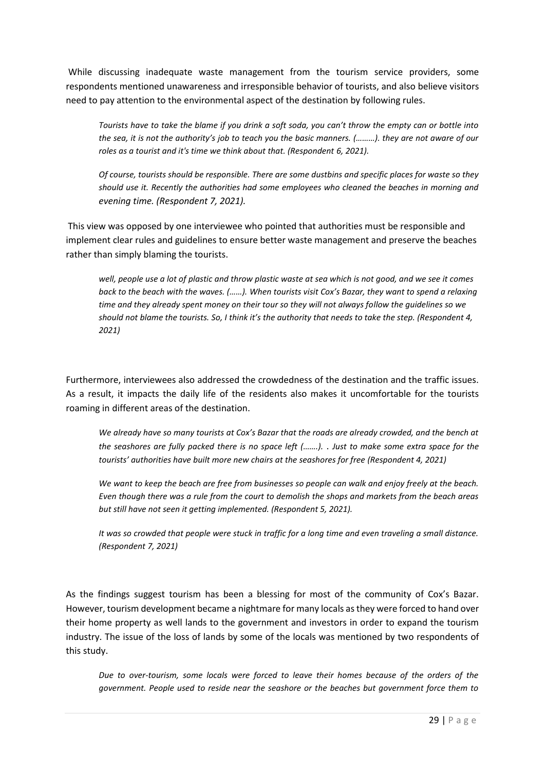While discussing inadequate waste management from the tourism service providers, some respondents mentioned unawareness and irresponsible behavior of tourists, and also believe visitors need to pay attention to the environmental aspect of the destination by following rules.

> *Tourists have to take the blame if you drink a soft soda, you can't throw the empty can or bottle into the sea, it is not the authority's job to teach you the basic manners. (………). they are not aware of our roles as a tourist and it's time we think about that. (Respondent 6, 2021).*

> *Of course, tourists should be responsible. There are some dustbins and specific places for waste so they should use it. Recently the authorities had some employees who cleaned the beaches in morning and evening time. (Respondent 7, 2021).*

This view was opposed by one interviewee who pointed that authorities must be responsible and implement clear rules and guidelines to ensure better waste management and preserve the beaches rather than simply blaming the tourists.

> *well, people use a lot of plastic and throw plastic waste at sea which is not good, and we see it comes back to the beach with the waves. (……). When tourists visit Cox's Bazar, they want to spend a relaxing time and they already spent money on their tour so they will not always follow the guidelines so we should not blame the tourists. So, I think it's the authority that needs to take the step. (Respondent 4, 2021)*

Furthermore, interviewees also addressed the crowdedness of the destination and the traffic issues. As a result, it impacts the daily life of the residents also makes it uncomfortable for the tourists roaming in different areas of the destination.

> *We already have so many tourists at Cox's Bazar that the roads are already crowded, and the bench at the seashores are fully packed there is no space left (…….). . Just to make some extra space for the tourists' authorities have built more new chairs at the seashores for free (Respondent 4, 2021)*

> *We want to keep the beach are free from businesses so people can walk and enjoy freely at the beach. Even though there was a rule from the court to demolish the shops and markets from the beach areas but still have not seen it getting implemented. (Respondent 5, 2021).*

> *It was so crowded that people were stuck in traffic for a long time and even traveling a small distance. (Respondent 7, 2021)*

As the findings suggest tourism has been a blessing for most of the community of Cox's Bazar. However, tourism development became a nightmare for many locals as they were forced to hand over their home property as well lands to the government and investors in order to expand the tourism industry. The issue of the loss of lands by some of the locals was mentioned by two respondents of this study.

> *Due to over-tourism, some locals were forced to leave their homes because of the orders of the government. People used to reside near the seashore or the beaches but government force them to*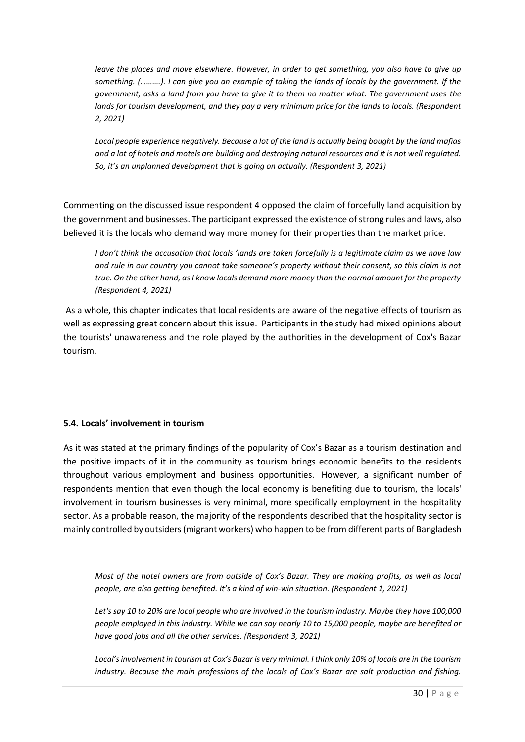*leave the places and move elsewhere. However, in order to get something, you also have to give up something. (……….). I can give you an example of taking the lands of locals by the government. If the government, asks a land from you have to give it to them no matter what. The government uses the lands for tourism development, and they pay a very minimum price for the lands to locals. (Respondent 2, 2021)*

*Local people experience negatively. Because a lot of the land is actually being bought by the land mafias and a lot of hotels and motels are building and destroying natural resources and it is not well regulated. So, it's an unplanned development that is going on actually. (Respondent 3, 2021)*

Commenting on the discussed issue respondent 4 opposed the claim of forcefully land acquisition by the government and businesses. The participant expressed the existence of strong rules and laws, also believed it is the locals who demand way more money for their properties than the market price.

*I don't think the accusation that locals 'lands are taken forcefully is a legitimate claim as we have law and rule in our country you cannot take someone's property without their consent, so this claim is not true. On the other hand, as I know locals demand more money than the normal amount for the property (Respondent 4, 2021)*

As a whole, this chapter indicates that local residents are aware of the negative effects of tourism as well as expressing great concern about this issue. Participants in the study had mixed opinions about the tourists' unawareness and the role played by the authorities in the development of Cox's Bazar tourism.

### 5.4. Locals' involvement in tourism

As it was stated at the primary findings of the popularity of Cox's Bazar as a tourism destination and the positive impacts of it in the community as tourism brings economic benefits to the residents throughout various employment and business opportunities. However, a significant number of respondents mention that even though the local economy is benefiting due to tourism, the locals' involvement in tourism businesses is very minimal, more specifically employment in the hospitality sector. As a probable reason, the majority of the respondents described that the hospitality sector is mainly controlled by outsiders (migrant workers) who happen to be from different parts of Bangladesh

*Most of the hotel owners are from outside of Cox's Bazar. They are making profits, as well as local people, are also getting benefited. It's a kind of win-win situation. (Respondent 1, 2021)*

*Let's say 10 to 20% are local people who are involved in the tourism industry. Maybe they have 100,000 people employed in this industry. While we can say nearly 10 to 15,000 people, maybe are benefited or have good jobs and all the other services. (Respondent 3, 2021)*

*Local's involvement in tourism at Cox's Bazar is very minimal. I think only 10% of locals are in the tourism industry. Because the main professions of the locals of Cox's Bazar are salt production and fishing.*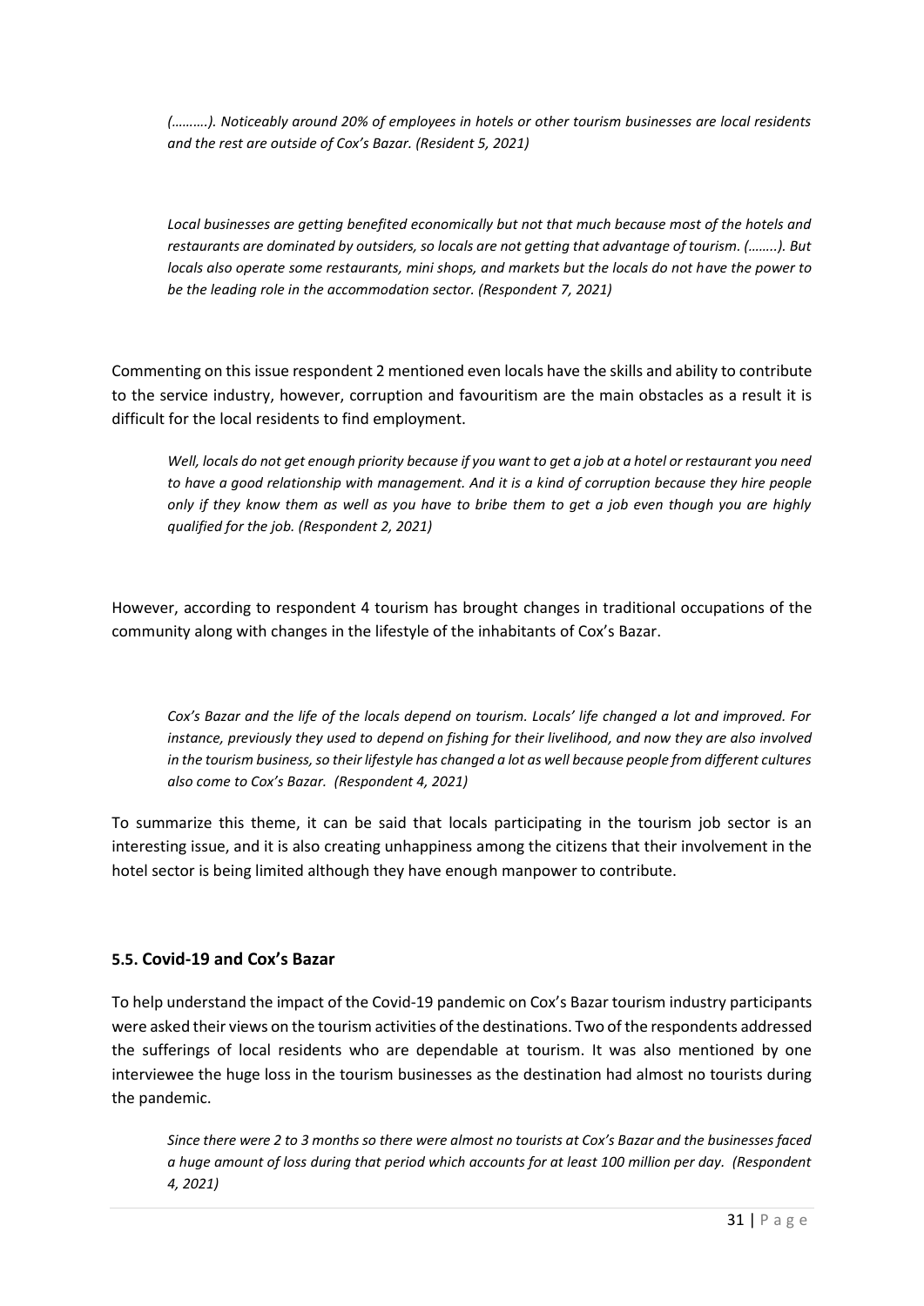*(……….). Noticeably around 20% of employees in hotels or other tourism businesses are local residents and the rest are outside of Cox's Bazar. (Resident 5, 2021)*

*Local businesses are getting benefited economically but not that much because most of the hotels and restaurants are dominated by outsiders, so locals are not getting that advantage of tourism. (……..). But locals also operate some restaurants, mini shops, and markets but the locals do not have the power to be the leading role in the accommodation sector. (Respondent 7, 2021)*

Commenting on this issue respondent 2 mentioned even locals have the skills and ability to contribute to the service industry, however, corruption and favouritism are the main obstacles as a result it is difficult for the local residents to find employment.

*Well, locals do not get enough priority because if you want to get a job at a hotel or restaurant you need to have a good relationship with management. And it is a kind of corruption because they hire people only if they know them as well as you have to bribe them to get a job even though you are highly qualified for the job. (Respondent 2, 2021)*

However, according to respondent 4 tourism has brought changes in traditional occupations of the community along with changes in the lifestyle of the inhabitants of Cox's Bazar.

*Cox's Bazar and the life of the locals depend on tourism. Locals' life changed a lot and improved. For instance, previously they used to depend on fishing for their livelihood, and now they are also involved in the tourism business, so their lifestyle has changed a lot as well because people from different cultures also come to Cox's Bazar. (Respondent 4, 2021)*

To summarize this theme, it can be said that locals participating in the tourism job sector is an interesting issue, and it is also creating unhappiness among the citizens that their involvement in the hotel sector is being limited although they have enough manpower to contribute.

### 5.5. Covid-19 and Cox's Bazar

To help understand the impact of the Covid-19 pandemic on Cox's Bazar tourism industry participants were asked their views on the tourism activities of the destinations. Two of the respondents addressed the sufferings of local residents who are dependable at tourism. It was also mentioned by one interviewee the huge loss in the tourism businesses as the destination had almost no tourists during the pandemic.

*Since there were 2 to 3 months so there were almost no tourists at Cox's Bazar and the businesses faced a huge amount of loss during that period which accounts for at least 100 million per day. (Respondent 4, 2021)*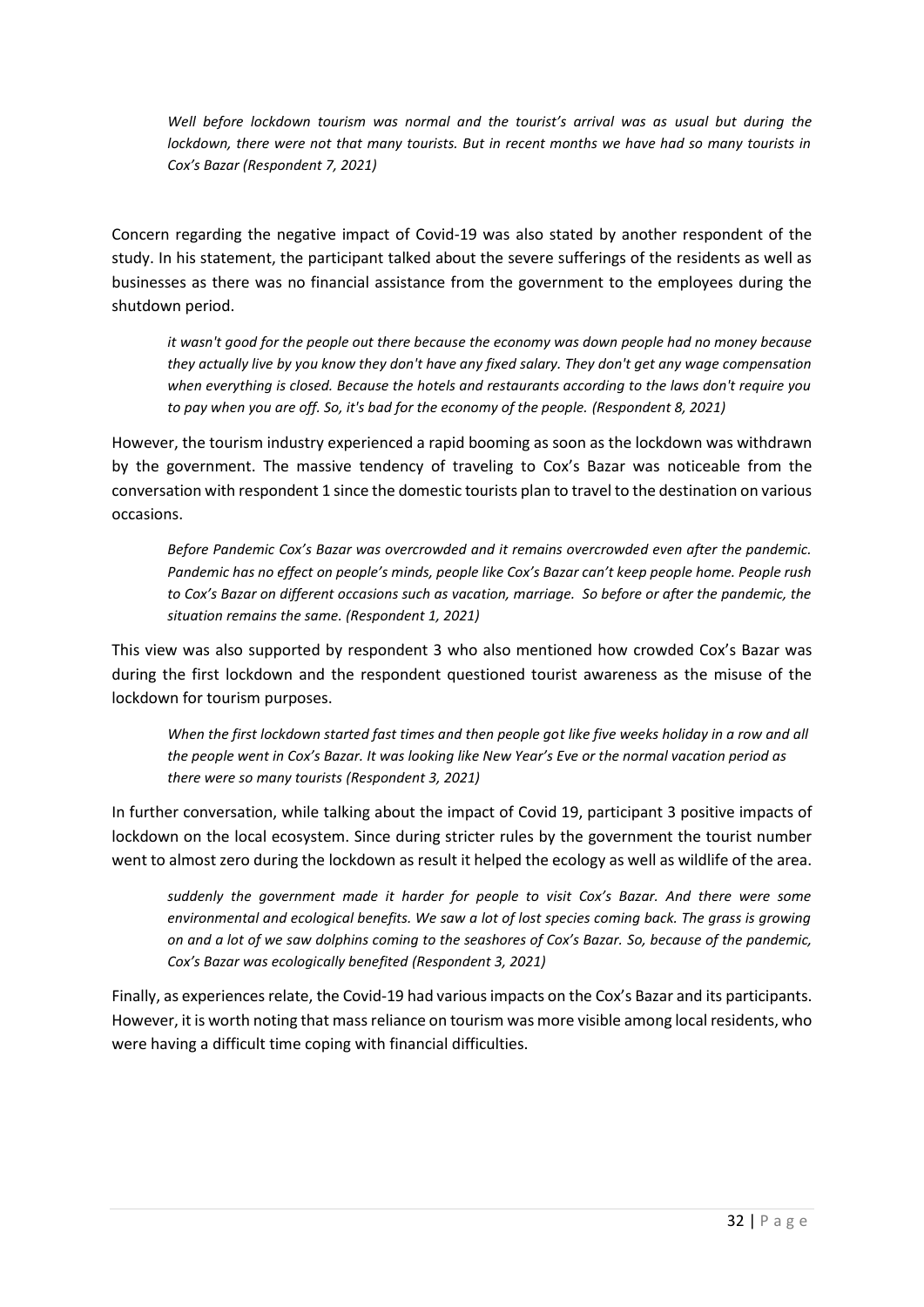*Well before lockdown tourism was normal and the tourist's arrival was as usual but during the lockdown, there were not that many tourists. But in recent months we have had so many tourists in Cox's Bazar (Respondent 7, 2021)*

Concern regarding the negative impact of Covid-19 was also stated by another respondent of the study. In his statement, the participant talked about the severe sufferings of the residents as well as businesses as there was no financial assistance from the government to the employees during the shutdown period.

*it wasn't good for the people out there because the economy was down people had no money because they actually live by you know they don't have any fixed salary. They don't get any wage compensation when everything is closed. Because the hotels and restaurants according to the laws don't require you to pay when you are off. So, it's bad for the economy of the people. (Respondent 8, 2021)*

However, the tourism industry experienced a rapid booming as soon as the lockdown was withdrawn by the government. The massive tendency of traveling to Cox's Bazar was noticeable from the conversation with respondent 1 since the domestic tourists plan to travel to the destination on various occasions.

*Before Pandemic Cox's Bazar was overcrowded and it remains overcrowded even after the pandemic. Pandemic has no effect on people's minds, people like Cox's Bazar can't keep people home. People rush to Cox's Bazar on different occasions such as vacation, marriage. So before or after the pandemic, the situation remains the same. (Respondent 1, 2021)*

This view was also supported by respondent 3 who also mentioned how crowded Cox's Bazar was during the first lockdown and the respondent questioned tourist awareness as the misuse of the lockdown for tourism purposes.

*When the first lockdown started fast times and then people got like five weeks holiday in a row and all the people went in Cox's Bazar. It was looking like New Year's Eve or the normal vacation period as there were so many tourists (Respondent 3, 2021)*

In further conversation, while talking about the impact of Covid 19, participant 3 positive impacts of lockdown on the local ecosystem. Since during stricter rules by the government the tourist number went to almost zero during the lockdown as result it helped the ecology as well as wildlife of the area.

*suddenly the government made it harder for people to visit Cox's Bazar. And there were some environmental and ecological benefits. We saw a lot of lost species coming back. The grass is growing on and a lot of we saw dolphins coming to the seashores of Cox's Bazar. So, because of the pandemic, Cox's Bazar was ecologically benefited (Respondent 3, 2021)*

Finally, as experiences relate, the Covid-19 had various impacts on the Cox's Bazar and its participants. However, it is worth noting that mass reliance on tourism was more visible among local residents, who were having a difficult time coping with financial difficulties.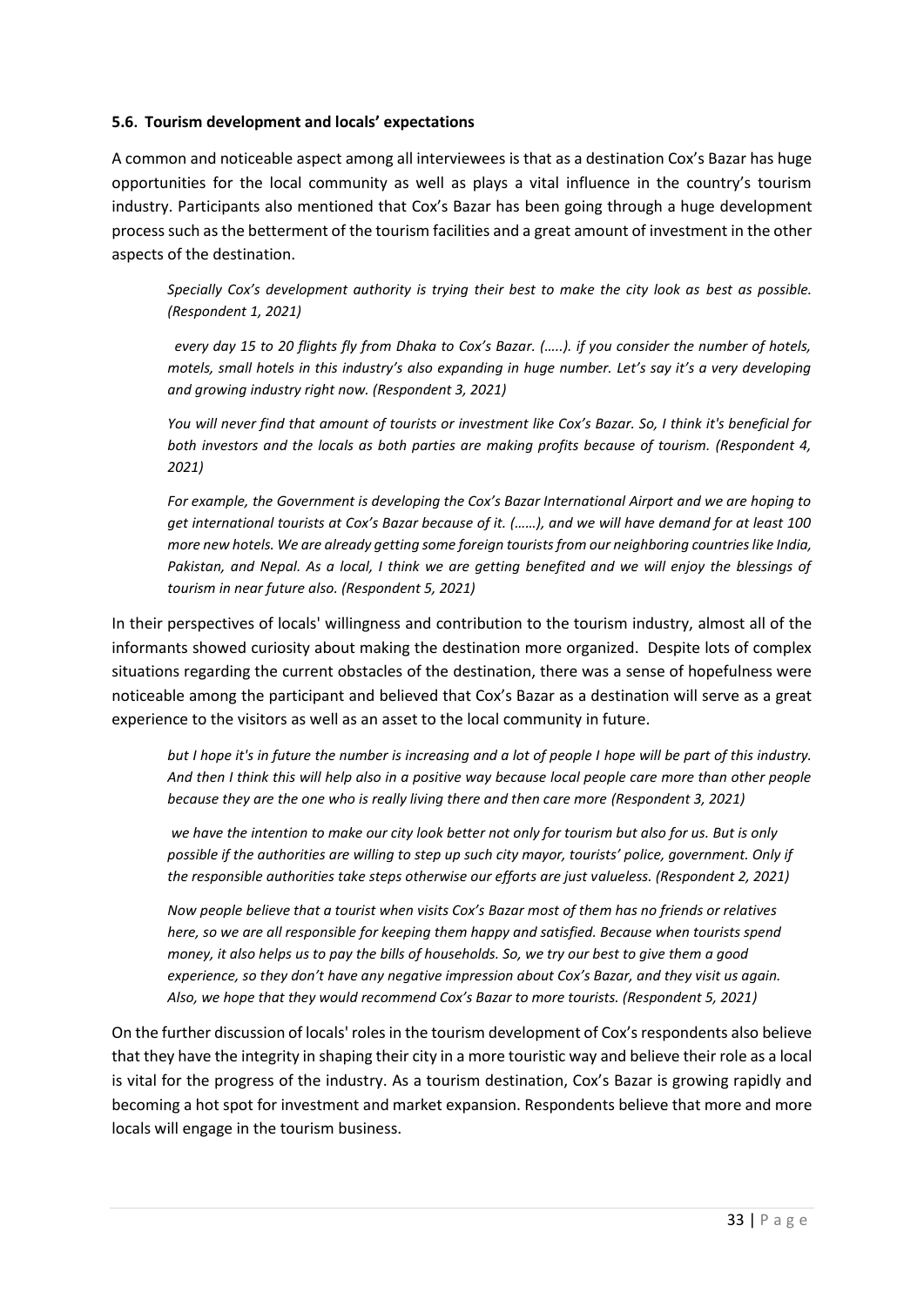### 5.6. Tourism development and locals' expectations

A common and noticeable aspect among all interviewees is that as a destination Cox's Bazar has huge opportunities for the local community as well as plays a vital influence in the country's tourism industry. Participants also mentioned that Cox's Bazar has been going through a huge development process such as the betterment of the tourism facilities and a great amount of investment in the other aspects of the destination.

> *Specially Cox's development authority is trying their best to make the city look as best as possible. (Respondent 1, 2021)*

> *every day 15 to 20 flights fly from Dhaka to Cox's Bazar. (…..). if you consider the number of hotels, motels, small hotels in this industry's also expanding in huge number. Let's say it's a very developing and growing industry right now. (Respondent 3, 2021)*

> *You will never find that amount of tourists or investment like Cox's Bazar. So, I think it's beneficial for both investors and the locals as both parties are making profits because of tourism. (Respondent 4, 2021)*

> *For example, the Government is developing the Cox's Bazar International Airport and we are hoping to get international tourists at Cox's Bazar because of it. (……), and we will have demand for at least 100 more new hotels. We are already getting some foreign tourists from our neighboring countries like India, Pakistan, and Nepal. As a local, I think we are getting benefited and we will enjoy the blessings of tourism in near future also. (Respondent 5, 2021)*

In their perspectives of locals' willingness and contribution to the tourism industry, almost all of the informants showed curiosity about making the destination more organized. Despite lots of complex situations regarding the current obstacles of the destination, there was a sense of hopefulness were noticeable among the participant and believed that Cox's Bazar as a destination will serve as a great experience to the visitors as well as an asset to the local community in future.

> *but I hope it's in future the number is increasing and a lot of people I hope will be part of this industry. And then I think this will help also in a positive way because local people care more than other people because they are the one who is really living there and then care more (Respondent 3, 2021)*

> *we have the intention to make our city look better not only for tourism but also for us. But is only possible if the authorities are willing to step up such city mayor, tourists' police, government. Only if the responsible authorities take steps otherwise our efforts are just valueless. (Respondent 2, 2021)*

> *Now people believe that a tourist when visits Cox's Bazar most of them has no friends or relatives here, so we are all responsible for keeping them happy and satisfied. Because when tourists spend money, it also helps us to pay the bills of households. So, we try our best to give them a good experience, so they don't have any negative impression about Cox's Bazar, and they visit us again. Also, we hope that they would recommend Cox's Bazar to more tourists. (Respondent 5, 2021)*

On the further discussion of locals' roles in the tourism development of Cox's respondents also believe that they have the integrity in shaping their city in a more touristic way and believe their role as a local is vital for the progress of the industry. As a tourism destination, Cox's Bazar is growing rapidly and becoming a hot spot for investment and market expansion. Respondents believe that more and more locals will engage in the tourism business.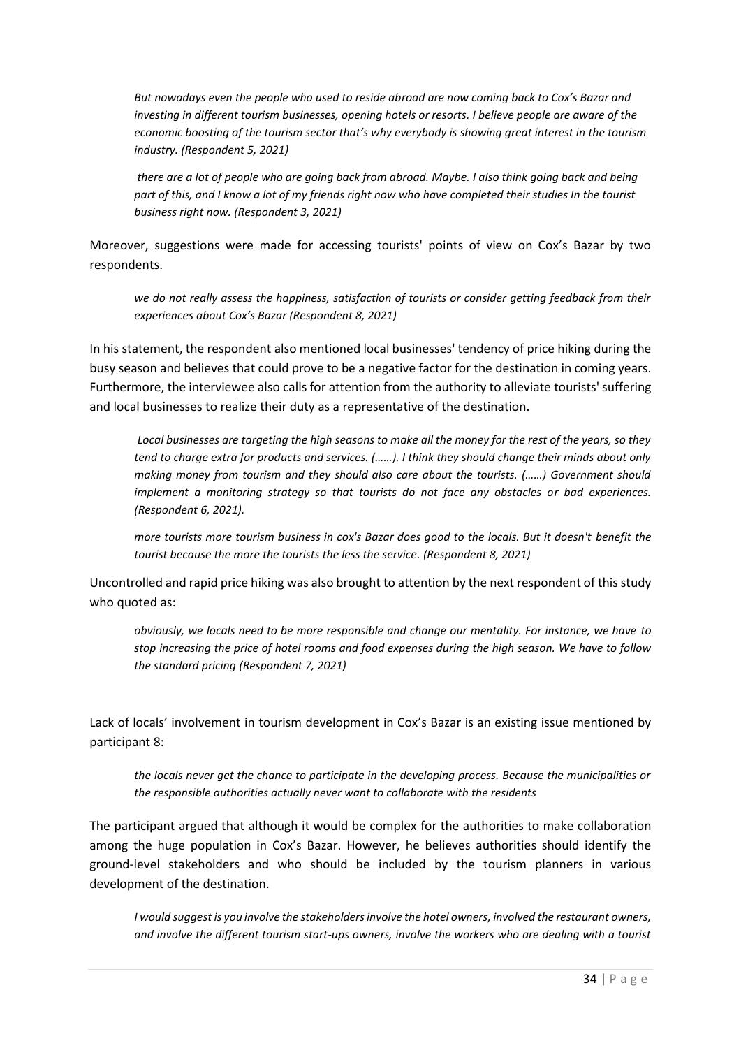> *But nowadays even the people who used to reside abroad are now coming back to Cox's Bazar and investing in different tourism businesses, opening hotels or resorts. I believe people are aware of the economic boosting of the tourism sector that's why everybody is showing great interest in the tourism industry. (Respondent 5, 2021)*

> *there are a lot of people who are going back from abroad. Maybe. I also think going back and being part of this, and I know a lot of my friends right now who have completed their studies In the tourist business right now. (Respondent 3, 2021)*

Moreover, suggestions were made for accessing tourists' points of view on Cox's Bazar by two respondents.

> *we do not really assess the happiness, satisfaction of tourists or consider getting feedback from their experiences about Cox's Bazar (Respondent 8, 2021)*

In his statement, the respondent also mentioned local businesses' tendency of price hiking during the busy season and believes that could prove to be a negative factor for the destination in coming years. Furthermore, the interviewee also calls for attention from the authority to alleviate tourists' suffering and local businesses to realize their duty as a representative of the destination.

> *Local businesses are targeting the high seasons to make all the money for the rest of the years, so they tend to charge extra for products and services. (……). I think they should change their minds about only making money from tourism and they should also care about the tourists. (……) Government should implement a monitoring strategy so that tourists do not face any obstacles or bad experiences. (Respondent 6, 2021).*

> *more tourists more tourism business in cox's Bazar does good to the locals. But it doesn't benefit the tourist because the more the tourists the less the service. (Respondent 8, 2021)*

Uncontrolled and rapid price hiking was also brought to attention by the next respondent of this study who quoted as:

> *obviously, we locals need to be more responsible and change our mentality. For instance, we have to stop increasing the price of hotel rooms and food expenses during the high season. We have to follow the standard pricing (Respondent 7, 2021)*

Lack of locals' involvement in tourism development in Cox's Bazar is an existing issue mentioned by participant 8:

> *the locals never get the chance to participate in the developing process. Because the municipalities or the responsible authorities actually never want to collaborate with the residents*

The participant argued that although it would be complex for the authorities to make collaboration among the huge population in Cox's Bazar. However, he believes authorities should identify the ground-level stakeholders and who should be included by the tourism planners in various development of the destination.

> *I would suggest is you involve the stakeholders involve the hotel owners, involved the restaurant owners, and involve the different tourism start-ups owners, involve the workers who are dealing with a tourist*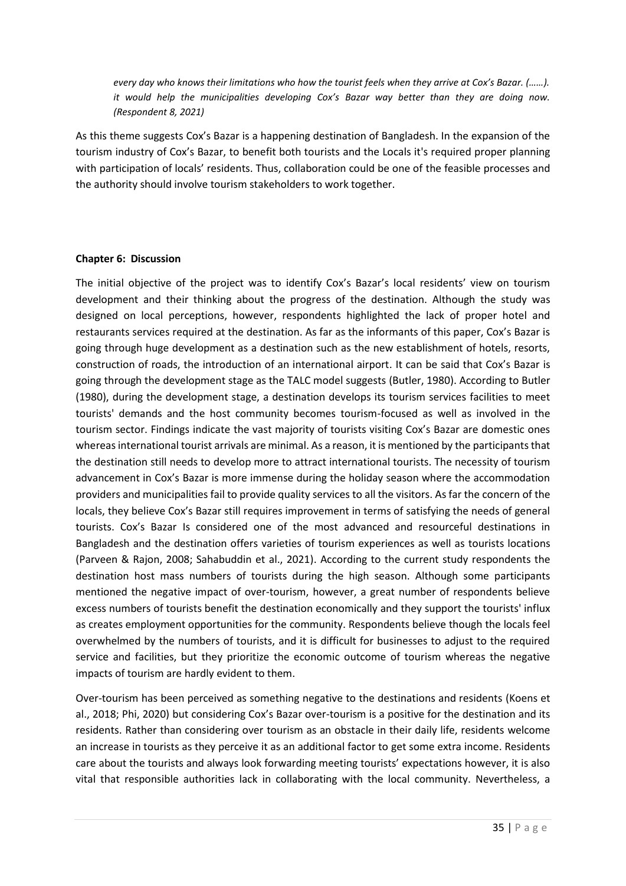*every day who knows their limitations who how the tourist feels when they arrive at Cox's Bazar. (……). it would help the municipalities developing Cox's Bazar way better than they are doing now. (Respondent 8, 2021)*

As this theme suggests Cox's Bazar is a happening destination of Bangladesh. In the expansion of the tourism industry of Cox's Bazar, to benefit both tourists and the Locals it's required proper planning with participation of locals' residents. Thus, collaboration could be one of the feasible processes and the authority should involve tourism stakeholders to work together.

## Chapter 6: Discussion

The initial objective of the project was to identify Cox's Bazar's local residents' view on tourism development and their thinking about the progress of the destination. Although the study was designed on local perceptions, however, respondents highlighted the lack of proper hotel and restaurants services required at the destination. As far as the informants of this paper, Cox's Bazar is going through huge development as a destination such as the new establishment of hotels, resorts, construction of roads, the introduction of an international airport. It can be said that Cox's Bazar is going through the development stage as the TALC model suggests (Butler, 1980). According to Butler (1980), during the development stage, a destination develops its tourism services facilities to meet tourists' demands and the host community becomes tourism-focused as well as involved in the tourism sector. Findings indicate the vast majority of tourists visiting Cox's Bazar are domestic ones whereas international tourist arrivals are minimal. As a reason, it is mentioned by the participants that the destination still needs to develop more to attract international tourists. The necessity of tourism advancement in Cox's Bazar is more immense during the holiday season where the accommodation providers and municipalities fail to provide quality services to all the visitors. As far the concern of the locals, they believe Cox's Bazar still requires improvement in terms of satisfying the needs of general tourists. Cox's Bazar Is considered one of the most advanced and resourceful destinations in Bangladesh and the destination offers varieties of tourism experiences as well as tourists locations (Parveen & Rajon, 2008; Sahabuddin et al., 2021). According to the current study respondents the destination host mass numbers of tourists during the high season. Although some participants mentioned the negative impact of over-tourism, however, a great number of respondents believe excess numbers of tourists benefit the destination economically and they support the tourists' influx as creates employment opportunities for the community. Respondents believe though the locals feel overwhelmed by the numbers of tourists, and it is difficult for businesses to adjust to the required service and facilities, but they prioritize the economic outcome of tourism whereas the negative impacts of tourism are hardly evident to them.

Over-tourism has been perceived as something negative to the destinations and residents (Koens et al., 2018; Phi, 2020) but considering Cox's Bazar over-tourism is a positive for the destination and its residents. Rather than considering over tourism as an obstacle in their daily life, residents welcome an increase in tourists as they perceive it as an additional factor to get some extra income. Residents care about the tourists and always look forwarding meeting tourists' expectations however, it is also vital that responsible authorities lack in collaborating with the local community. Nevertheless, a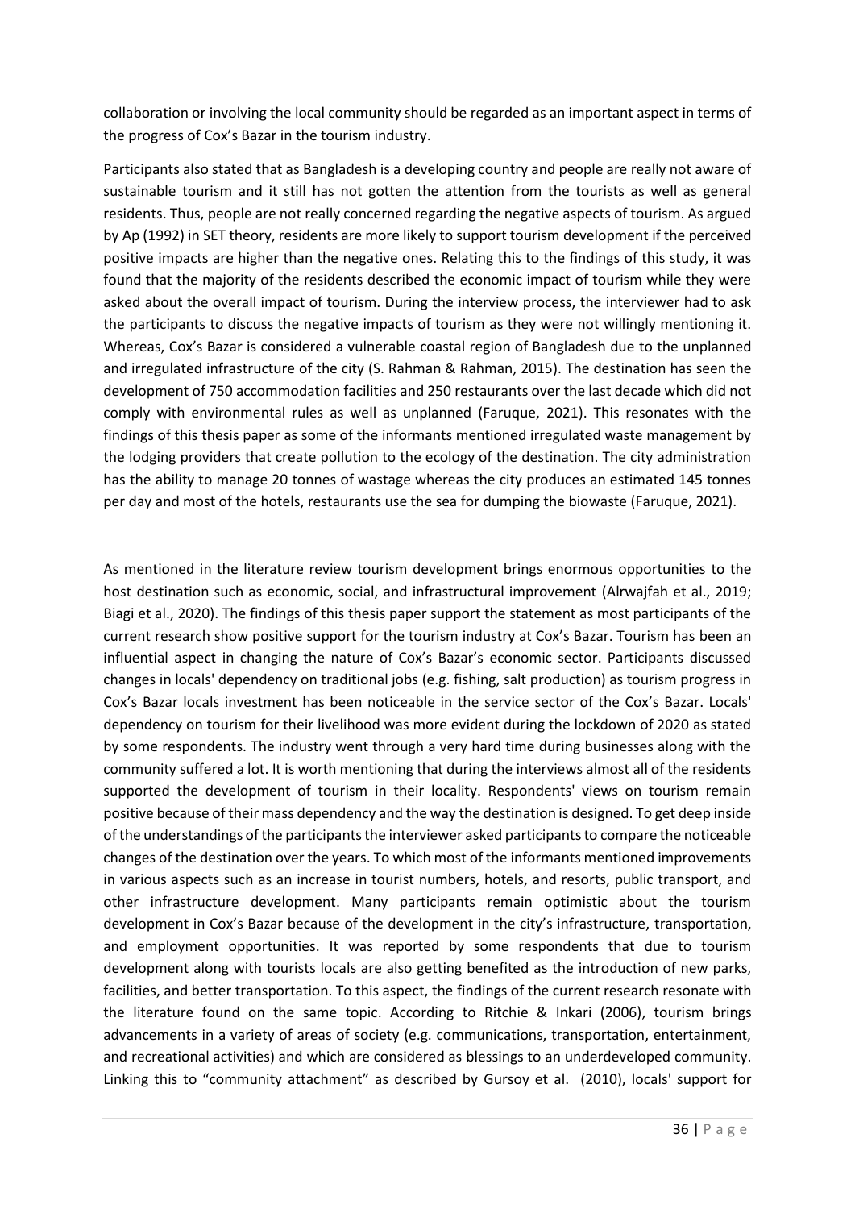collaboration or involving the local community should be regarded as an important aspect in terms of the progress of Cox's Bazar in the tourism industry.

Participants also stated that as Bangladesh is a developing country and people are really not aware of sustainable tourism and it still has not gotten the attention from the tourists as well as general residents. Thus, people are not really concerned regarding the negative aspects of tourism. As argued by Ap (1992) in SET theory, residents are more likely to support tourism development if the perceived positive impacts are higher than the negative ones. Relating this to the findings of this study, it was found that the majority of the residents described the economic impact of tourism while they were asked about the overall impact of tourism. During the interview process, the interviewer had to ask the participants to discuss the negative impacts of tourism as they were not willingly mentioning it. Whereas, Cox's Bazar is considered a vulnerable coastal region of Bangladesh due to the unplanned and irregulated infrastructure of the city (S. Rahman & Rahman, 2015). The destination has seen the development of 750 accommodation facilities and 250 restaurants over the last decade which did not comply with environmental rules as well as unplanned (Faruque, 2021). This resonates with the findings of this thesis paper as some of the informants mentioned irregulated waste management by the lodging providers that create pollution to the ecology of the destination. The city administration has the ability to manage 20 tonnes of wastage whereas the city produces an estimated 145 tonnes per day and most of the hotels, restaurants use the sea for dumping the biowaste (Faruque, 2021).

As mentioned in the literature review tourism development brings enormous opportunities to the host destination such as economic, social, and infrastructural improvement (Alrwajfah et al., 2019; Biagi et al., 2020). The findings of this thesis paper support the statement as most participants of the current research show positive support for the tourism industry at Cox's Bazar. Tourism has been an influential aspect in changing the nature of Cox's Bazar's economic sector. Participants discussed changes in locals' dependency on traditional jobs (e.g. fishing, salt production) as tourism progress in Cox's Bazar locals investment has been noticeable in the service sector of the Cox's Bazar. Locals' dependency on tourism for their livelihood was more evident during the lockdown of 2020 as stated by some respondents. The industry went through a very hard time during businesses along with the community suffered a lot. It is worth mentioning that during the interviews almost all of the residents supported the development of tourism in their locality. Respondents' views on tourism remain positive because of their mass dependency and the way the destination is designed. To get deep inside of the understandings of the participants the interviewer asked participants to compare the noticeable changes of the destination over the years. To which most of the informants mentioned improvements in various aspects such as an increase in tourist numbers, hotels, and resorts, public transport, and other infrastructure development. Many participants remain optimistic about the tourism development in Cox's Bazar because of the development in the city's infrastructure, transportation, and employment opportunities. It was reported by some respondents that due to tourism development along with tourists locals are also getting benefited as the introduction of new parks, facilities, and better transportation. To this aspect, the findings of the current research resonate with the literature found on the same topic. According to Ritchie & Inkari (2006), tourism brings advancements in a variety of areas of society (e.g. communications, transportation, entertainment, and recreational activities) and which are considered as blessings to an underdeveloped community. Linking this to "community attachment" as described by Gursoy et al. (2010), locals' support for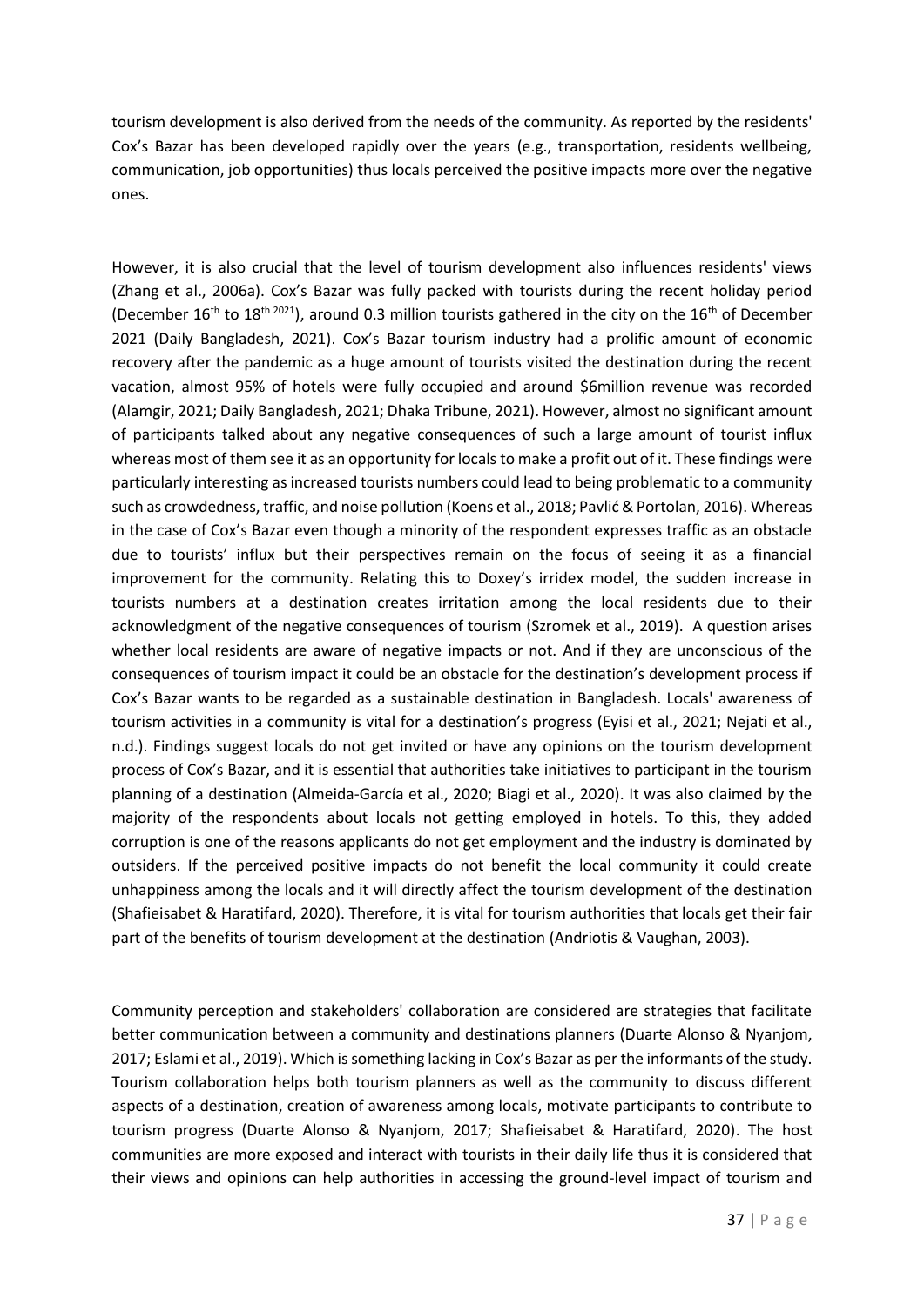tourism development is also derived from the needs of the community. As reported by the residents' Cox's Bazar has been developed rapidly over the years (e.g., transportation, residents wellbeing, communication, job opportunities) thus locals perceived the positive impacts more over the negative ones.

However, it is also crucial that the level of tourism development also influences residents' views (Zhang et al., 2006a). Cox's Bazar was fully packed with tourists during the recent holiday period (December 16th to 18th 2021), around 0.3 million tourists gathered in the city on the 16th of December 2021 (Daily Bangladesh, 2021). Cox's Bazar tourism industry had a prolific amount of economic recovery after the pandemic as a huge amount of tourists visited the destination during the recent vacation, almost 95% of hotels were fully occupied and around $6million revenue was recorded (Alamgir, 2021; Daily Bangladesh, 2021; Dhaka Tribune, 2021). However, almost no significant amount of participants talked about any negative consequences of such a large amount of tourist influx whereas most of them see it as an opportunity for locals to make a profit out of it. These findings were particularly interesting as increased tourists numbers could lead to being problematic to a community such as crowdedness, traffic, and noise pollution (Koens et al., 2018; Pavlić & Portolan, 2016). Whereas in the case of Cox's Bazar even though a minority of the respondent expresses traffic as an obstacle due to tourists' influx but their perspectives remain on the focus of seeing it as a financial improvement for the community. Relating this to Doxey's irridex model, the sudden increase in tourists numbers at a destination creates irritation among the local residents due to their acknowledgment of the negative consequences of tourism (Szromek et al., 2019). A question arises whether local residents are aware of negative impacts or not. And if they are unconscious of the consequences of tourism impact it could be an obstacle for the destination's development process if Cox's Bazar wants to be regarded as a sustainable destination in Bangladesh. Locals' awareness of tourism activities in a community is vital for a destination's progress (Eyisi et al., 2021; Nejati et al., n.d.). Findings suggest locals do not get invited or have any opinions on the tourism development process of Cox's Bazar, and it is essential that authorities take initiatives to participant in the tourism planning of a destination (Almeida-García et al., 2020; Biagi et al., 2020). It was also claimed by the majority of the respondents about locals not getting employed in hotels. To this, they added corruption is one of the reasons applicants do not get employment and the industry is dominated by outsiders. If the perceived positive impacts do not benefit the local community it could create unhappiness among the locals and it will directly affect the tourism development of the destination (Shafieisabet & Haratifard, 2020). Therefore, it is vital for tourism authorities that locals get their fair part of the benefits of tourism development at the destination (Andriotis & Vaughan, 2003).

Community perception and stakeholders' collaboration are considered are strategies that facilitate better communication between a community and destinations planners (Duarte Alonso & Nyanjom, 2017; Eslami et al., 2019). Which is something lacking in Cox's Bazar as per the informants of the study. Tourism collaboration helps both tourism planners as well as the community to discuss different aspects of a destination, creation of awareness among locals, motivate participants to contribute to tourism progress (Duarte Alonso & Nyanjom, 2017; Shafieisabet & Haratifard, 2020). The host communities are more exposed and interact with tourists in their daily life thus it is considered that their views and opinions can help authorities in accessing the ground-level impact of tourism and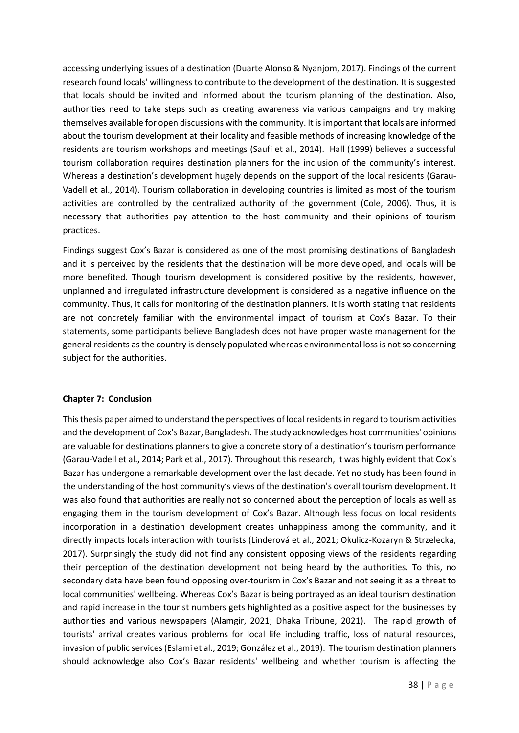accessing underlying issues of a destination (Duarte Alonso & Nyanjom, 2017). Findings of the current research found locals' willingness to contribute to the development of the destination. It is suggested that locals should be invited and informed about the tourism planning of the destination. Also, authorities need to take steps such as creating awareness via various campaigns and try making themselves available for open discussions with the community. It is important that locals are informed about the tourism development at their locality and feasible methods of increasing knowledge of the residents are tourism workshops and meetings (Saufi et al., 2014). Hall (1999) believes a successful tourism collaboration requires destination planners for the inclusion of the community's interest. Whereas a destination's development hugely depends on the support of the local residents (Garau-Vadell et al., 2014). Tourism collaboration in developing countries is limited as most of the tourism activities are controlled by the centralized authority of the government (Cole, 2006). Thus, it is necessary that authorities pay attention to the host community and their opinions of tourism practices.

Findings suggest Cox's Bazar is considered as one of the most promising destinations of Bangladesh and it is perceived by the residents that the destination will be more developed, and locals will be more benefited. Though tourism development is considered positive by the residents, however, unplanned and irregulated infrastructure development is considered as a negative influence on the community. Thus, it calls for monitoring of the destination planners. It is worth stating that residents are not concretely familiar with the environmental impact of tourism at Cox's Bazar. To their statements, some participants believe Bangladesh does not have proper waste management for the general residents as the country is densely populated whereas environmental loss is not so concerning subject for the authorities.

## Chapter 7: Conclusion

This thesis paper aimed to understand the perspectives of local residents in regard to tourism activities and the development of Cox's Bazar, Bangladesh. The study acknowledges host communities' opinions are valuable for destinations planners to give a concrete story of a destination's tourism performance (Garau-Vadell et al., 2014; Park et al., 2017). Throughout this research, it was highly evident that Cox's Bazar has undergone a remarkable development over the last decade. Yet no study has been found in the understanding of the host community's views of the destination's overall tourism development. It was also found that authorities are really not so concerned about the perception of locals as well as engaging them in the tourism development of Cox's Bazar. Although less focus on local residents incorporation in a destination development creates unhappiness among the community, and it directly impacts locals interaction with tourists (Linderová et al., 2021; Okulicz-Kozaryn & Strzelecka, 2017). Surprisingly the study did not find any consistent opposing views of the residents regarding their perception of the destination development not being heard by the authorities. To this, no secondary data have been found opposing over-tourism in Cox's Bazar and not seeing it as a threat to local communities' wellbeing. Whereas Cox's Bazar is being portrayed as an ideal tourism destination and rapid increase in the tourist numbers gets highlighted as a positive aspect for the businesses by authorities and various newspapers (Alamgir, 2021; Dhaka Tribune, 2021). The rapid growth of tourists' arrival creates various problems for local life including traffic, loss of natural resources, invasion of public services (Eslami et al., 2019; González et al., 2019). The tourism destination planners should acknowledge also Cox's Bazar residents' wellbeing and whether tourism is affecting the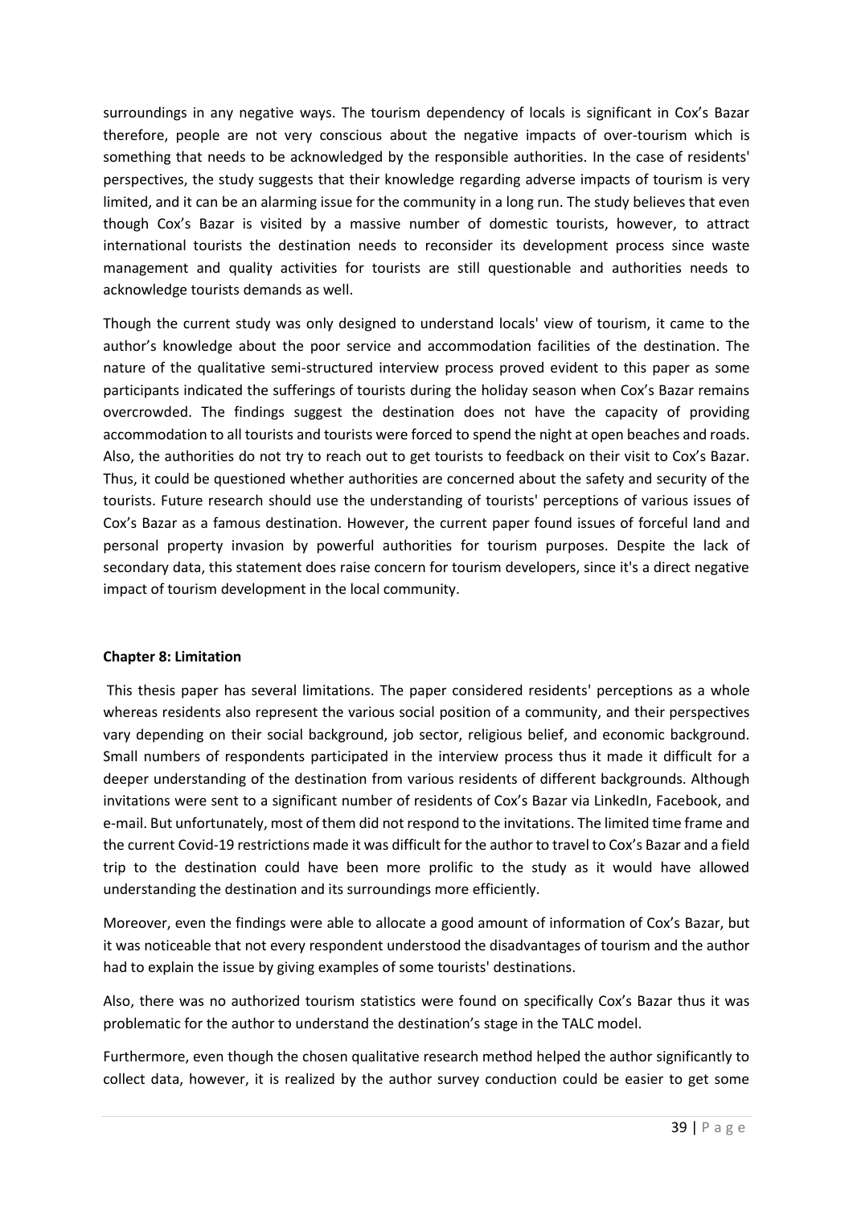surroundings in any negative ways. The tourism dependency of locals is significant in Cox's Bazar therefore, people are not very conscious about the negative impacts of over-tourism which is something that needs to be acknowledged by the responsible authorities. In the case of residents' perspectives, the study suggests that their knowledge regarding adverse impacts of tourism is very limited, and it can be an alarming issue for the community in a long run. The study believes that even though Cox's Bazar is visited by a massive number of domestic tourists, however, to attract international tourists the destination needs to reconsider its development process since waste management and quality activities for tourists are still questionable and authorities needs to acknowledge tourists demands as well.

Though the current study was only designed to understand locals' view of tourism, it came to the author's knowledge about the poor service and accommodation facilities of the destination. The nature of the qualitative semi-structured interview process proved evident to this paper as some participants indicated the sufferings of tourists during the holiday season when Cox's Bazar remains overcrowded. The findings suggest the destination does not have the capacity of providing accommodation to all tourists and tourists were forced to spend the night at open beaches and roads. Also, the authorities do not try to reach out to get tourists to feedback on their visit to Cox's Bazar. Thus, it could be questioned whether authorities are concerned about the safety and security of the tourists. Future research should use the understanding of tourists' perceptions of various issues of Cox's Bazar as a famous destination. However, the current paper found issues of forceful land and personal property invasion by powerful authorities for tourism purposes. Despite the lack of secondary data, this statement does raise concern for tourism developers, since it's a direct negative impact of tourism development in the local community.

## Chapter 8: Limitation

This thesis paper has several limitations. The paper considered residents' perceptions as a whole whereas residents also represent the various social position of a community, and their perspectives vary depending on their social background, job sector, religious belief, and economic background. Small numbers of respondents participated in the interview process thus it made it difficult for a deeper understanding of the destination from various residents of different backgrounds. Although invitations were sent to a significant number of residents of Cox's Bazar via LinkedIn, Facebook, and e-mail. But unfortunately, most of them did not respond to the invitations. The limited time frame and the current Covid-19 restrictions made it was difficult for the author to travel to Cox's Bazar and a field trip to the destination could have been more prolific to the study as it would have allowed understanding the destination and its surroundings more efficiently.

Moreover, even the findings were able to allocate a good amount of information of Cox's Bazar, but it was noticeable that not every respondent understood the disadvantages of tourism and the author had to explain the issue by giving examples of some tourists' destinations.

Also, there was no authorized tourism statistics were found on specifically Cox's Bazar thus it was problematic for the author to understand the destination's stage in the TALC model.

Furthermore, even though the chosen qualitative research method helped the author significantly to collect data, however, it is realized by the author survey conduction could be easier to get some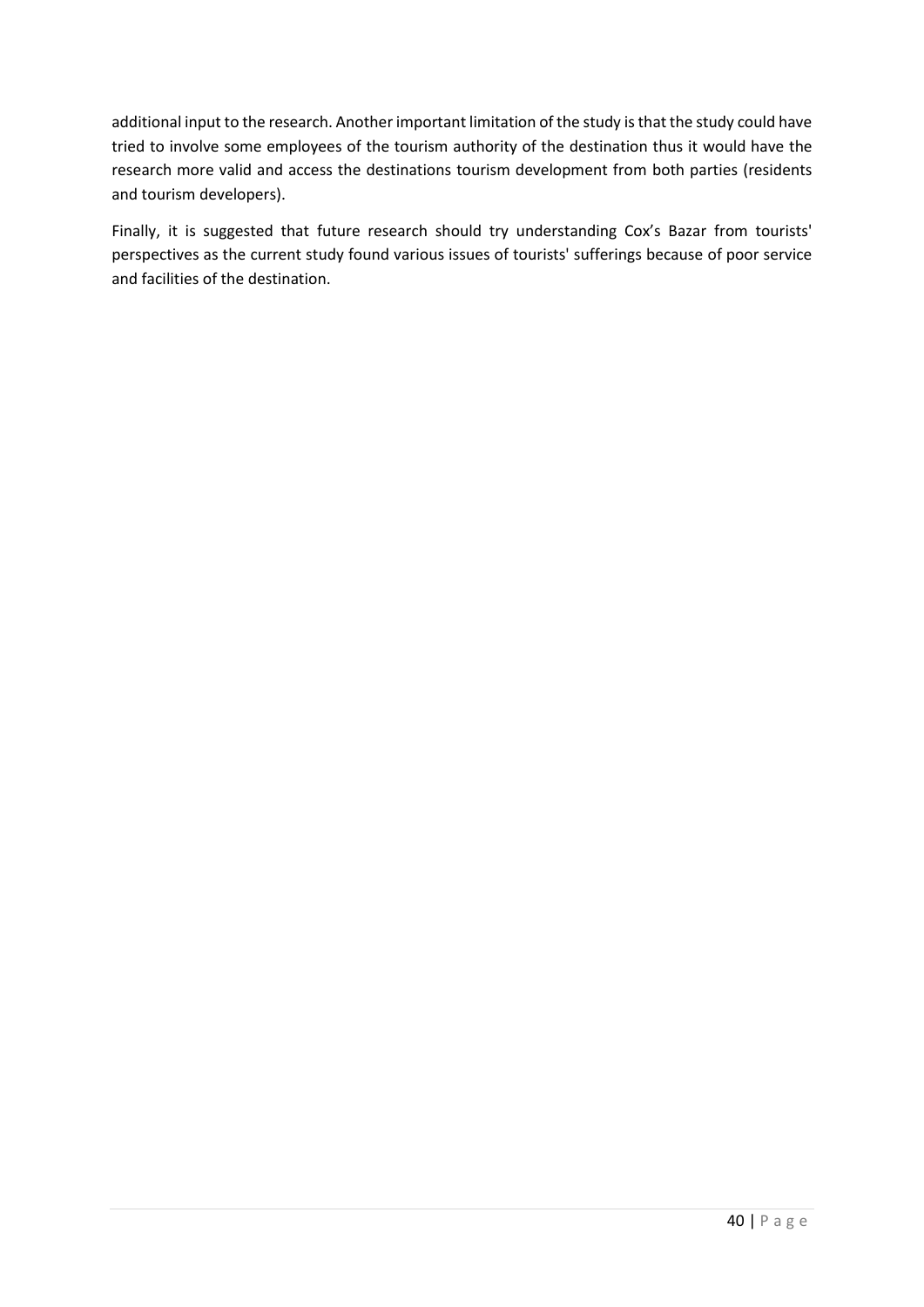additional input to the research. Another important limitation of the study is that the study could have tried to involve some employees of the tourism authority of the destination thus it would have the research more valid and access the destinations tourism development from both parties (residents and tourism developers).

Finally, it is suggested that future research should try understanding Cox's Bazar from tourists' perspectives as the current study found various issues of tourists' sufferings because of poor service and facilities of the destination.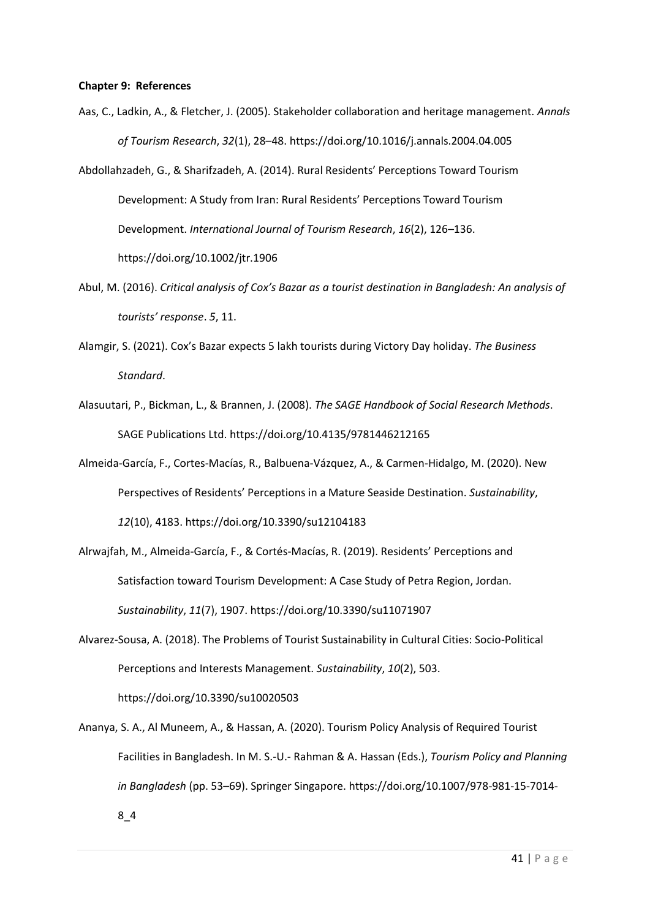**Chapter 9: References**

Aas, C., Ladkin, A., & Fletcher, J. (2005). Stakeholder collaboration and heritage management. *Annals of Tourism Research*, *32*(1), 28–48. https://doi.org/10.1016/j.annals.2004.04.005

Abdollahzadeh, G., & Sharifzadeh, A. (2014). Rural Residents' Perceptions Toward Tourism Development: A Study from Iran: Rural Residents' Perceptions Toward Tourism Development. *International Journal of Tourism Research*, *16*(2), 126–136. https://doi.org/10.1002/jtr.1906

Abul, M. (2016). *Critical analysis of Cox's Bazar as a tourist destination in Bangladesh: An analysis of tourists' response*. *5*, 11.

Alamgir, S. (2021). Cox's Bazar expects 5 lakh tourists during Victory Day holiday. *The Business Standard*.

Alasuutari, P., Bickman, L., & Brannen, J. (2008). *The SAGE Handbook of Social Research Methods*. SAGE Publications Ltd. https://doi.org/10.4135/9781446212165

Almeida-García, F., Cortes-Macías, R., Balbuena-Vázquez, A., & Carmen-Hidalgo, M. (2020). New Perspectives of Residents' Perceptions in a Mature Seaside Destination. *Sustainability*, *12*(10), 4183. https://doi.org/10.3390/su12104183

Alrwajfah, M., Almeida-García, F., & Cortés-Macías, R. (2019). Residents' Perceptions and Satisfaction toward Tourism Development: A Case Study of Petra Region, Jordan. *Sustainability*, *11*(7), 1907. https://doi.org/10.3390/su11071907

Alvarez-Sousa, A. (2018). The Problems of Tourist Sustainability in Cultural Cities: Socio-Political Perceptions and Interests Management. *Sustainability*, *10*(2), 503. https://doi.org/10.3390/su10020503

Ananya, S. A., Al Muneem, A., & Hassan, A. (2020). Tourism Policy Analysis of Required Tourist Facilities in Bangladesh. In M. S.-U.- Rahman & A. Hassan (Eds.), *Tourism Policy and Planning in Bangladesh* (pp. 53–69). Springer Singapore. https://doi.org/10.1007/978-981-15-7014-8_4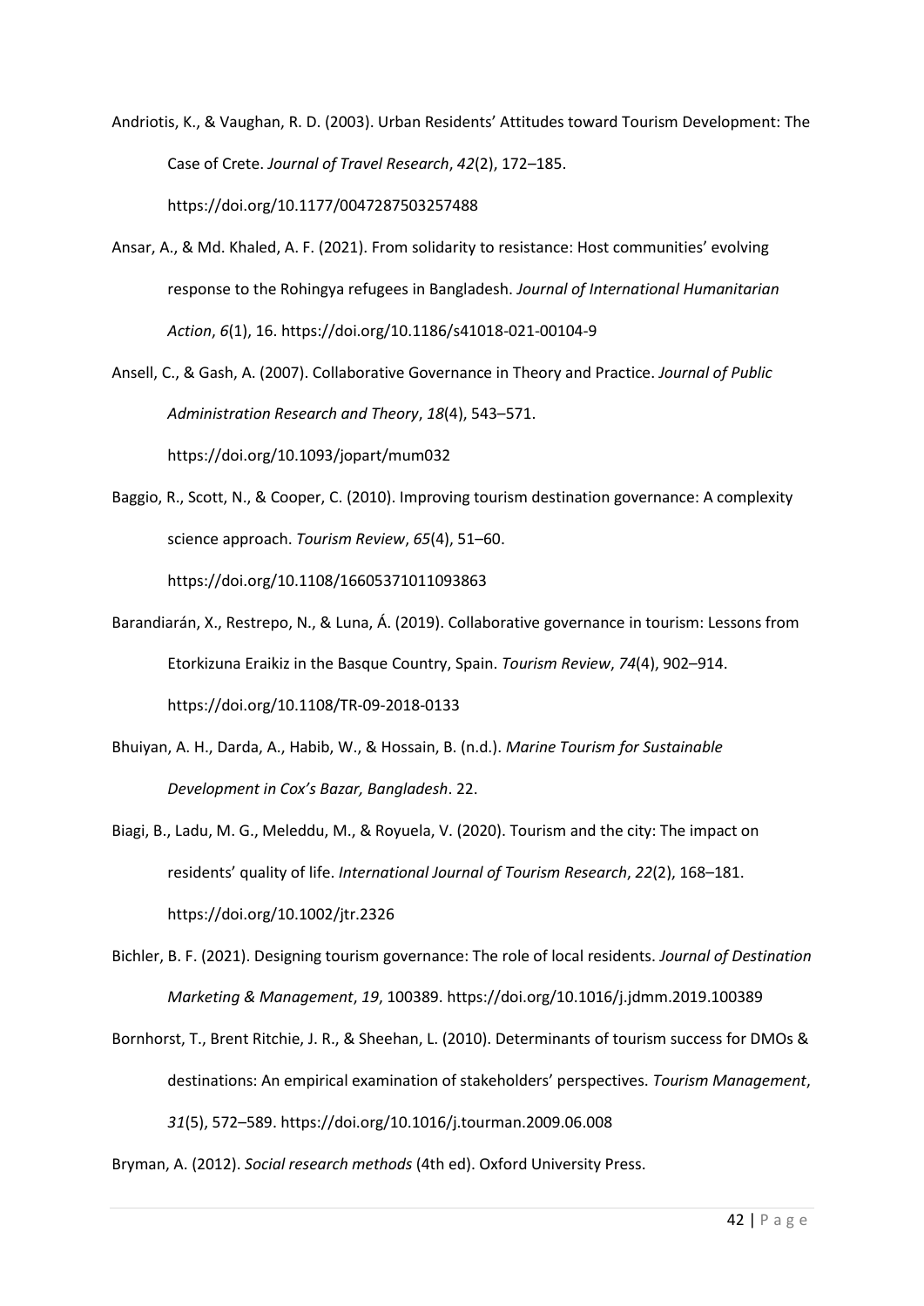Andriotis, K., & Vaughan, R. D. (2003). Urban Residents' Attitudes toward Tourism Development: The Case of Crete. *Journal of Travel Research*, *42*(2), 172–185. https://doi.org/10.1177/0047287503257488

Ansar, A., & Md. Khaled, A. F. (2021). From solidarity to resistance: Host communities' evolving response to the Rohingya refugees in Bangladesh. *Journal of International Humanitarian Action*, *6*(1), 16. https://doi.org/10.1186/s41018-021-00104-9

Ansell, C., & Gash, A. (2007). Collaborative Governance in Theory and Practice. *Journal of Public Administration Research and Theory*, *18*(4), 543–571. https://doi.org/10.1093/jopart/mum032

Baggio, R., Scott, N., & Cooper, C. (2010). Improving tourism destination governance: A complexity science approach. *Tourism Review*, *65*(4), 51–60. https://doi.org/10.1108/16605371011093863

Barandiarán, X., Restrepo, N., & Luna, Á. (2019). Collaborative governance in tourism: Lessons from Etorkizuna Eraikiz in the Basque Country, Spain. *Tourism Review*, *74*(4), 902–914. https://doi.org/10.1108/TR-09-2018-0133

Bhuiyan, A. H., Darda, A., Habib, W., & Hossain, B. (n.d.). *Marine Tourism for Sustainable Development in Cox's Bazar, Bangladesh*. 22.

Biagi, B., Ladu, M. G., Meleddu, M., & Royuela, V. (2020). Tourism and the city: The impact on residents' quality of life. *International Journal of Tourism Research*, *22*(2), 168–181. https://doi.org/10.1002/jtr.2326

Bichler, B. F. (2021). Designing tourism governance: The role of local residents. *Journal of Destination Marketing & Management*, *19*, 100389. https://doi.org/10.1016/j.jdmm.2019.100389

Bornhorst, T., Brent Ritchie, J. R., & Sheehan, L. (2010). Determinants of tourism success for DMOs & destinations: An empirical examination of stakeholders' perspectives. *Tourism Management*, *31*(5), 572–589. https://doi.org/10.1016/j.tourman.2009.06.008

Bryman, A. (2012). *Social research methods* (4th ed). Oxford University Press.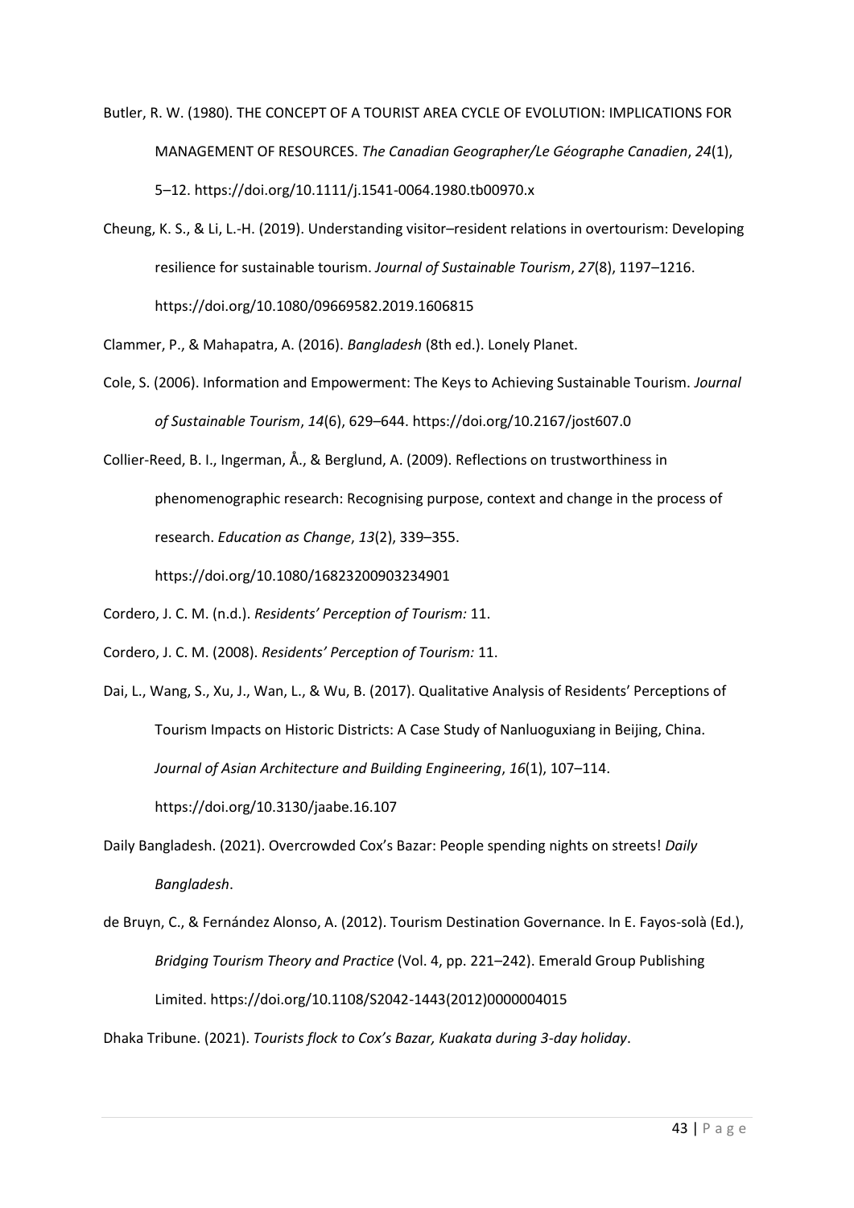Butler, R. W. (1980). THE CONCEPT OF A TOURIST AREA CYCLE OF EVOLUTION: IMPLICATIONS FOR MANAGEMENT OF RESOURCES. *The Canadian Geographer/Le Géographe Canadien*, *24*(1), 5–12. https://doi.org/10.1111/j.1541-0064.1980.tb00970.x

Cheung, K. S., & Li, L.-H. (2019). Understanding visitor–resident relations in overtourism: Developing resilience for sustainable tourism. *Journal of Sustainable Tourism*, *27*(8), 1197–1216. https://doi.org/10.1080/09669582.2019.1606815

Clammer, P., & Mahapatra, A. (2016). *Bangladesh* (8th ed.). Lonely Planet.

Cole, S. (2006). Information and Empowerment: The Keys to Achieving Sustainable Tourism. *Journal of Sustainable Tourism*, *14*(6), 629–644. https://doi.org/10.2167/jost607.0

Collier-Reed, B. I., Ingerman, Å., & Berglund, A. (2009). Reflections on trustworthiness in phenomenographic research: Recognising purpose, context and change in the process of research. *Education as Change*, *13*(2), 339–355. https://doi.org/10.1080/16823200903234901

Cordero, J. C. M. (n.d.). *Residents' Perception of Tourism:* 11.

Cordero, J. C. M. (2008). *Residents' Perception of Tourism:* 11.

Dai, L., Wang, S., Xu, J., Wan, L., & Wu, B. (2017). Qualitative Analysis of Residents' Perceptions of Tourism Impacts on Historic Districts: A Case Study of Nanluoguxiang in Beijing, China. *Journal of Asian Architecture and Building Engineering*, *16*(1), 107–114. https://doi.org/10.3130/jaabe.16.107

Daily Bangladesh. (2021). Overcrowded Cox's Bazar: People spending nights on streets! *Daily Bangladesh*.

de Bruyn, C., & Fernández Alonso, A. (2012). Tourism Destination Governance. In E. Fayos-solà (Ed.), *Bridging Tourism Theory and Practice* (Vol. 4, pp. 221–242). Emerald Group Publishing Limited. https://doi.org/10.1108/S2042-1443(2012)0000004015

Dhaka Tribune. (2021). *Tourists flock to Cox's Bazar, Kuakata during 3-day holiday*.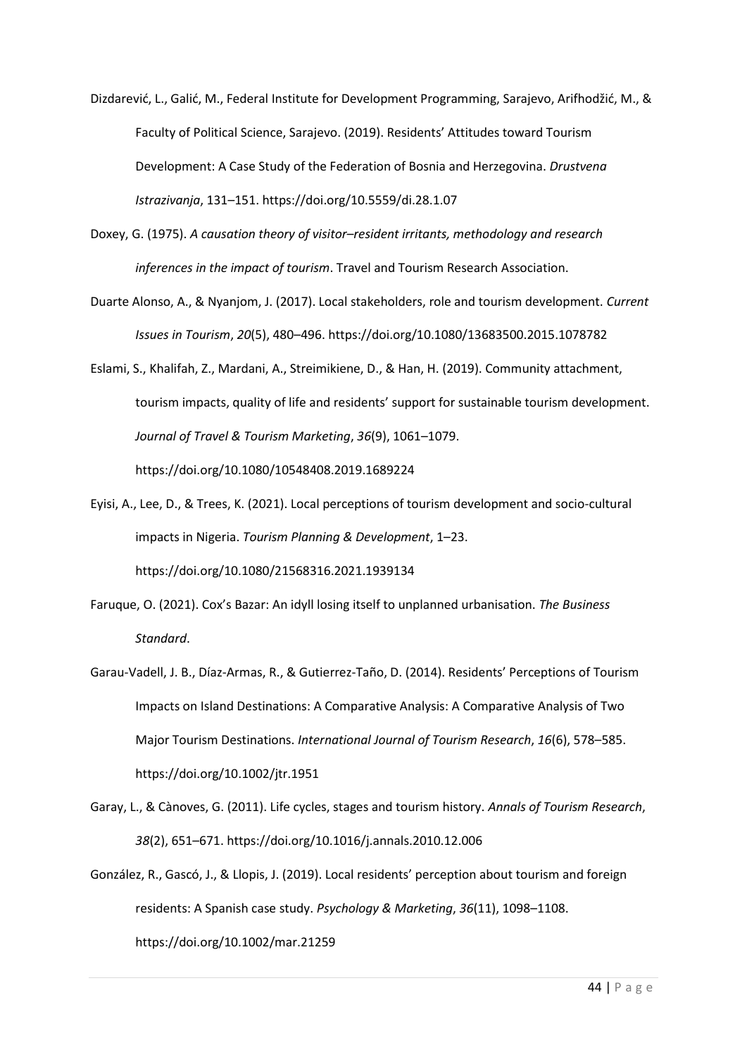Dizdarević, L., Galić, M., Federal Institute for Development Programming, Sarajevo, Arifhodžić, M., & Faculty of Political Science, Sarajevo. (2019). Residents' Attitudes toward Tourism Development: A Case Study of the Federation of Bosnia and Herzegovina. *Drustvena Istrazivanja*, 131–151. https://doi.org/10.5559/di.28.1.07

Doxey, G. (1975). *A causation theory of visitor–resident irritants, methodology and research inferences in the impact of tourism*. Travel and Tourism Research Association.

Duarte Alonso, A., & Nyanjom, J. (2017). Local stakeholders, role and tourism development. *Current Issues in Tourism*, *20*(5), 480–496. https://doi.org/10.1080/13683500.2015.1078782

Eslami, S., Khalifah, Z., Mardani, A., Streimikiene, D., & Han, H. (2019). Community attachment, tourism impacts, quality of life and residents' support for sustainable tourism development. *Journal of Travel & Tourism Marketing*, *36*(9), 1061–1079. https://doi.org/10.1080/10548408.2019.1689224

Eyisi, A., Lee, D., & Trees, K. (2021). Local perceptions of tourism development and socio-cultural impacts in Nigeria. *Tourism Planning & Development*, 1–23. https://doi.org/10.1080/21568316.2021.1939134

Faruque, O. (2021). Cox's Bazar: An idyll losing itself to unplanned urbanisation. *The Business Standard*.

Garau-Vadell, J. B., Díaz-Armas, R., & Gutierrez-Taño, D. (2014). Residents' Perceptions of Tourism Impacts on Island Destinations: A Comparative Analysis: A Comparative Analysis of Two Major Tourism Destinations. *International Journal of Tourism Research*, *16*(6), 578–585. https://doi.org/10.1002/jtr.1951

Garay, L., & Cànoves, G. (2011). Life cycles, stages and tourism history. *Annals of Tourism Research*, *38*(2), 651–671. https://doi.org/10.1016/j.annals.2010.12.006

González, R., Gascó, J., & Llopis, J. (2019). Local residents' perception about tourism and foreign residents: A Spanish case study. *Psychology & Marketing*, *36*(11), 1098–1108. https://doi.org/10.1002/mar.21259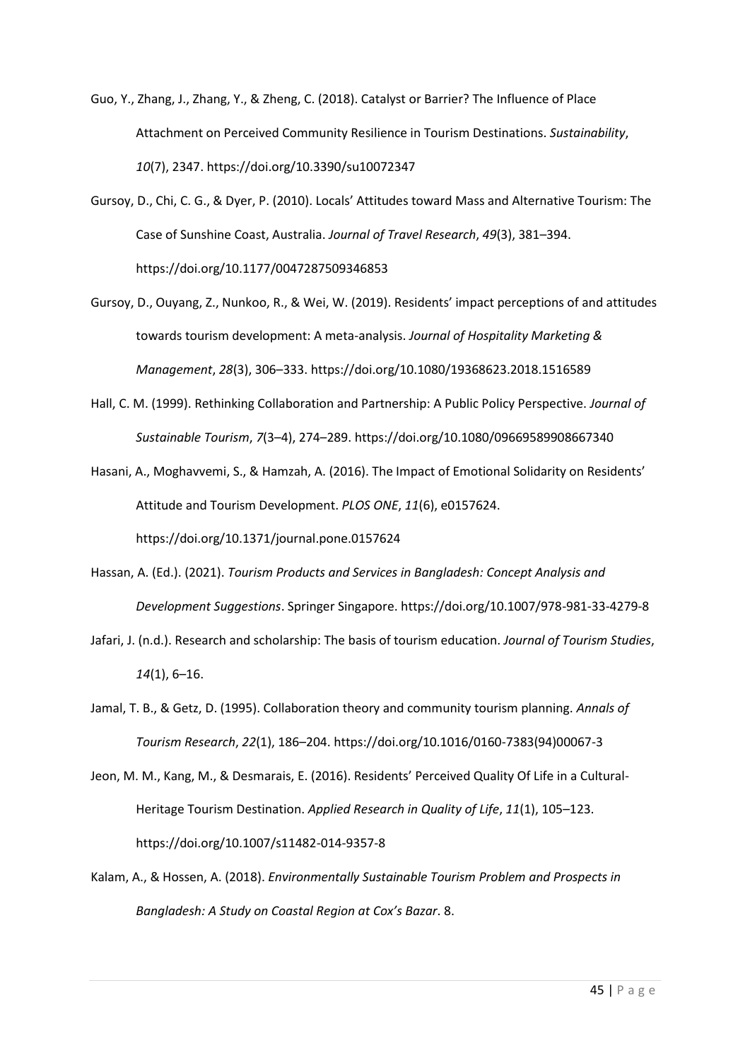Guo, Y., Zhang, J., Zhang, Y., & Zheng, C. (2018). Catalyst or Barrier? The Influence of Place Attachment on Perceived Community Resilience in Tourism Destinations. *Sustainability*, *10*(7), 2347. https://doi.org/10.3390/su10072347

Gursoy, D., Chi, C. G., & Dyer, P. (2010). Locals' Attitudes toward Mass and Alternative Tourism: The Case of Sunshine Coast, Australia. *Journal of Travel Research*, *49*(3), 381–394. https://doi.org/10.1177/0047287509346853

Gursoy, D., Ouyang, Z., Nunkoo, R., & Wei, W. (2019). Residents' impact perceptions of and attitudes towards tourism development: A meta-analysis. *Journal of Hospitality Marketing & Management*, *28*(3), 306–333. https://doi.org/10.1080/19368623.2018.1516589

Hall, C. M. (1999). Rethinking Collaboration and Partnership: A Public Policy Perspective. *Journal of Sustainable Tourism*, *7*(3–4), 274–289. https://doi.org/10.1080/09669589908667340

Hasani, A., Moghavvemi, S., & Hamzah, A. (2016). The Impact of Emotional Solidarity on Residents' Attitude and Tourism Development. *PLOS ONE*, *11*(6), e0157624. https://doi.org/10.1371/journal.pone.0157624

Hassan, A. (Ed.). (2021). *Tourism Products and Services in Bangladesh: Concept Analysis and Development Suggestions*. Springer Singapore. https://doi.org/10.1007/978-981-33-4279-8

Jafari, J. (n.d.). Research and scholarship: The basis of tourism education. *Journal of Tourism Studies*, *14*(1), 6–16.

Jamal, T. B., & Getz, D. (1995). Collaboration theory and community tourism planning. *Annals of Tourism Research*, *22*(1), 186–204. https://doi.org/10.1016/0160-7383(94)00067-3

Jeon, M. M., Kang, M., & Desmarais, E. (2016). Residents' Perceived Quality Of Life in a Cultural-Heritage Tourism Destination. *Applied Research in Quality of Life*, *11*(1), 105–123. https://doi.org/10.1007/s11482-014-9357-8

Kalam, A., & Hossen, A. (2018). *Environmentally Sustainable Tourism Problem and Prospects in Bangladesh: A Study on Coastal Region at Cox's Bazar*. 8.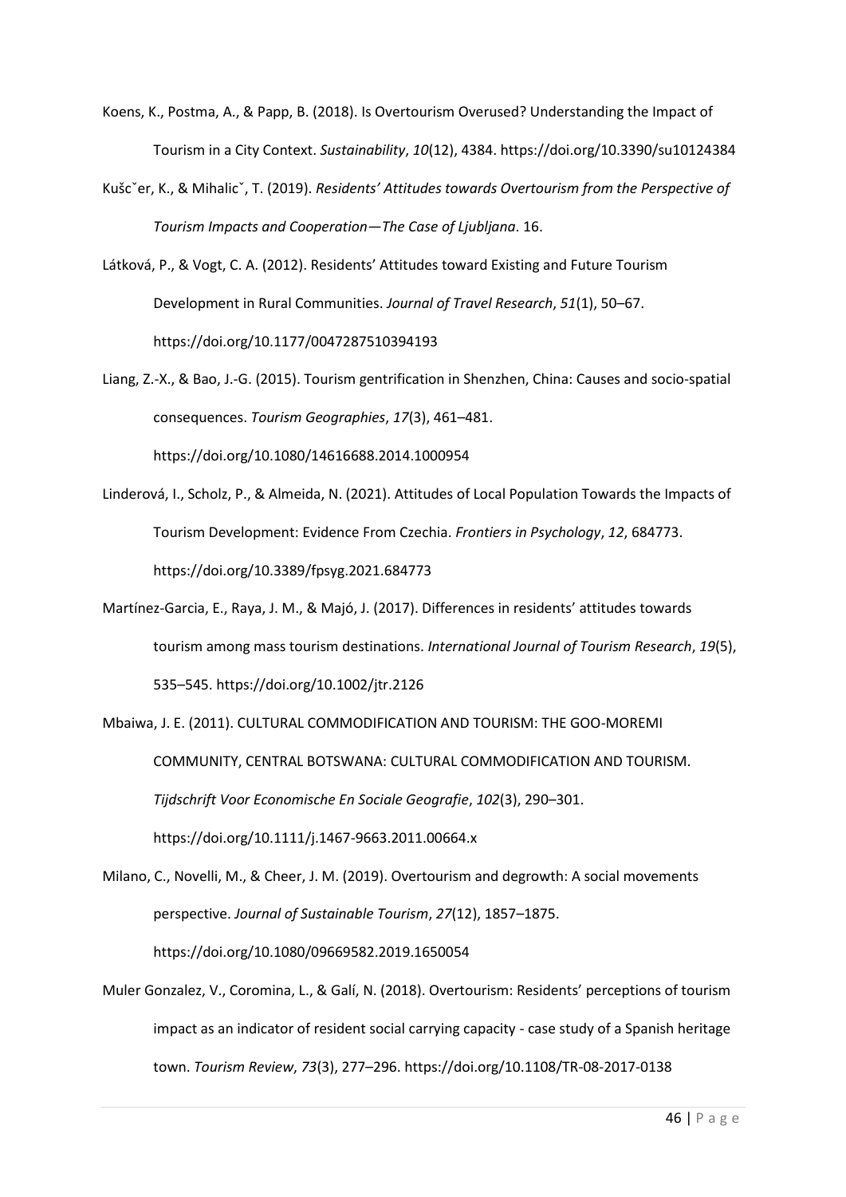Koens, K., Postma, A., & Papp, B. (2018). Is Overtourism Overused? Understanding the Impact of Tourism in a City Context. *Sustainability*, *10*(12), 4384. https://doi.org/10.3390/su10124384

Kušcˇer, K., & Mihalicˇ, T. (2019). *Residents' Attitudes towards Overtourism from the Perspective of Tourism Impacts and Cooperation—The Case of Ljubljana*. 16.

Látková, P., & Vogt, C. A. (2012). Residents' Attitudes toward Existing and Future Tourism Development in Rural Communities. *Journal of Travel Research*, *51*(1), 50–67. https://doi.org/10.1177/0047287510394193

Liang, Z.-X., & Bao, J.-G. (2015). Tourism gentrification in Shenzhen, China: Causes and socio-spatial consequences. *Tourism Geographies*, *17*(3), 461–481. https://doi.org/10.1080/14616688.2014.1000954

Linderová, I., Scholz, P., & Almeida, N. (2021). Attitudes of Local Population Towards the Impacts of Tourism Development: Evidence From Czechia. *Frontiers in Psychology*, *12*, 684773. https://doi.org/10.3389/fpsyg.2021.684773

Martínez-Garcia, E., Raya, J. M., & Majó, J. (2017). Differences in residents' attitudes towards tourism among mass tourism destinations. *International Journal of Tourism Research*, *19*(5), 535–545. https://doi.org/10.1002/jtr.2126

Mbaiwa, J. E. (2011). CULTURAL COMMODIFICATION AND TOURISM: THE GOO-MOREMI COMMUNITY, CENTRAL BOTSWANA: CULTURAL COMMODIFICATION AND TOURISM. *Tijdschrift Voor Economische En Sociale Geografie*, *102*(3), 290–301. https://doi.org/10.1111/j.1467-9663.2011.00664.x

Milano, C., Novelli, M., & Cheer, J. M. (2019). Overtourism and degrowth: A social movements perspective. *Journal of Sustainable Tourism*, *27*(12), 1857–1875. https://doi.org/10.1080/09669582.2019.1650054

Muler Gonzalez, V., Coromina, L., & Galí, N. (2018). Overtourism: Residents' perceptions of tourism impact as an indicator of resident social carrying capacity - case study of a Spanish heritage town. *Tourism Review*, *73*(3), 277–296. https://doi.org/10.1108/TR-08-2017-0138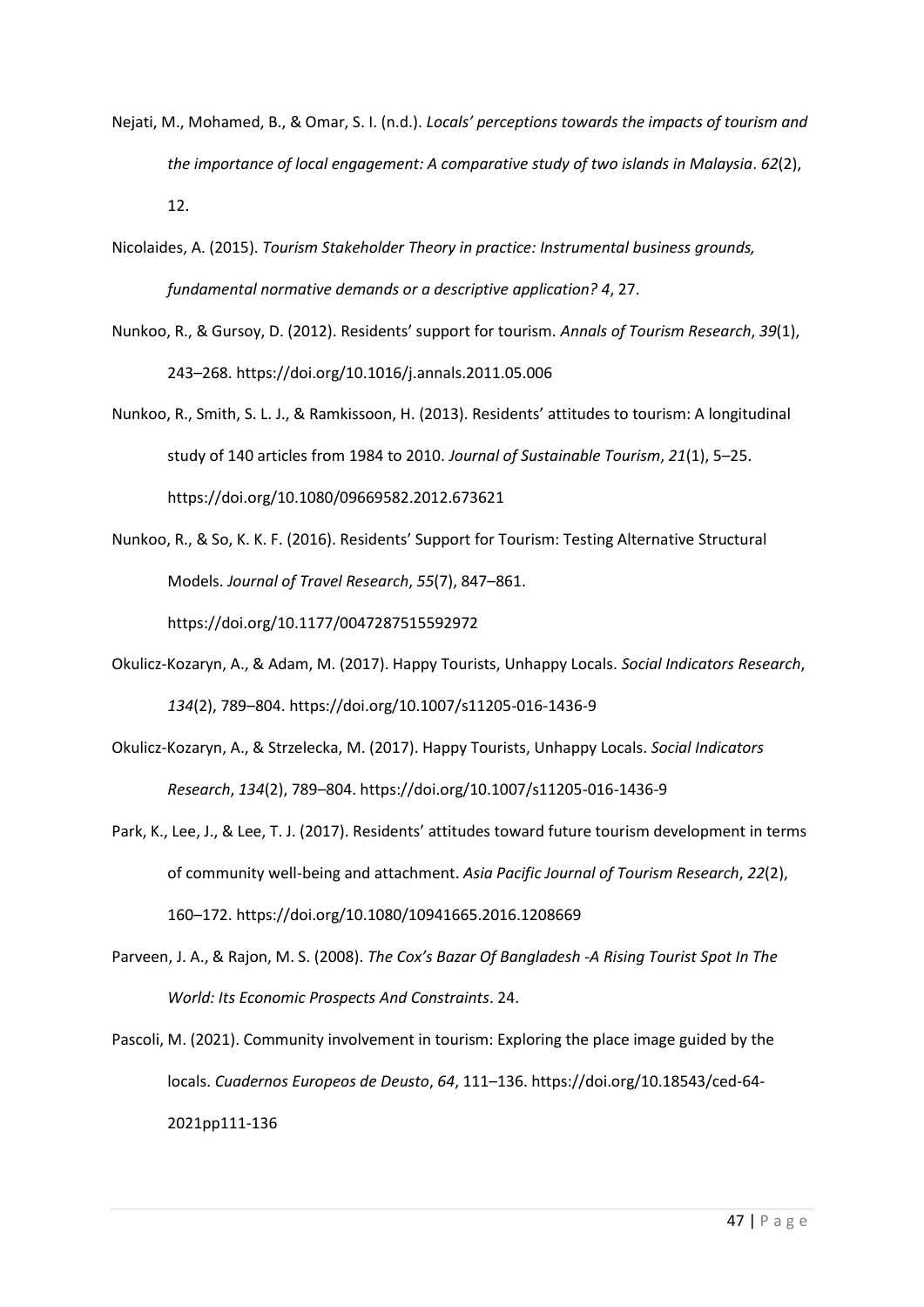Nejati, M., Mohamed, B., & Omar, S. I. (n.d.). *Locals' perceptions towards the impacts of tourism and the importance of local engagement: A comparative study of two islands in Malaysia*. *62*(2), 12.

Nicolaides, A. (2015). *Tourism Stakeholder Theory in practice: Instrumental business grounds, fundamental normative demands or a descriptive application? 4*, 27.

Nunkoo, R., & Gursoy, D. (2012). Residents' support for tourism. *Annals of Tourism Research*, *39*(1), 243–268. https://doi.org/10.1016/j.annals.2011.05.006

Nunkoo, R., Smith, S. L. J., & Ramkissoon, H. (2013). Residents' attitudes to tourism: A longitudinal study of 140 articles from 1984 to 2010. *Journal of Sustainable Tourism*, *21*(1), 5–25. https://doi.org/10.1080/09669582.2012.673621

Nunkoo, R., & So, K. K. F. (2016). Residents' Support for Tourism: Testing Alternative Structural Models. *Journal of Travel Research*, *55*(7), 847–861. https://doi.org/10.1177/0047287515592972

Okulicz-Kozaryn, A., & Adam, M. (2017). Happy Tourists, Unhappy Locals. *Social Indicators Research*, *134*(2), 789–804. https://doi.org/10.1007/s11205-016-1436-9

Okulicz-Kozaryn, A., & Strzelecka, M. (2017). Happy Tourists, Unhappy Locals. *Social Indicators Research*, *134*(2), 789–804. https://doi.org/10.1007/s11205-016-1436-9

Park, K., Lee, J., & Lee, T. J. (2017). Residents' attitudes toward future tourism development in terms of community well-being and attachment. *Asia Pacific Journal of Tourism Research*, *22*(2), 160–172. https://doi.org/10.1080/10941665.2016.1208669

Parveen, J. A., & Rajon, M. S. (2008). *The Cox's Bazar Of Bangladesh -A Rising Tourist Spot In The World: Its Economic Prospects And Constraints*. 24.

Pascoli, M. (2021). Community involvement in tourism: Exploring the place image guided by the locals. *Cuadernos Europeos de Deusto*, *64*, 111–136. https://doi.org/10.18543/ced-64-2021pp111-136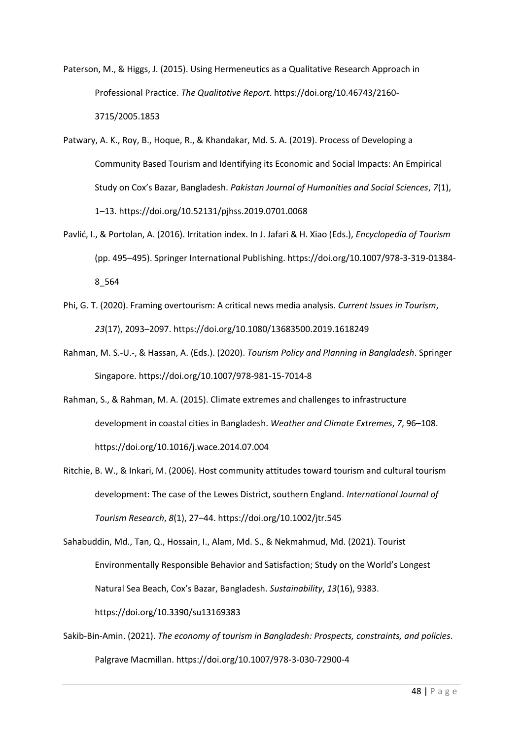Paterson, M., & Higgs, J. (2015). Using Hermeneutics as a Qualitative Research Approach in Professional Practice. *The Qualitative Report*. https://doi.org/10.46743/2160-3715/2005.1853

Patwary, A. K., Roy, B., Hoque, R., & Khandakar, Md. S. A. (2019). Process of Developing a Community Based Tourism and Identifying its Economic and Social Impacts: An Empirical Study on Cox's Bazar, Bangladesh. *Pakistan Journal of Humanities and Social Sciences*, *7*(1), 1–13. https://doi.org/10.52131/pjhss.2019.0701.0068

Pavlić, I., & Portolan, A. (2016). Irritation index. In J. Jafari & H. Xiao (Eds.), *Encyclopedia of Tourism* (pp. 495–495). Springer International Publishing. https://doi.org/10.1007/978-3-319-01384-8_564

Phi, G. T. (2020). Framing overtourism: A critical news media analysis. *Current Issues in Tourism*, *23*(17), 2093–2097. https://doi.org/10.1080/13683500.2019.1618249

Rahman, M. S.-U.-, & Hassan, A. (Eds.). (2020). *Tourism Policy and Planning in Bangladesh*. Springer Singapore. https://doi.org/10.1007/978-981-15-7014-8

Rahman, S., & Rahman, M. A. (2015). Climate extremes and challenges to infrastructure development in coastal cities in Bangladesh. *Weather and Climate Extremes*, *7*, 96–108. https://doi.org/10.1016/j.wace.2014.07.004

Ritchie, B. W., & Inkari, M. (2006). Host community attitudes toward tourism and cultural tourism development: The case of the Lewes District, southern England. *International Journal of Tourism Research*, *8*(1), 27–44. https://doi.org/10.1002/jtr.545

Sahabuddin, Md., Tan, Q., Hossain, I., Alam, Md. S., & Nekmahmud, Md. (2021). Tourist Environmentally Responsible Behavior and Satisfaction; Study on the World's Longest Natural Sea Beach, Cox's Bazar, Bangladesh. *Sustainability*, *13*(16), 9383. https://doi.org/10.3390/su13169383

Sakib-Bin-Amin. (2021). *The economy of tourism in Bangladesh: Prospects, constraints, and policies*. Palgrave Macmillan. https://doi.org/10.1007/978-3-030-72900-4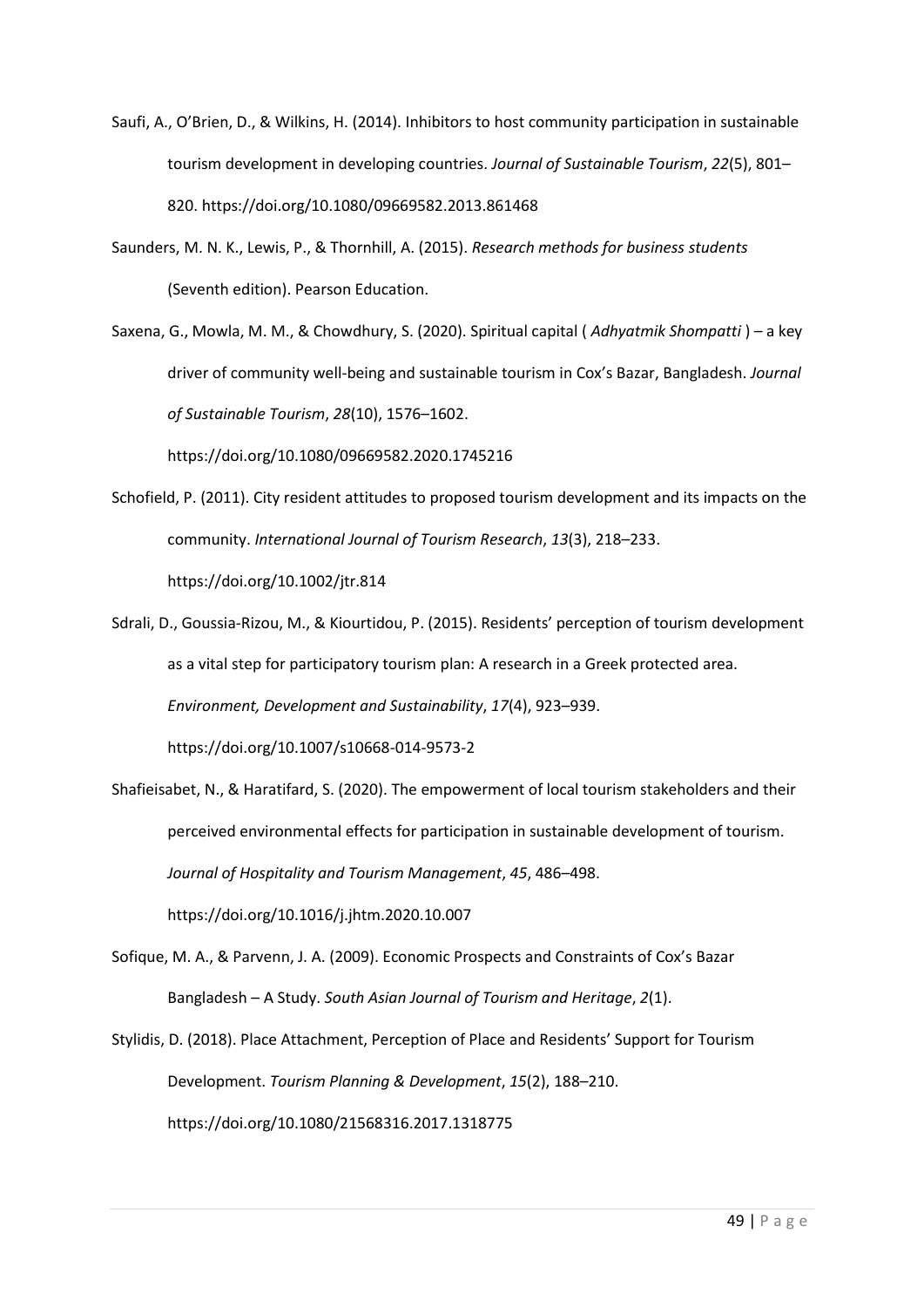Saufi, A., O'Brien, D., & Wilkins, H. (2014). Inhibitors to host community participation in sustainable tourism development in developing countries. *Journal of Sustainable Tourism*, *22*(5), 801–820. https://doi.org/10.1080/09669582.2013.861468

Saunders, M. N. K., Lewis, P., & Thornhill, A. (2015). *Research methods for business students* (Seventh edition). Pearson Education.

Saxena, G., Mowla, M. M., & Chowdhury, S. (2020). Spiritual capital ( *Adhyatmik Shompatti* ) – a key driver of community well-being and sustainable tourism in Cox's Bazar, Bangladesh. *Journal of Sustainable Tourism*, *28*(10), 1576–1602. https://doi.org/10.1080/09669582.2020.1745216

Schofield, P. (2011). City resident attitudes to proposed tourism development and its impacts on the community. *International Journal of Tourism Research*, *13*(3), 218–233. https://doi.org/10.1002/jtr.814

Sdrali, D., Goussia-Rizou, M., & Kiourtidou, P. (2015). Residents' perception of tourism development as a vital step for participatory tourism plan: A research in a Greek protected area. *Environment, Development and Sustainability*, *17*(4), 923–939. https://doi.org/10.1007/s10668-014-9573-2

Shafieisabet, N., & Haratifard, S. (2020). The empowerment of local tourism stakeholders and their perceived environmental effects for participation in sustainable development of tourism. *Journal of Hospitality and Tourism Management*, *45*, 486–498. https://doi.org/10.1016/j.jhtm.2020.10.007

Sofique, M. A., & Parvenn, J. A. (2009). Economic Prospects and Constraints of Cox's Bazar Bangladesh – A Study. *South Asian Journal of Tourism and Heritage*, *2*(1).

Stylidis, D. (2018). Place Attachment, Perception of Place and Residents' Support for Tourism Development. *Tourism Planning & Development*, *15*(2), 188–210. https://doi.org/10.1080/21568316.2017.1318775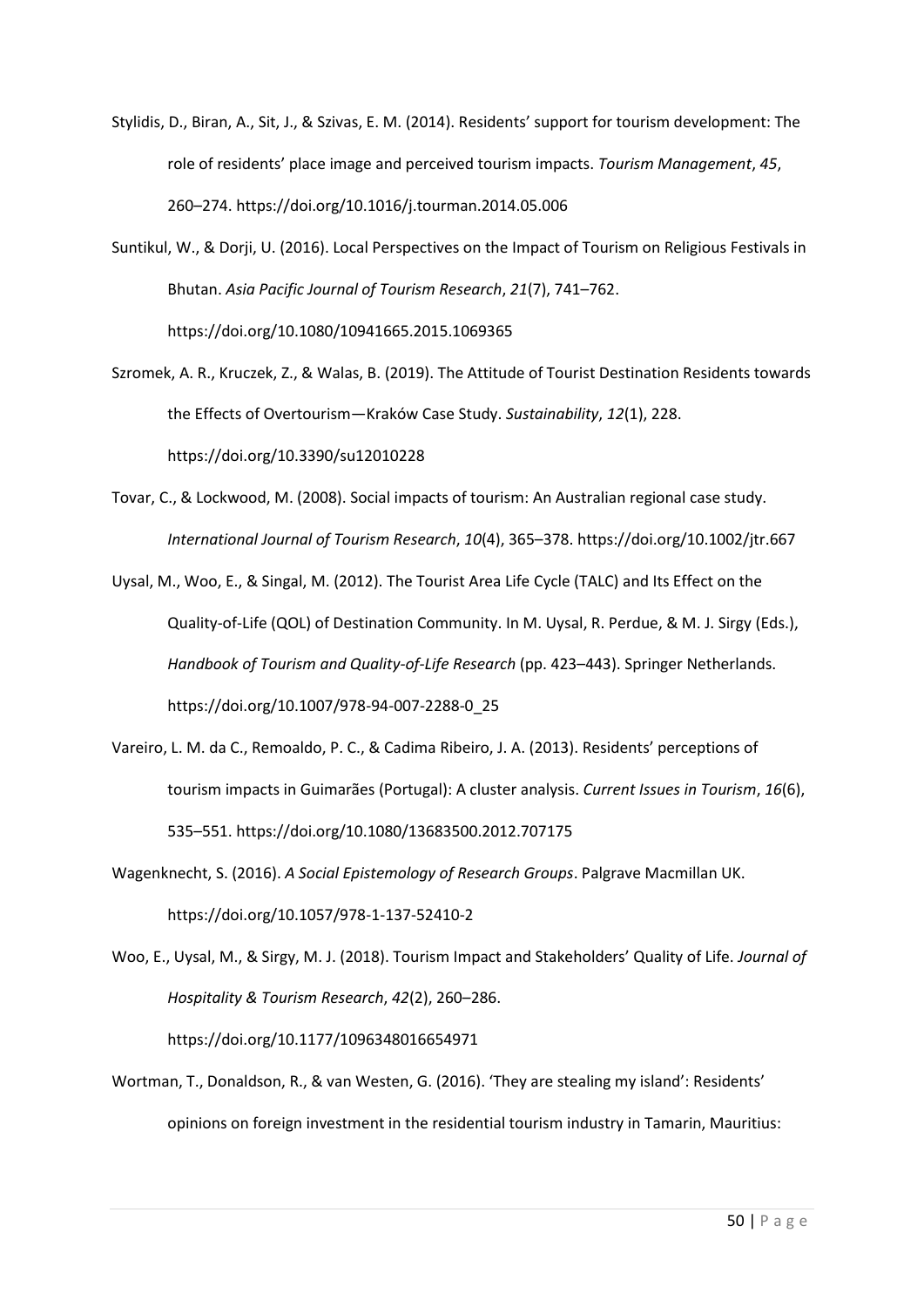Stylidis, D., Biran, A., Sit, J., & Szivas, E. M. (2014). Residents' support for tourism development: The role of residents' place image and perceived tourism impacts. *Tourism Management*, *45*, 260–274. https://doi.org/10.1016/j.tourman.2014.05.006

Suntikul, W., & Dorji, U. (2016). Local Perspectives on the Impact of Tourism on Religious Festivals in Bhutan. *Asia Pacific Journal of Tourism Research*, *21*(7), 741–762. https://doi.org/10.1080/10941665.2015.1069365

Szromek, A. R., Kruczek, Z., & Walas, B. (2019). The Attitude of Tourist Destination Residents towards the Effects of Overtourism—Kraków Case Study. *Sustainability*, *12*(1), 228. https://doi.org/10.3390/su12010228

Tovar, C., & Lockwood, M. (2008). Social impacts of tourism: An Australian regional case study. *International Journal of Tourism Research*, *10*(4), 365–378. https://doi.org/10.1002/jtr.667

Uysal, M., Woo, E., & Singal, M. (2012). The Tourist Area Life Cycle (TALC) and Its Effect on the Quality-of-Life (QOL) of Destination Community. In M. Uysal, R. Perdue, & M. J. Sirgy (Eds.), *Handbook of Tourism and Quality-of-Life Research* (pp. 423–443). Springer Netherlands. https://doi.org/10.1007/978-94-007-2288-0_25

Vareiro, L. M. da C., Remoaldo, P. C., & Cadima Ribeiro, J. A. (2013). Residents' perceptions of tourism impacts in Guimarães (Portugal): A cluster analysis. *Current Issues in Tourism*, *16*(6), 535–551. https://doi.org/10.1080/13683500.2012.707175

Wagenknecht, S. (2016). *A Social Epistemology of Research Groups*. Palgrave Macmillan UK. https://doi.org/10.1057/978-1-137-52410-2

Woo, E., Uysal, M., & Sirgy, M. J. (2018). Tourism Impact and Stakeholders' Quality of Life. *Journal of Hospitality & Tourism Research*, *42*(2), 260–286. https://doi.org/10.1177/1096348016654971

Wortman, T., Donaldson, R., & van Westen, G. (2016). 'They are stealing my island': Residents' opinions on foreign investment in the residential tourism industry in Tamarin, Mauritius: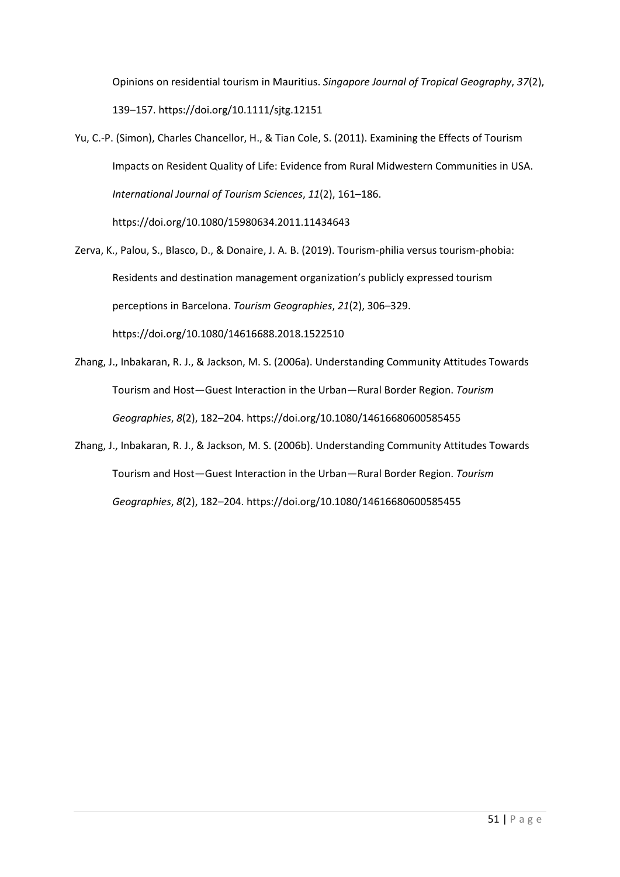Opinions on residential tourism in Mauritius. *Singapore Journal of Tropical Geography*, *37*(2), 139–157. https://doi.org/10.1111/sjtg.12151

Yu, C.-P. (Simon), Charles Chancellor, H., & Tian Cole, S. (2011). Examining the Effects of Tourism Impacts on Resident Quality of Life: Evidence from Rural Midwestern Communities in USA. *International Journal of Tourism Sciences*, *11*(2), 161–186. https://doi.org/10.1080/15980634.2011.11434643

Zerva, K., Palou, S., Blasco, D., & Donaire, J. A. B. (2019). Tourism-philia versus tourism-phobia: Residents and destination management organization's publicly expressed tourism perceptions in Barcelona. *Tourism Geographies*, *21*(2), 306–329. https://doi.org/10.1080/14616688.2018.1522510

Zhang, J., Inbakaran, R. J., & Jackson, M. S. (2006a). Understanding Community Attitudes Towards Tourism and Host—Guest Interaction in the Urban—Rural Border Region. *Tourism Geographies*, *8*(2), 182–204. https://doi.org/10.1080/14616680600585455

Zhang, J., Inbakaran, R. J., & Jackson, M. S. (2006b). Understanding Community Attitudes Towards Tourism and Host—Guest Interaction in the Urban—Rural Border Region. *Tourism Geographies*, *8*(2), 182–204. https://doi.org/10.1080/14616680600585455